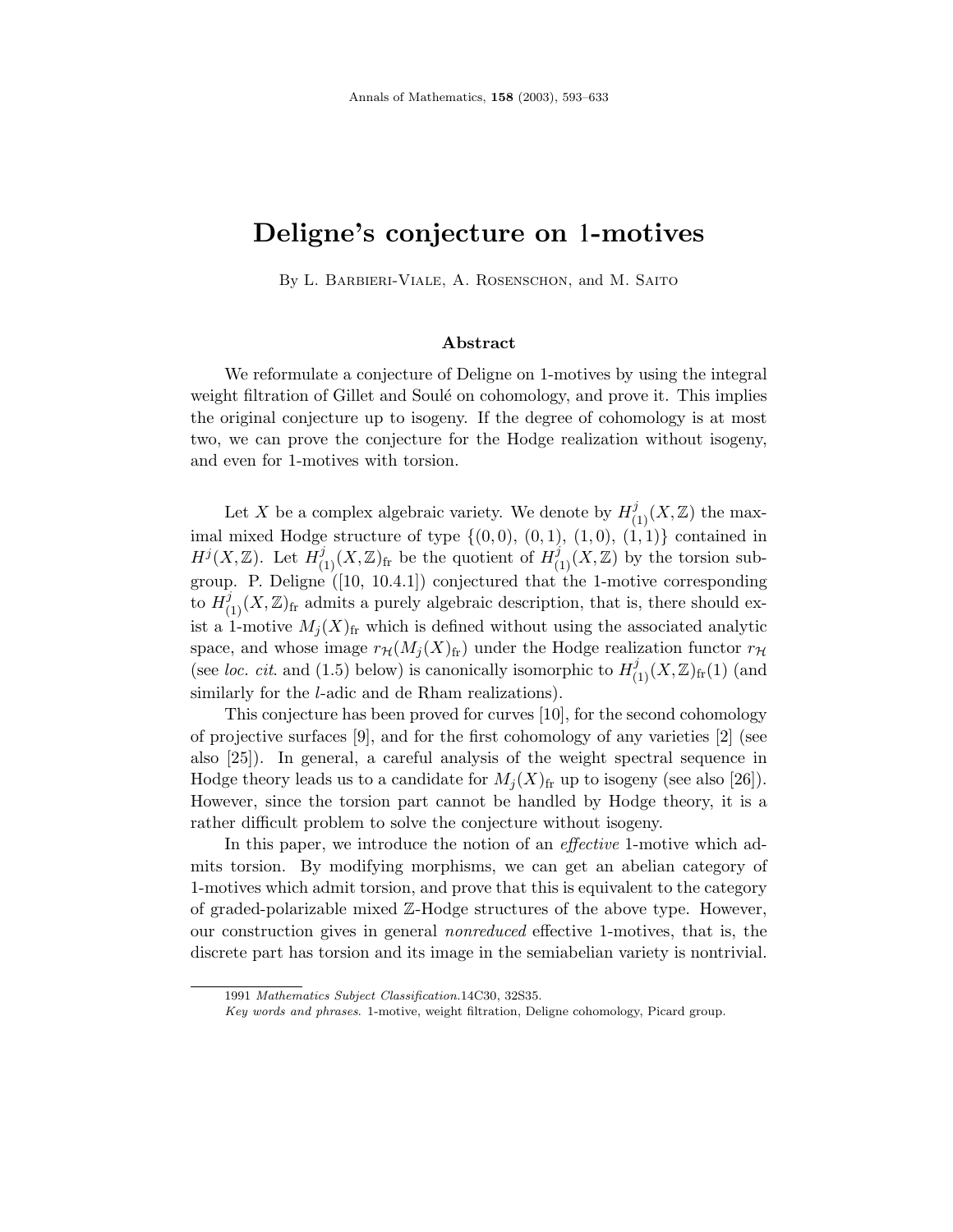# Deligne's conjecture on 1-motives

By L. Barbieri-Viale, A. Rosenschon, and M. Saito

### Abstract

We reformulate a conjecture of Deligne on 1-motives by using the integral weight filtration of Gillet and Soulé on cohomology, and prove it. This implies the original conjecture up to isogeny. If the degree of cohomology is at most two, we can prove the conjecture for the Hodge realization without isogeny, and even for 1-motives with torsion.

Let $X$ be a complex algebraic variety. We denote by $H^j_{(1)}(X,\mathbb{Z})$ the maximal mixed Hodge structure of type $\{(0,0),\,(0,1),\,(1,0),\,(1,1)\}$ contained in $H^j(X,\mathbb{Z})$. Let $H^j_{(1)}(X,\mathbb{Z})_{\rm fr}$ be the quotient of $H^j_{(1)}(X,\mathbb{Z})$ by the torsion subgroup. P. Deligne ([10, 10.4.1]) conjectured that the 1-motive corresponding to $H^j_{(1)}(X,\mathbb{Z})_{\rm fr}$ admits a purely algebraic description, that is, there should exist a 1-motive $M_j(X)_{\rm fr}$ which is defined without using the associated analytic space, and whose image $r_{\mathcal{H}}(M_j(X)_{\rm fr})$ under the Hodge realization functor $r_{\mathcal{H}}$ (see *loc. cit.* and (1.5) below) is canonically isomorphic to $H^j_{(1)}(X,\mathbb{Z})_{\rm fr}(1)$ (and similarly for the $l$-adic and de Rham realizations).

This conjecture has been proved for curves [10], for the second cohomology of projective surfaces [9], and for the first cohomology of any varieties [2] (see also [25]). In general, a careful analysis of the weight spectral sequence in Hodge theory leads us to a candidate for $M_j(X)_{\rm fr}$ up to isogeny (see also [26]). However, since the torsion part cannot be handled by Hodge theory, it is a rather difficult problem to solve the conjecture without isogeny.

In this paper, we introduce the notion of an *effective* 1-motive which admits torsion. By modifying morphisms, we can get an abelian category of 1-motives which admit torsion, and prove that this is equivalent to the category of graded-polarizable mixed $\mathbb{Z}$-Hodge structures of the above type. However, our construction gives in general *nonreduced* effective 1-motives, that is, the discrete part has torsion and its image in the semiabelian variety is nontrivial.

1991 *Mathematics Subject Classification*. 14C30, 32S35.

*Key words and phrases*. 1-motive, weight filtration, Deligne cohomology, Picard group.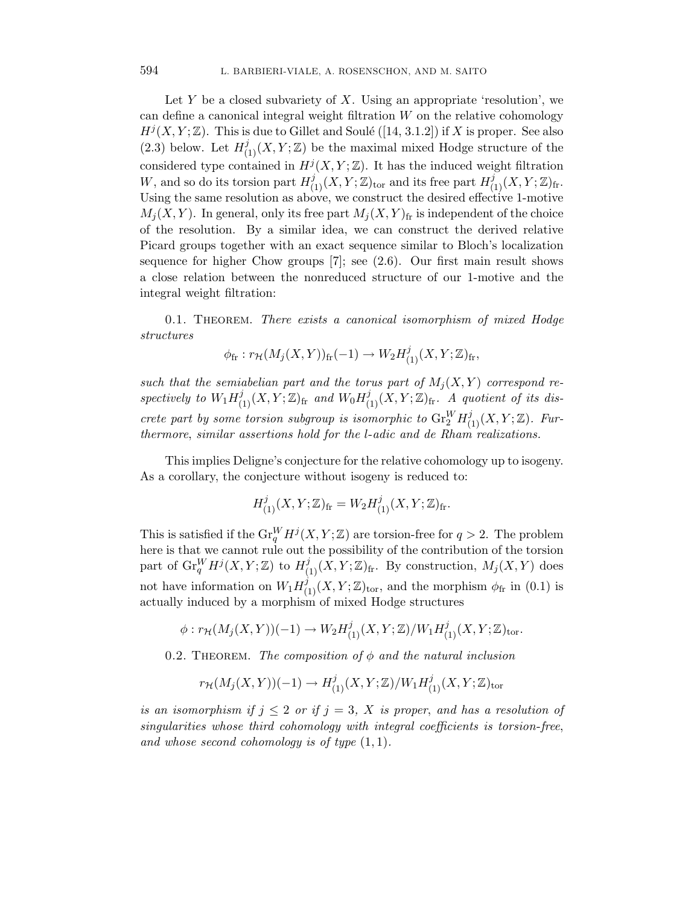Let $Y$ be a closed subvariety of $X$. Using an appropriate 'resolution', we can define a canonical integral weight filtration $W$ on the relative cohomology $H^j(X,Y;\mathbb{Z})$. This is due to Gillet and Soulé ([14, 3.1.2]) if $X$ is proper. See also (2.3) below. Let $H^j_{(1)}(X,Y;\mathbb{Z})$ be the maximal mixed Hodge structure of the considered type contained in $H^j(X,Y;\mathbb{Z})$. It has the induced weight filtration $W$, and so do its torsion part $H^j_{(1)}(X,Y;\mathbb{Z})_{\mathrm{tor}}$ and its free part $H^j_{(1)}(X,Y;\mathbb{Z})_{\mathrm{fr}}$. Using the same resolution as above, we construct the desired effective 1-motive $M_j(X,Y)$. In general, only its free part $M_j(X,Y)_{\mathrm{fr}}$ is independent of the choice of the resolution. By a similar idea, we can construct the derived relative Picard groups together with an exact sequence similar to Bloch's localization sequence for higher Chow groups [7]; see (2.6). Our first main result shows a close relation between the nonreduced structure of our 1-motive and the integral weight filtration:

0.1. Theorem. *There exists a canonical isomorphism of mixed Hodge structures*

$$\phi_{\mathrm{fr}} : r_{\mathcal{H}}(M_j(X,Y))_{\mathrm{fr}}(-1) \to W_2 H^j_{(1)}(X,Y;\mathbb{Z})_{\mathrm{fr}},$$

*such that the semiabelian part and the torus part of $M_j(X,Y)$ correspond respectively to $W_1 H^j_{(1)}(X,Y;\mathbb{Z})_{\mathrm{fr}}$ and $W_0 H^j_{(1)}(X,Y;\mathbb{Z})_{\mathrm{fr}}$. A quotient of its discrete part by some torsion subgroup is isomorphic to $\mathrm{Gr}^W_2 H^j_{(1)}(X,Y;\mathbb{Z})$. Furthermore, similar assertions hold for the $l$-adic and de Rham realizations.*

This implies Deligne's conjecture for the relative cohomology up to isogeny. As a corollary, the conjecture without isogeny is reduced to:

$$H^j_{(1)}(X,Y;\mathbb{Z})_{\mathrm{fr}} = W_2 H^j_{(1)}(X,Y;\mathbb{Z})_{\mathrm{fr}}.$$

This is satisfied if the $\mathrm{Gr}^W_q H^j(X,Y;\mathbb{Z})$ are torsion-free for $q > 2$. The problem here is that we cannot rule out the possibility of the contribution of the torsion part of $\mathrm{Gr}^W_q H^j(X,Y;\mathbb{Z})$ to $H^j_{(1)}(X,Y;\mathbb{Z})_{\mathrm{fr}}$. By construction, $M_j(X,Y)$ does not have information on $W_1 H^j_{(1)}(X,Y;\mathbb{Z})_{\mathrm{tor}}$, and the morphism $\phi_{\mathrm{fr}}$ in (0.1) is actually induced by a morphism of mixed Hodge structures

$$\phi : r_{\mathcal{H}}(M_j(X,Y))(-1) \to W_2 H^j_{(1)}(X,Y;\mathbb{Z})/W_1 H^j_{(1)}(X,Y;\mathbb{Z})_{\mathrm{tor}}.$$

0.2. Theorem. *The composition of $\phi$ and the natural inclusion*

$$r_{\mathcal{H}}(M_j(X,Y))(-1) \to H^j_{(1)}(X,Y;\mathbb{Z})/W_1 H^j_{(1)}(X,Y;\mathbb{Z})_{\mathrm{tor}}$$

*is an isomorphism if $j \le 2$ or if $j = 3$, $X$ is proper, and has a resolution of singularities whose third cohomology with integral coefficients is torsion-free, and whose second cohomology is of type $(1,1)$.*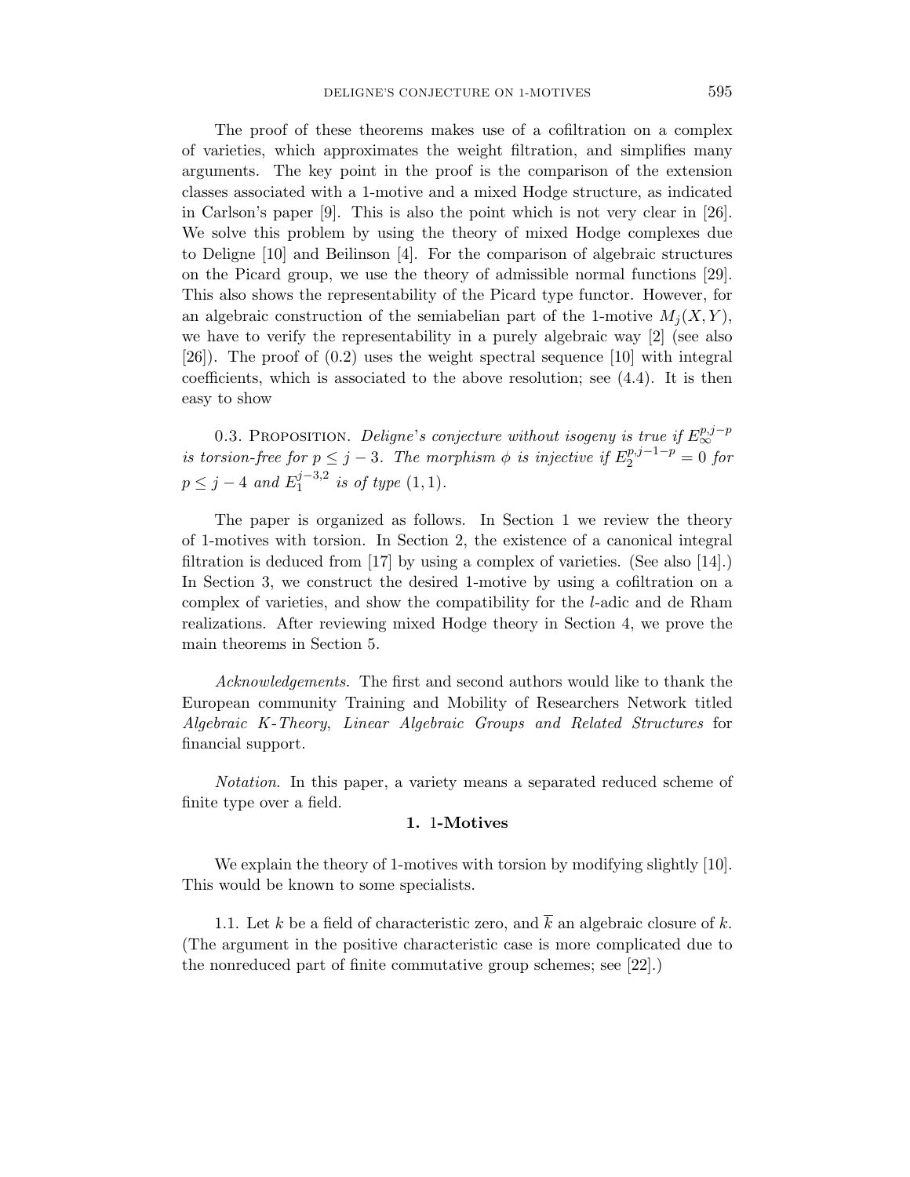The proof of these theorems makes use of a cofiltration on a complex of varieties, which approximates the weight filtration, and simplifies many arguments. The key point in the proof is the comparison of the extension classes associated with a 1-motive and a mixed Hodge structure, as indicated in Carlson's paper [9]. This is also the point which is not very clear in [26]. We solve this problem by using the theory of mixed Hodge complexes due to Deligne [10] and Beilinson [4]. For the comparison of algebraic structures on the Picard group, we use the theory of admissible normal functions [29]. This also shows the representability of the Picard type functor. However, for an algebraic construction of the semiabelian part of the 1-motive $M_j(X, Y)$, we have to verify the representability in a purely algebraic way [2] (see also [26]). The proof of (0.2) uses the weight spectral sequence [10] with integral coefficients, which is associated to the above resolution; see (4.4). It is then easy to show

0.3. Proposition. *Deligne's conjecture without isogeny is true if* $E_\infty^{p,j-p}$ *is torsion-free for* $p \le j-3$. *The morphism* $\phi$ *is injective if* $E_2^{p,j-1-p} = 0$ *for* $p \le j-4$ *and* $E_1^{j-3,2}$ *is of type* $(1,1)$.

The paper is organized as follows. In Section 1 we review the theory of 1-motives with torsion. In Section 2, the existence of a canonical integral filtration is deduced from [17] by using a complex of varieties. (See also [14].) In Section 3, we construct the desired 1-motive by using a cofiltration on a complex of varieties, and show the compatibility for the $l$-adic and de Rham realizations. After reviewing mixed Hodge theory in Section 4, we prove the main theorems in Section 5.

*Acknowledgements.* The first and second authors would like to thank the European community Training and Mobility of Researchers Network titled *Algebraic K-Theory, Linear Algebraic Groups and Related Structures* for financial support.

*Notation.* In this paper, a variety means a separated reduced scheme of finite type over a field.

## 1. 1-Motives

We explain the theory of 1-motives with torsion by modifying slightly [10]. This would be known to some specialists.

1.1. Let $k$ be a field of characteristic zero, and $\overline{k}$ an algebraic closure of $k$. (The argument in the positive characteristic case is more complicated due to the nonreduced part of finite commutative group schemes; see [22].)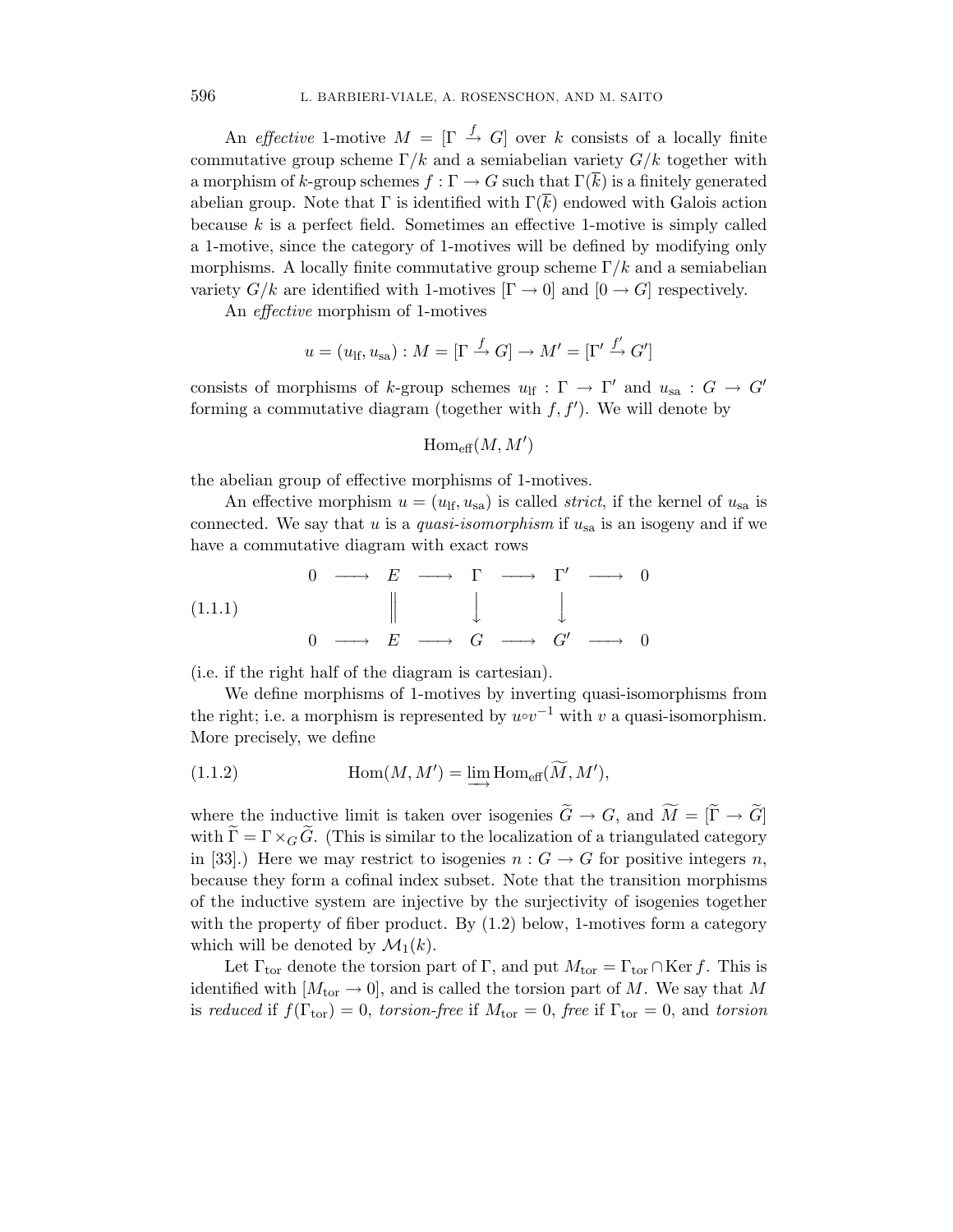An *effective* 1-motive $M = [\Gamma \xrightarrow{f} G]$ over $k$ consists of a locally finite commutative group scheme $\Gamma/k$ and a semiabelian variety $G/k$ together with a morphism of $k$-group schemes $f : \Gamma \to G$ such that $\Gamma(\overline{k})$ is a finitely generated abelian group. Note that $\Gamma$ is identified with $\Gamma(\overline{k})$ endowed with Galois action because $k$ is a perfect field. Sometimes an effective 1-motive is simply called a 1-motive, since the category of 1-motives will be defined by modifying only morphisms. A locally finite commutative group scheme $\Gamma/k$ and a semiabelian variety $G/k$ are identified with 1-motives $[\Gamma \to 0]$ and $[0 \to G]$ respectively.

An *effective* morphism of 1-motives

$$u = (u_{\mathrm{lf}}, u_{\mathrm{sa}}) : M = [\Gamma \xrightarrow{f} G] \to M' = [\Gamma' \xrightarrow{f'} G']$$

consists of morphisms of $k$-group schemes $u_{\mathrm{lf}} : \Gamma \to \Gamma'$ and $u_{\mathrm{sa}} : G \to G'$ forming a commutative diagram (together with $f, f'$). We will denote by

$$\mathrm{Hom}_{\mathrm{eff}}(M, M')$$

the abelian group of effective morphisms of 1-motives.

An effective morphism $u = (u_{\mathrm{lf}}, u_{\mathrm{sa}})$ is called *strict*, if the kernel of $u_{\mathrm{sa}}$ is connected. We say that $u$ is a *quasi-isomorphism* if $u_{\mathrm{sa}}$ is an isogeny and if we have a commutative diagram with exact rows

$$\begin{array}{ccccccccc} 0 & \longrightarrow & E & \longrightarrow & \Gamma & \longrightarrow & \Gamma' & \longrightarrow & 0 \\ & & \| & & \downarrow & & \downarrow & & \\ 0 & \longrightarrow & E & \longrightarrow & G & \longrightarrow & G' & \longrightarrow & 0 \end{array} \tag{1.1.1}$$

(i.e. if the right half of the diagram is cartesian).

We define morphisms of 1-motives by inverting quasi-isomorphisms from the right; i.e. a morphism is represented by $u \circ v^{-1}$ with $v$ a quasi-isomorphism. More precisely, we define

$$\mathrm{Hom}(M, M') = \varinjlim \mathrm{Hom}_{\mathrm{eff}}(\widetilde{M}, M'), \tag{1.1.2}$$

where the inductive limit is taken over isogenies $\widetilde{G} \to G$, and $\widetilde{M} = [\widetilde{\Gamma} \to \widetilde{G}]$ with $\widetilde{\Gamma} = \Gamma \times_G \widetilde{G}$. (This is similar to the localization of a triangulated category in [33].) Here we may restrict to isogenies $n : G \to G$ for positive integers $n$, because they form a cofinal index subset. Note that the transition morphisms of the inductive system are injective by the surjectivity of isogenies together with the property of fiber product. By (1.2) below, 1-motives form a category which will be denoted by $\mathcal{M}_1(k)$.

Let $\Gamma_{\mathrm{tor}}$ denote the torsion part of $\Gamma$, and put $M_{\mathrm{tor}} = \Gamma_{\mathrm{tor}} \cap \mathrm{Ker}\, f$. This is identified with $[M_{\mathrm{tor}} \to 0]$, and is called the torsion part of $M$. We say that $M$ is *reduced* if $f(\Gamma_{\mathrm{tor}}) = 0$, *torsion-free* if $M_{\mathrm{tor}} = 0$, *free* if $\Gamma_{\mathrm{tor}} = 0$, and *torsion*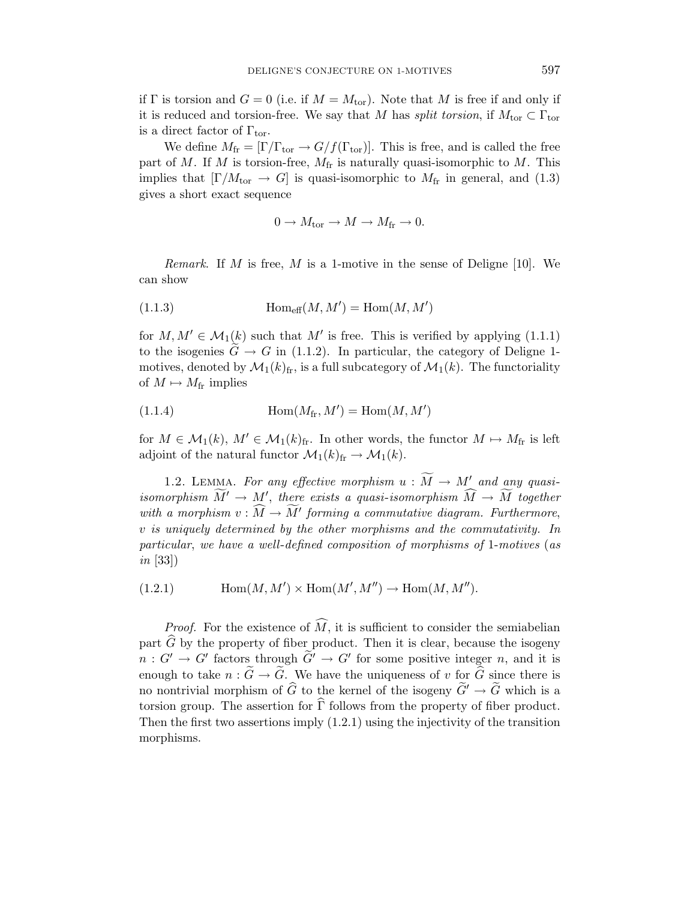if $\Gamma$ is torsion and $G = 0$ (i.e. if $M = M_{\rm tor}$). Note that $M$ is free if and only if it is reduced and torsion-free. We say that $M$ has *split torsion*, if $M_{\rm tor} \subset \Gamma_{\rm tor}$ is a direct factor of $\Gamma_{\rm tor}$.

We define $M_{\rm fr} = [\Gamma/\Gamma_{\rm tor} \to G/f(\Gamma_{\rm tor})]$. This is free, and is called the free part of $M$. If $M$ is torsion-free, $M_{\rm fr}$ is naturally quasi-isomorphic to $M$. This implies that $[\Gamma/M_{\rm tor} \to G]$ is quasi-isomorphic to $M_{\rm fr}$ in general, and (1.3) gives a short exact sequence

$$0 \to M_{\rm tor} \to M \to M_{\rm fr} \to 0.$$

*Remark.* If $M$ is free, $M$ is a 1-motive in the sense of Deligne [10]. We can show

$$\mathrm{Hom}_{\rm eff}(M, M') = \mathrm{Hom}(M, M') \tag{1.1.3}$$

for $M, M' \in \mathcal{M}_1(k)$ such that $M'$ is free. This is verified by applying (1.1.1) to the isogenies $\widetilde{G} \to G$ in (1.1.2). In particular, the category of Deligne 1-motives, denoted by $\mathcal{M}_1(k)_{\rm fr}$, is a full subcategory of $\mathcal{M}_1(k)$. The functoriality of $M \mapsto M_{\rm fr}$ implies

$$\mathrm{Hom}(M_{\rm fr}, M') = \mathrm{Hom}(M, M') \tag{1.1.4}$$

for $M \in \mathcal{M}_1(k)$, $M' \in \mathcal{M}_1(k)_{\rm fr}$. In other words, the functor $M \mapsto M_{\rm fr}$ is left adjoint of the natural functor $\mathcal{M}_1(k)_{\rm fr} \to \mathcal{M}_1(k)$.

1.2. Lemma. *For any effective morphism $u : \widetilde{M} \to M'$ and any quasi-isomorphism $\widetilde{M}' \to M'$, there exists a quasi-isomorphism $\widehat{M} \to \widetilde{M}$ together with a morphism $v : \widehat{M} \to \widetilde{M}'$ forming a commutative diagram. Furthermore, $v$ is uniquely determined by the other morphisms and the commutativity. In particular, we have a well-defined composition of morphisms of* 1*-motives* (*as in* [33])

$$\mathrm{Hom}(M, M') \times \mathrm{Hom}(M', M'') \to \mathrm{Hom}(M, M''). \tag{1.2.1}$$

*Proof.* For the existence of $\widehat{M}$, it is sufficient to consider the semiabelian part $\widehat{G}$ by the property of fiber product. Then it is clear, because the isogeny $n : G' \to G'$ factors through $\widetilde{G}' \to G'$ for some positive integer $n$, and it is enough to take $n : \widetilde{G} \to \widetilde{G}$. We have the uniqueness of $v$ for $\widehat{G}$ since there is no nontrivial morphism of $\widehat{G}$ to the kernel of the isogeny $\widetilde{G}' \to \widetilde{G}$ which is a torsion group. The assertion for $\widehat{\Gamma}$ follows from the property of fiber product. Then the first two assertions imply (1.2.1) using the injectivity of the transition morphisms.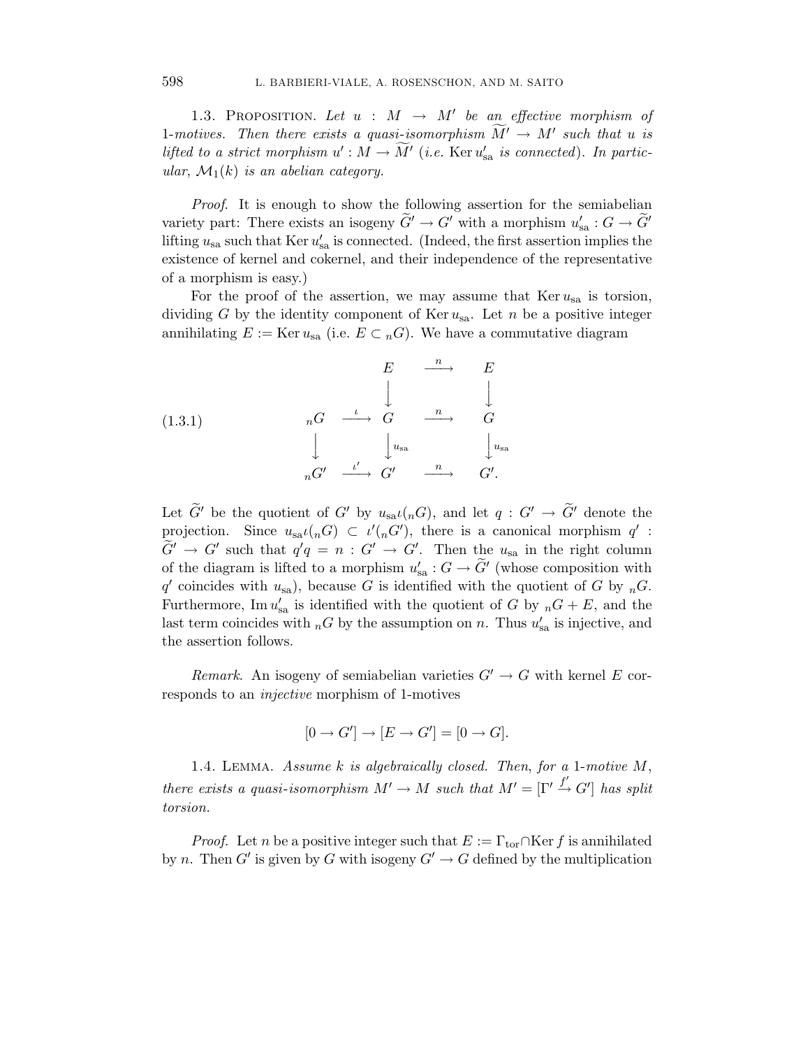1.3. Proposition. *Let $u : M \to M'$ be an effective morphism of 1-motives. Then there exists a quasi-isomorphism $\widetilde{M'} \to M'$ such that $u$ is lifted to a strict morphism $u' : M \to \widetilde{M'}$ (i.e. $\operatorname{Ker} u'_{\mathrm{sa}}$ is connected). In particular, $\mathcal{M}_1(k)$ is an abelian category.*

*Proof.* It is enough to show the following assertion for the semiabelian variety part: There exists an isogeny $\widetilde{G}' \to G'$ with a morphism $u'_{\mathrm{sa}} : G \to \widetilde{G}'$ lifting $u_{\mathrm{sa}}$ such that $\operatorname{Ker} u'_{\mathrm{sa}}$ is connected. (Indeed, the first assertion implies the existence of kernel and cokernel, and their independence of the representative of a morphism is easy.)

For the proof of the assertion, we may assume that $\operatorname{Ker} u_{\mathrm{sa}}$ is torsion, dividing $G$ by the identity component of $\operatorname{Ker} u_{\mathrm{sa}}$. Let $n$ be a positive integer annihilating $E := \operatorname{Ker} u_{\mathrm{sa}}$ (i.e. $E \subset {}_nG$). We have a commutative diagram

$$
(1.3.1)\qquad
\begin{array}{ccccc}
 & & E & \xrightarrow{n} & E \\
 & & \downarrow & & \downarrow \\
{}_nG & \xrightarrow{\iota} & G & \xrightarrow{n} & G \\
\downarrow & & \downarrow{\scriptstyle u_{\mathrm{sa}}} & & \downarrow{\scriptstyle u_{\mathrm{sa}}} \\
{}_nG' & \xrightarrow{\iota'} & G' & \xrightarrow{n} & G'.
\end{array}
$$

Let $\widetilde{G}'$ be the quotient of $G'$ by $u_{\mathrm{sa}}\iota({}_nG)$, and let $q : G' \to \widetilde{G}'$ denote the projection. Since $u_{\mathrm{sa}}\iota({}_nG) \subset \iota'({}_nG')$, there is a canonical morphism $q' : \widetilde{G}' \to G'$ such that $q'q = n : G' \to G'$. Then the $u_{\mathrm{sa}}$ in the right column of the diagram is lifted to a morphism $u'_{\mathrm{sa}} : G \to \widetilde{G}'$ (whose composition with $q'$ coincides with $u_{\mathrm{sa}}$), because $G$ is identified with the quotient of $G$ by ${}_nG$. Furthermore, $\operatorname{Im} u'_{\mathrm{sa}}$ is identified with the quotient of $G$ by ${}_nG + E$, and the last term coincides with ${}_nG$ by the assumption on $n$. Thus $u'_{\mathrm{sa}}$ is injective, and the assertion follows.

*Remark.* An isogeny of semiabelian varieties $G' \to G$ with kernel $E$ corresponds to an *injective* morphism of 1-motives

$$[0 \to G'] \to [E \to G'] = [0 \to G].$$

1.4. Lemma. *Assume $k$ is algebraically closed. Then, for a 1-motive $M$, there exists a quasi-isomorphism $M' \to M$ such that $M' = [\Gamma' \xrightarrow{f'} G']$ has split torsion.*

*Proof.* Let $n$ be a positive integer such that $E := \Gamma_{\mathrm{tor}} \cap \operatorname{Ker} f$ is annihilated by $n$. Then $G'$ is given by $G$ with isogeny $G' \to G$ defined by the multiplication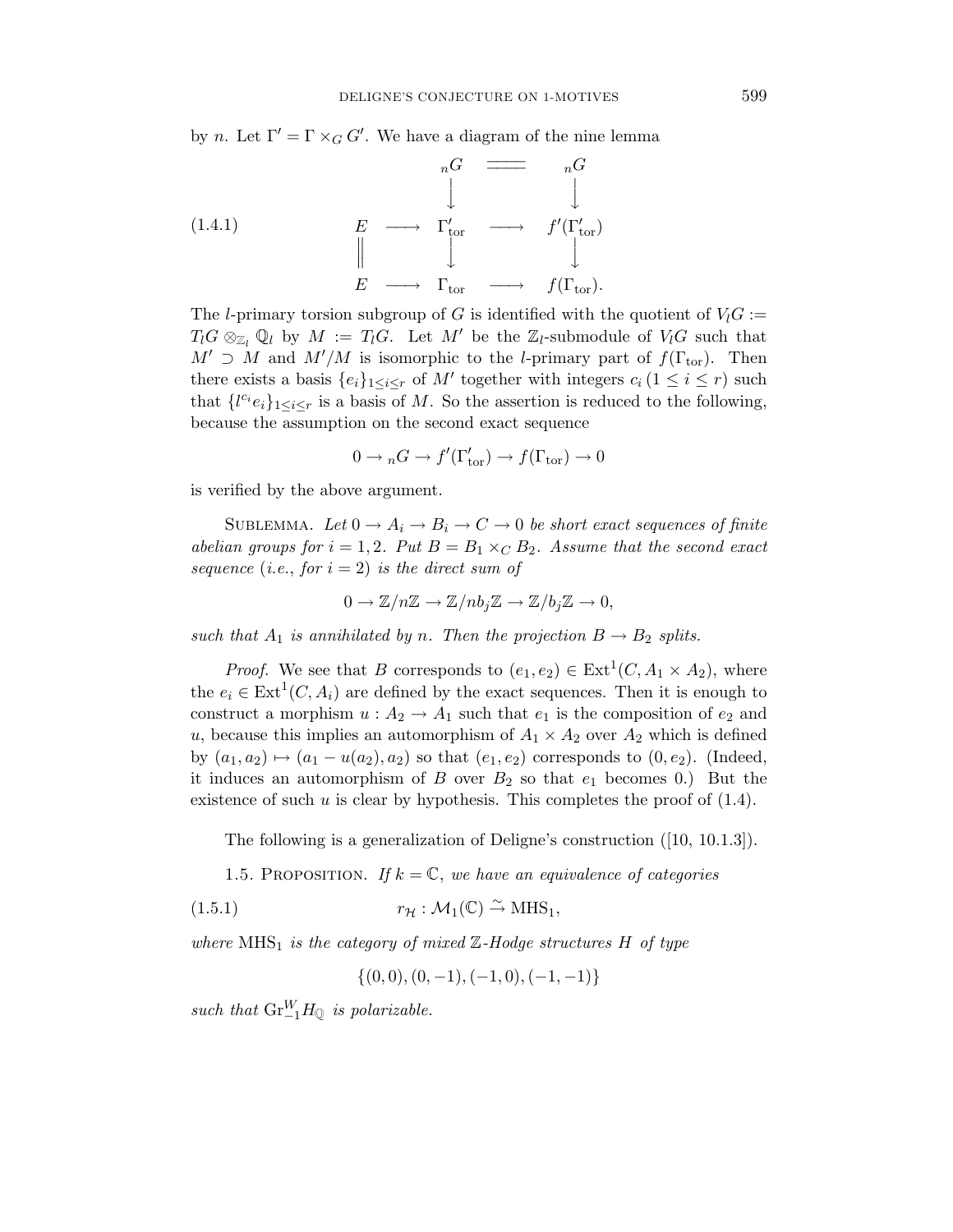by $n$. Let $\Gamma' = \Gamma \times_G G'$. We have a diagram of the nine lemma

$$
\begin{array}{ccccc}
 & & {}_nG & = & {}_nG \\
 & & \downarrow & & \downarrow \\
E & \longrightarrow & \Gamma'_{\mathrm{tor}} & \longrightarrow & f'(\Gamma'_{\mathrm{tor}}) \\
\| & & \downarrow & & \downarrow \\
E & \longrightarrow & \Gamma_{\mathrm{tor}} & \longrightarrow & f(\Gamma_{\mathrm{tor}}).
\end{array}
\tag{1.4.1}
$$

The $l$-primary torsion subgroup of $G$ is identified with the quotient of $V_lG := T_lG \otimes_{\mathbb{Z}_l} \mathbb{Q}_l$ by $M := T_lG$. Let $M'$ be the $\mathbb{Z}_l$-submodule of $V_lG$ such that $M' \supset M$ and $M'/M$ is isomorphic to the $l$-primary part of $f(\Gamma_{\mathrm{tor}})$. Then there exists a basis $\{e_i\}_{1 \le i \le r}$ of $M'$ together with integers $c_i \, (1 \le i \le r)$ such that $\{l^{c_i} e_i\}_{1 \le i \le r}$ is a basis of $M$. So the assertion is reduced to the following, because the assumption on the second exact sequence

$$0 \to {}_nG \to f'(\Gamma'_{\mathrm{tor}}) \to f(\Gamma_{\mathrm{tor}}) \to 0$$

is verified by the above argument.

Sublemma. *Let $0 \to A_i \to B_i \to C \to 0$ be short exact sequences of finite abelian groups for $i = 1, 2$. Put $B = B_1 \times_C B_2$. Assume that the second exact sequence (i.e., for $i = 2$) is the direct sum of*

$$0 \to \mathbb{Z}/n\mathbb{Z} \to \mathbb{Z}/nb_j\mathbb{Z} \to \mathbb{Z}/b_j\mathbb{Z} \to 0,$$

*such that $A_1$ is annihilated by $n$. Then the projection $B \to B_2$ splits.*

*Proof.* We see that $B$ corresponds to $(e_1, e_2) \in \mathrm{Ext}^1(C, A_1 \times A_2)$, where the $e_i \in \mathrm{Ext}^1(C, A_i)$ are defined by the exact sequences. Then it is enough to construct a morphism $u : A_2 \to A_1$ such that $e_1$ is the composition of $e_2$ and $u$, because this implies an automorphism of $A_1 \times A_2$ over $A_2$ which is defined by $(a_1, a_2) \mapsto (a_1 - u(a_2), a_2)$ so that $(e_1, e_2)$ corresponds to $(0, e_2)$. (Indeed, it induces an automorphism of $B$ over $B_2$ so that $e_1$ becomes 0.) But the existence of such $u$ is clear by hypothesis. This completes the proof of (1.4).

The following is a generalization of Deligne's construction ([10, 10.1.3]).

1.5. Proposition. *If $k = \mathbb{C}$, we have an equivalence of categories*

$$r_{\mathcal{H}} : \mathcal{M}_1(\mathbb{C}) \xrightarrow{\sim} \mathrm{MHS}_1, \tag{1.5.1}$$

*where $\mathrm{MHS}_1$ is the category of mixed $\mathbb{Z}$-Hodge structures $H$ of type*

$$\{(0,0), (0,-1), (-1,0), (-1,-1)\}$$

*such that $\mathrm{Gr}^W_{-1} H_{\mathbb{Q}}$ is polarizable.*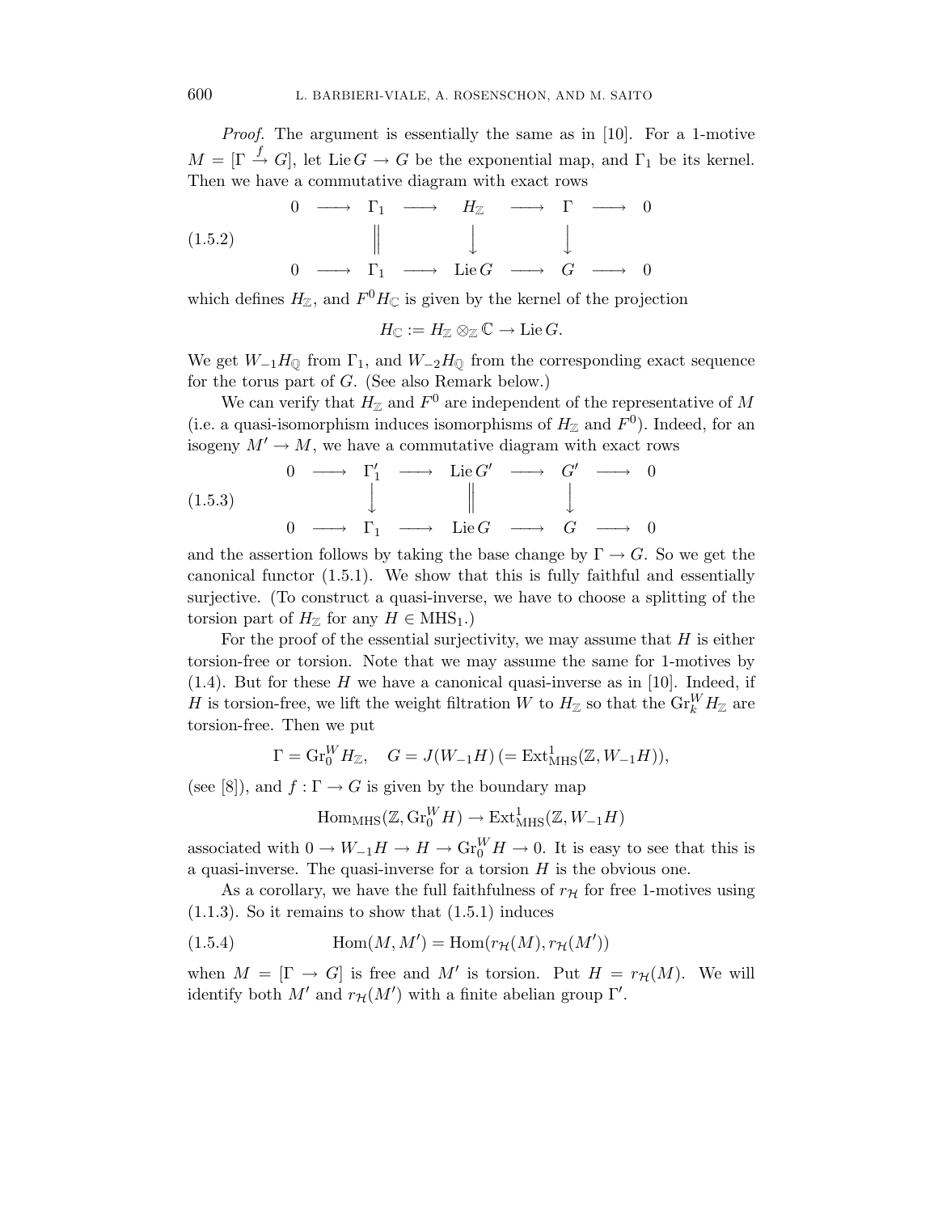*Proof.* The argument is essentially the same as in [10]. For a 1-motive $M = [\Gamma \xrightarrow{f} G]$, let $\operatorname{Lie} G \to G$ be the exponential map, and $\Gamma_1$ be its kernel. Then we have a commutative diagram with exact rows

$$
\begin{array}{ccccccccc}
0 & \longrightarrow & \Gamma_1 & \longrightarrow & H_{\mathbb{Z}} & \longrightarrow & \Gamma & \longrightarrow & 0 \\
 & & \| & & \downarrow & & \downarrow & & \\
0 & \longrightarrow & \Gamma_1 & \longrightarrow & \operatorname{Lie} G & \longrightarrow & G & \longrightarrow & 0
\end{array}
\tag{1.5.2}
$$

which defines $H_{\mathbb{Z}}$, and $F^0 H_{\mathbb{C}}$ is given by the kernel of the projection

$$H_{\mathbb{C}} := H_{\mathbb{Z}} \otimes_{\mathbb{Z}} \mathbb{C} \to \operatorname{Lie} G.$$

We get $W_{-1}H_{\mathbb{Q}}$ from $\Gamma_1$, and $W_{-2}H_{\mathbb{Q}}$ from the corresponding exact sequence for the torus part of $G$. (See also Remark below.)

We can verify that $H_{\mathbb{Z}}$ and $F^0$ are independent of the representative of $M$ (i.e. a quasi-isomorphism induces isomorphisms of $H_{\mathbb{Z}}$ and $F^0$). Indeed, for an isogeny $M' \to M$, we have a commutative diagram with exact rows

$$
\begin{array}{ccccccccc}
0 & \longrightarrow & \Gamma'_1 & \longrightarrow & \operatorname{Lie} G' & \longrightarrow & G' & \longrightarrow & 0 \\
 & & \downarrow & & \| & & \downarrow & & \\
0 & \longrightarrow & \Gamma_1 & \longrightarrow & \operatorname{Lie} G & \longrightarrow & G & \longrightarrow & 0
\end{array}
\tag{1.5.3}
$$

and the assertion follows by taking the base change by $\Gamma \to G$. So we get the canonical functor (1.5.1). We show that this is fully faithful and essentially surjective. (To construct a quasi-inverse, we have to choose a splitting of the torsion part of $H_{\mathbb{Z}}$ for any $H \in \mathrm{MHS}_1$.)

For the proof of the essential surjectivity, we may assume that $H$ is either torsion-free or torsion. Note that we may assume the same for 1-motives by (1.4). But for these $H$ we have a canonical quasi-inverse as in [10]. Indeed, if $H$ is torsion-free, we lift the weight filtration $W$ to $H_{\mathbb{Z}}$ so that the $\mathrm{Gr}_k^W H_{\mathbb{Z}}$ are torsion-free. Then we put

$$\Gamma = \mathrm{Gr}_0^W H_{\mathbb{Z}}, \quad G = J(W_{-1}H) \, (= \mathrm{Ext}^1_{\mathrm{MHS}}(\mathbb{Z}, W_{-1}H)),$$

(see [8]), and $f : \Gamma \to G$ is given by the boundary map

$$\mathrm{Hom}_{\mathrm{MHS}}(\mathbb{Z}, \mathrm{Gr}_0^W H) \to \mathrm{Ext}^1_{\mathrm{MHS}}(\mathbb{Z}, W_{-1}H)$$

associated with $0 \to W_{-1}H \to H \to \mathrm{Gr}_0^W H \to 0$. It is easy to see that this is a quasi-inverse. The quasi-inverse for a torsion $H$ is the obvious one.

As a corollary, we have the full faithfulness of $r_{\mathcal{H}}$ for free 1-motives using (1.1.3). So it remains to show that (1.5.1) induces

$$\mathrm{Hom}(M, M') = \mathrm{Hom}(r_{\mathcal{H}}(M), r_{\mathcal{H}}(M')) \tag{1.5.4}$$

when $M = [\Gamma \to G]$ is free and $M'$ is torsion. Put $H = r_{\mathcal{H}}(M)$. We will identify both $M'$ and $r_{\mathcal{H}}(M')$ with a finite abelian group $\Gamma'$.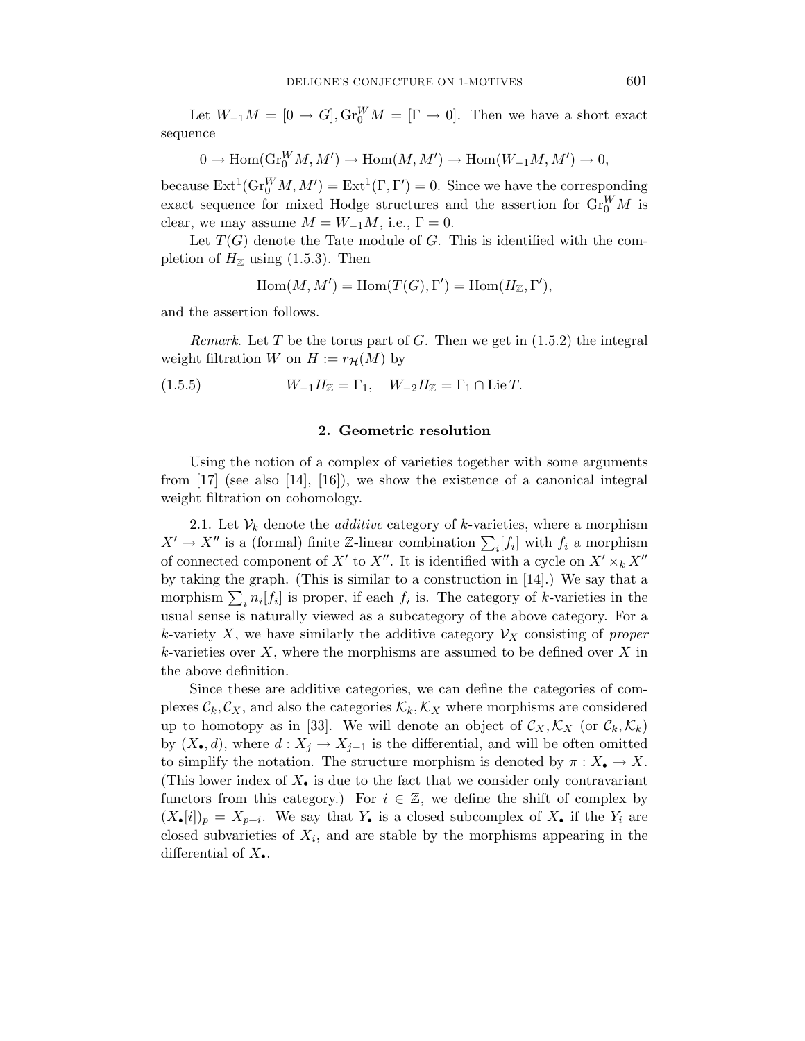Let $W_{-1}M = [0 \to G], \mathrm{Gr}_0^W M = [\Gamma \to 0]$. Then we have a short exact sequence

$$0 \to \mathrm{Hom}(\mathrm{Gr}_0^W M, M') \to \mathrm{Hom}(M, M') \to \mathrm{Hom}(W_{-1}M, M') \to 0,$$

because $\mathrm{Ext}^1(\mathrm{Gr}_0^W M, M') = \mathrm{Ext}^1(\Gamma, \Gamma') = 0$. Since we have the corresponding exact sequence for mixed Hodge structures and the assertion for $\mathrm{Gr}_0^W M$ is clear, we may assume $M = W_{-1}M$, i.e., $\Gamma = 0$.

Let $T(G)$ denote the Tate module of $G$. This is identified with the completion of $H_{\mathbb{Z}}$ using (1.5.3). Then

$$\mathrm{Hom}(M, M') = \mathrm{Hom}(T(G), \Gamma') = \mathrm{Hom}(H_{\mathbb{Z}}, \Gamma'),$$

and the assertion follows.

*Remark.* Let $T$ be the torus part of $G$. Then we get in (1.5.2) the integral weight filtration $W$ on $H := r_{\mathcal{H}}(M)$ by

$$W_{-1}H_{\mathbb{Z}} = \Gamma_1, \quad W_{-2}H_{\mathbb{Z}} = \Gamma_1 \cap \mathrm{Lie}\, T. \tag{1.5.5}$$

## 2. Geometric resolution

Using the notion of a complex of varieties together with some arguments from [17] (see also [14], [16]), we show the existence of a canonical integral weight filtration on cohomology.

2.1. Let $\mathcal{V}_k$ denote the *additive* category of $k$-varieties, where a morphism $X' \to X''$ is a (formal) finite $\mathbb{Z}$-linear combination $\sum_i [f_i]$ with $f_i$ a morphism of connected component of $X'$ to $X''$. It is identified with a cycle on $X' \times_k X''$ by taking the graph. (This is similar to a construction in [14].) We say that a morphism $\sum_i n_i [f_i]$ is proper, if each $f_i$ is. The category of $k$-varieties in the usual sense is naturally viewed as a subcategory of the above category. For a $k$-variety $X$, we have similarly the additive category $\mathcal{V}_X$ consisting of *proper* $k$-varieties over $X$, where the morphisms are assumed to be defined over $X$ in the above definition.

Since these are additive categories, we can define the categories of complexes $\mathcal{C}_k, \mathcal{C}_X$, and also the categories $\mathcal{K}_k, \mathcal{K}_X$ where morphisms are considered up to homotopy as in [33]. We will denote an object of $\mathcal{C}_X, \mathcal{K}_X$ (or $\mathcal{C}_k, \mathcal{K}_k$) by $(X_\bullet, d)$, where $d : X_j \to X_{j-1}$ is the differential, and will be often omitted to simplify the notation. The structure morphism is denoted by $\pi : X_\bullet \to X$. (This lower index of $X_\bullet$ is due to the fact that we consider only contravariant functors from this category.) For $i \in \mathbb{Z}$, we define the shift of complex by $(X_\bullet[i])_p = X_{p+i}$. We say that $Y_\bullet$ is a closed subcomplex of $X_\bullet$ if the $Y_i$ are closed subvarieties of $X_i$, and are stable by the morphisms appearing in the differential of $X_\bullet$.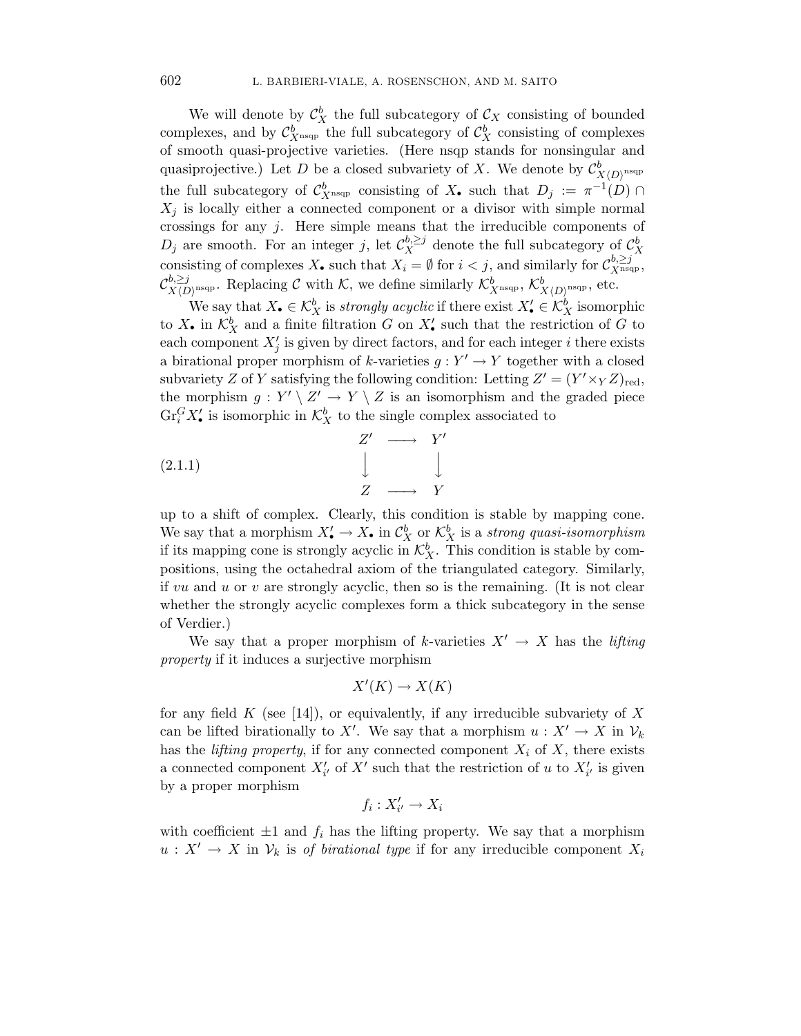We will denote by $\mathcal{C}_X^b$ the full subcategory of $\mathcal{C}_X$ consisting of bounded complexes, and by $\mathcal{C}_{X^{\rm nsqp}}^b$ the full subcategory of $\mathcal{C}_X^b$ consisting of complexes of smooth quasi-projective varieties. (Here nsqp stands for nonsingular and quasiprojective.) Let $D$ be a closed subvariety of $X$. We denote by $\mathcal{C}_{X\langle D\rangle^{\rm nsqp}}^b$ the full subcategory of $\mathcal{C}_{X^{\rm nsqp}}^b$ consisting of $X_\bullet$ such that $D_j := \pi^{-1}(D) \cap X_j$ is locally either a connected component or a divisor with simple normal crossings for any $j$. Here simple means that the irreducible components of $D_j$ are smooth. For an integer $j$, let $\mathcal{C}_X^{b,\geq j}$ denote the full subcategory of $\mathcal{C}_X^b$ consisting of complexes $X_\bullet$ such that $X_i = \emptyset$ for $i < j$, and similarly for $\mathcal{C}_{X^{\rm nsqp}}^{b,\geq j}$, $\mathcal{C}_{X\langle D\rangle^{\rm nsqp}}^{b,\geq j}$. Replacing $\mathcal{C}$ with $\mathcal{K}$, we define similarly $\mathcal{K}_{X^{\rm nsqp}}^b$, $\mathcal{K}_{X\langle D\rangle^{\rm nsqp}}^b$, etc.

We say that $X_\bullet \in \mathcal{K}_X^b$ is *strongly acyclic* if there exist $X'_\bullet \in \mathcal{K}_X^b$ isomorphic to $X_\bullet$ in $\mathcal{K}_X^b$ and a finite filtration $G$ on $X'_\bullet$ such that the restriction of $G$ to each component $X'_j$ is given by direct factors, and for each integer $i$ there exists a birational proper morphism of $k$-varieties $g : Y' \to Y$ together with a closed subvariety $Z$ of $Y$ satisfying the following condition: Letting $Z' = (Y' \times_Y Z)_{\rm red}$, the morphism $g : Y' \setminus Z' \to Y \setminus Z$ is an isomorphism and the graded piece $\mathrm{Gr}_i^G X'_\bullet$ is isomorphic in $\mathcal{K}_X^b$ to the single complex associated to

$$\begin{array}{ccc} Z' & \longrightarrow & Y' \\ \downarrow & & \downarrow \\ Z & \longrightarrow & Y \end{array} \tag{2.1.1}$$

up to a shift of complex. Clearly, this condition is stable by mapping cone. We say that a morphism $X'_\bullet \to X_\bullet$ in $\mathcal{C}_X^b$ or $\mathcal{K}_X^b$ is a *strong quasi-isomorphism* if its mapping cone is strongly acyclic in $\mathcal{K}_X^b$. This condition is stable by compositions, using the octahedral axiom of the triangulated category. Similarly, if $vu$ and $u$ or $v$ are strongly acyclic, then so is the remaining. (It is not clear whether the strongly acyclic complexes form a thick subcategory in the sense of Verdier.)

We say that a proper morphism of $k$-varieties $X' \to X$ has the *lifting property* if it induces a surjective morphism

$$X'(K) \to X(K)$$

for any field $K$ (see [14]), or equivalently, if any irreducible subvariety of $X$ can be lifted birationally to $X'$. We say that a morphism $u : X' \to X$ in $\mathcal{V}_k$ has the *lifting property*, if for any connected component $X_i$ of $X$, there exists a connected component $X'_{i'}$ of $X'$ such that the restriction of $u$ to $X'_{i'}$ is given by a proper morphism

$$f_i : X'_{i'} \to X_i$$

with coefficient $\pm 1$ and $f_i$ has the lifting property. We say that a morphism $u : X' \to X$ in $\mathcal{V}_k$ is *of birational type* if for any irreducible component $X_i$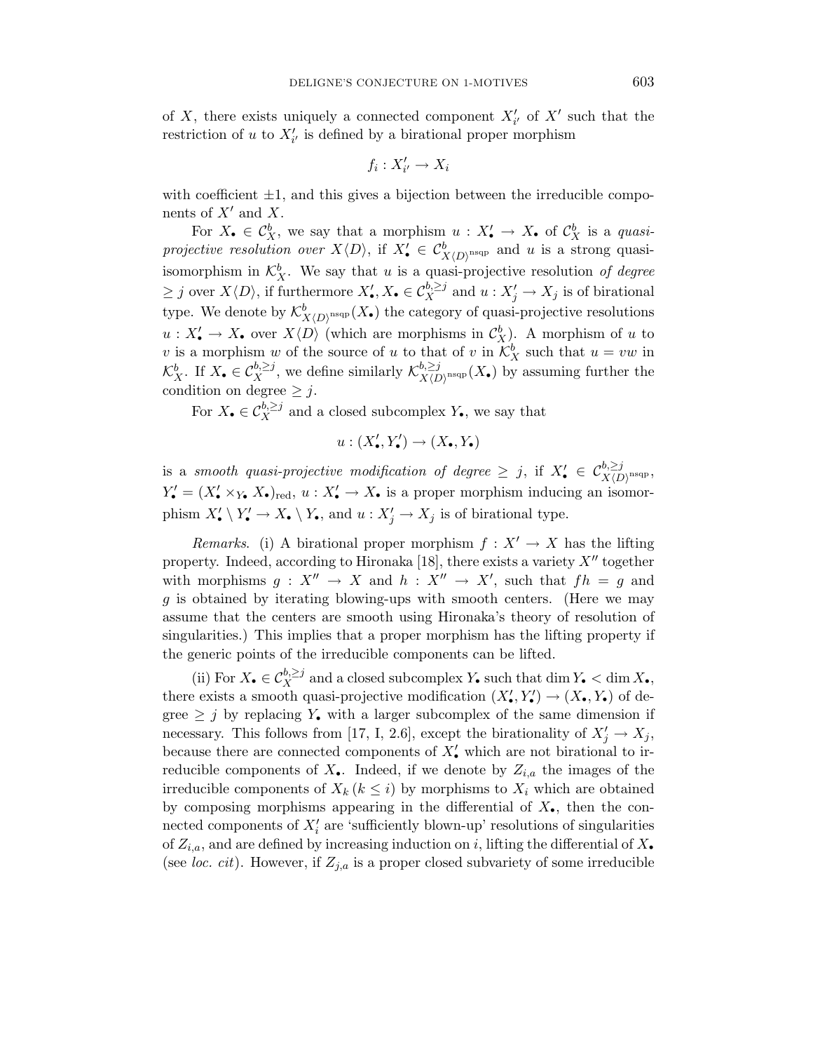of $X$, there exists uniquely a connected component $X'_{i'}$ of $X'$ such that the restriction of $u$ to $X'_{i'}$ is defined by a birational proper morphism

$$f_i : X'_{i'} \to X_i$$

with coefficient $\pm 1$, and this gives a bijection between the irreducible components of $X'$ and $X$.

For $X_\bullet \in \mathcal{C}^b_X$, we say that a morphism $u : X'_\bullet \to X_\bullet$ of $\mathcal{C}^b_X$ is a *quasi-projective resolution over* $X\langle D\rangle$, if $X'_\bullet \in \mathcal{C}^b_{X\langle D\rangle^{\mathrm{nsqp}}}$ and $u$ is a strong quasi-isomorphism in $\mathcal{K}^b_X$. We say that $u$ is a quasi-projective resolution *of degree* $\geq j$ over $X\langle D\rangle$, if furthermore $X'_\bullet, X_\bullet \in \mathcal{C}^{b,\geq j}_X$ and $u : X'_j \to X_j$ is of birational type. We denote by $\mathcal{K}^b_{X\langle D\rangle^{\mathrm{nsqp}}}(X_\bullet)$ the category of quasi-projective resolutions $u : X'_\bullet \to X_\bullet$ over $X\langle D\rangle$ (which are morphisms in $\mathcal{C}^b_X$). A morphism of $u$ to $v$ is a morphism $w$ of the source of $u$ to that of $v$ in $\mathcal{K}^b_X$ such that $u = vw$ in $\mathcal{K}^b_X$. If $X_\bullet \in \mathcal{C}^{b,\geq j}_X$, we define similarly $\mathcal{K}^{b,\geq j}_{X\langle D\rangle^{\mathrm{nsqp}}}(X_\bullet)$ by assuming further the condition on degree $\geq j$.

For $X_\bullet \in \mathcal{C}^{b,\geq j}_X$ and a closed subcomplex $Y_\bullet$, we say that

$$u : (X'_\bullet, Y'_\bullet) \to (X_\bullet, Y_\bullet)$$

is a *smooth quasi-projective modification of degree* $\geq j$, if $X'_\bullet \in \mathcal{C}^{b,\geq j}_{X\langle D\rangle^{\mathrm{nsqp}}}$, $Y'_\bullet = (X'_\bullet \times_{Y_\bullet} X_\bullet)_{\mathrm{red}}$, $u : X'_\bullet \to X_\bullet$ is a proper morphism inducing an isomorphism $X'_\bullet \setminus Y'_\bullet \to X_\bullet \setminus Y_\bullet$, and $u : X'_j \to X_j$ is of birational type.

*Remarks*. (i) A birational proper morphism $f : X' \to X$ has the lifting property. Indeed, according to Hironaka [18], there exists a variety $X''$ together with morphisms $g : X'' \to X$ and $h : X'' \to X'$, such that $fh = g$ and $g$ is obtained by iterating blowing-ups with smooth centers. (Here we may assume that the centers are smooth using Hironaka's theory of resolution of singularities.) This implies that a proper morphism has the lifting property if the generic points of the irreducible components can be lifted.

(ii) For $X_\bullet \in \mathcal{C}^{b,\geq j}_X$ and a closed subcomplex $Y_\bullet$ such that $\dim Y_\bullet < \dim X_\bullet$, there exists a smooth quasi-projective modification $(X'_\bullet, Y'_\bullet) \to (X_\bullet, Y_\bullet)$ of degree $\geq j$ by replacing $Y_\bullet$ with a larger subcomplex of the same dimension if necessary. This follows from [17, I, 2.6], except the birationality of $X'_j \to X_j$, because there are connected components of $X'_\bullet$ which are not birational to irreducible components of $X_\bullet$. Indeed, if we denote by $Z_{i,a}$ the images of the irreducible components of $X_k$ $(k \leq i)$ by morphisms to $X_i$ which are obtained by composing morphisms appearing in the differential of $X_\bullet$, then the connected components of $X'_i$ are 'sufficiently blown-up' resolutions of singularities of $Z_{i,a}$, and are defined by increasing induction on $i$, lifting the differential of $X_\bullet$ (see *loc. cit*). However, if $Z_{j,a}$ is a proper closed subvariety of some irreducible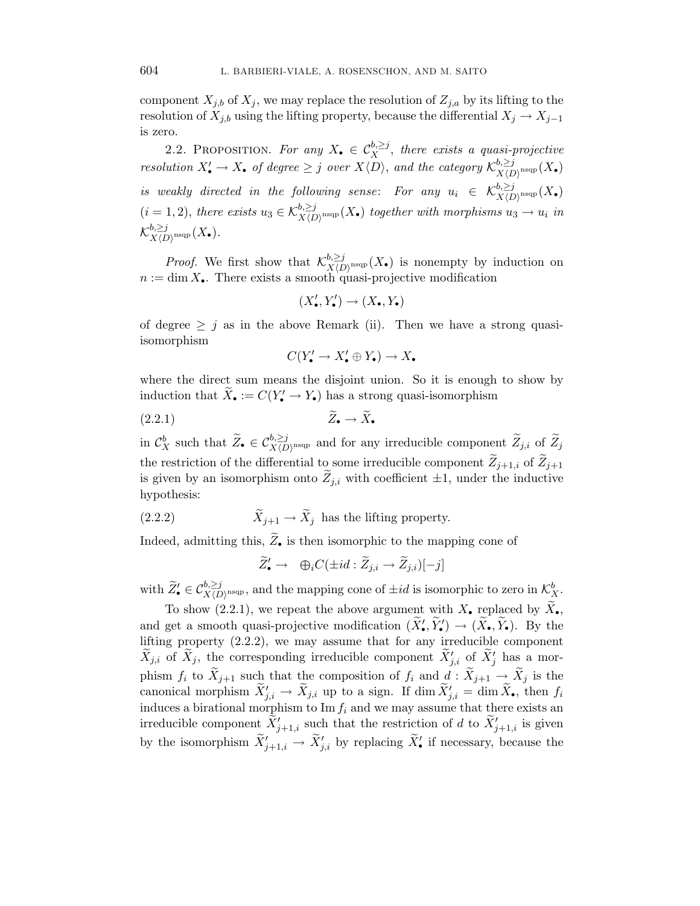component $X_{j,b}$ of $X_j$, we may replace the resolution of $Z_{j,a}$ by its lifting to the resolution of $X_{j,b}$ using the lifting property, because the differential $X_j \to X_{j-1}$ is zero.

2.2. Proposition. *For any $X_\bullet \in \mathcal{C}_X^{b,\geq j}$, there exists a quasi-projective resolution $X'_\bullet \to X_\bullet$ of degree $\geq j$ over $X\langle D\rangle$, and the category $\mathcal{K}^{b,\geq j}_{X\langle D\rangle^{\mathrm{nsqp}}}(X_\bullet)$ is weakly directed in the following sense: For any $u_i \in \mathcal{K}^{b,\geq j}_{X\langle D\rangle^{\mathrm{nsqp}}}(X_\bullet)$ $(i = 1, 2)$, there exists $u_3 \in \mathcal{K}^{b,\geq j}_{X\langle D\rangle^{\mathrm{nsqp}}}(X_\bullet)$ together with morphisms $u_3 \to u_i$ in $\mathcal{K}^{b,\geq j}_{X\langle D\rangle^{\mathrm{nsqp}}}(X_\bullet)$.*

*Proof.* We first show that $\mathcal{K}^{b,\geq j}_{X\langle D\rangle^{\mathrm{nsqp}}}(X_\bullet)$ is nonempty by induction on $n := \dim X_\bullet$. There exists a smooth quasi-projective modification

$$(X'_\bullet, Y'_\bullet) \to (X_\bullet, Y_\bullet)$$

of degree $\geq j$ as in the above Remark (ii). Then we have a strong quasi-isomorphism

$$C(Y'_\bullet \to X'_\bullet \oplus Y_\bullet) \to X_\bullet$$

where the direct sum means the disjoint union. So it is enough to show by induction that $\widetilde{X}_\bullet := C(Y'_\bullet \to Y_\bullet)$ has a strong quasi-isomorphism

$$\widetilde{Z}_\bullet \to \widetilde{X}_\bullet \tag{2.2.1}$$

in $\mathcal{C}_X^b$ such that $\widetilde{Z}_\bullet \in \mathcal{C}^{b,\geq j}_{X\langle D\rangle^{\mathrm{nsqp}}}$ and for any irreducible component $\widetilde{Z}_{j,i}$ of $\widetilde{Z}_j$ the restriction of the differential to some irreducible component $\widetilde{Z}_{j+1,i}$ of $\widetilde{Z}_{j+1}$ is given by an isomorphism onto $\widetilde{Z}_{j,i}$ with coefficient $\pm 1$, under the inductive hypothesis:

$$\widetilde{X}_{j+1} \to \widetilde{X}_j \;\text{ has the lifting property.} \tag{2.2.2}$$

Indeed, admitting this, $\widetilde{Z}_\bullet$ is then isomorphic to the mapping cone of

$$\widetilde{Z}'_\bullet \to \quad \oplus_i C(\pm id : \widetilde{Z}_{j,i} \to \widetilde{Z}_{j,i})[-j]$$

with $\widetilde{Z}'_\bullet \in \mathcal{C}^{b,\geq j}_{X\langle D\rangle^{\mathrm{nsqp}}}$, and the mapping cone of $\pm id$ is isomorphic to zero in $\mathcal{K}_X^b$.

To show (2.2.1), we repeat the above argument with $X_\bullet$ replaced by $\widetilde{X}_\bullet$, and get a smooth quasi-projective modification $(\widetilde{X}'_\bullet, \widetilde{Y}'_\bullet) \to (\widetilde{X}_\bullet, \widetilde{Y}_\bullet)$. By the lifting property (2.2.2), we may assume that for any irreducible component $\widetilde{X}_{j,i}$ of $\widetilde{X}_j$, the corresponding irreducible component $\widetilde{X}'_{j,i}$ of $\widetilde{X}'_j$ has a morphism $f_i$ to $\widetilde{X}_{j+1}$ such that the composition of $f_i$ and $d : \widetilde{X}_{j+1} \to \widetilde{X}_j$ is the canonical morphism $\widetilde{X}'_{j,i} \to \widetilde{X}_{j,i}$ up to a sign. If $\dim \widetilde{X}'_{j,i} = \dim \widetilde{X}_\bullet$, then $f_i$ induces a birational morphism to $\mathrm{Im}\, f_i$ and we may assume that there exists an irreducible component $\widetilde{X}'_{j+1,i}$ such that the restriction of $d$ to $\widetilde{X}'_{j+1,i}$ is given by the isomorphism $\widetilde{X}'_{j+1,i} \to \widetilde{X}'_{j,i}$ by replacing $\widetilde{X}'_\bullet$ if necessary, because the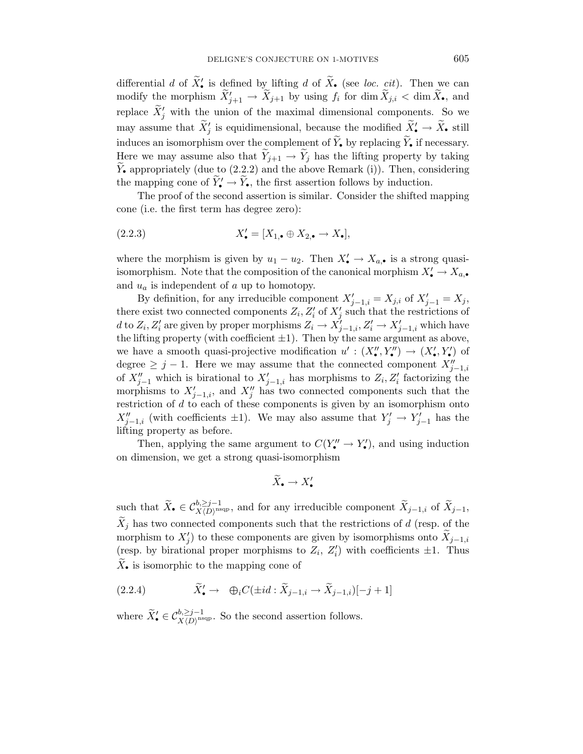differential $d$ of $\widetilde{X}'_\bullet$ is defined by lifting $d$ of $\widetilde{X}_\bullet$ (see *loc. cit*). Then we can modify the morphism $\widetilde{X}'_{j+1} \to \widetilde{X}_{j+1}$ by using $f_i$ for $\dim \widetilde{X}_{j,i} < \dim \widetilde{X}_\bullet$, and replace $\widetilde{X}'_j$ with the union of the maximal dimensional components. So we may assume that $\widetilde{X}'_j$ is equidimensional, because the modified $\widetilde{X}'_\bullet \to \widetilde{X}_\bullet$ still induces an isomorphism over the complement of $\widetilde{Y}_\bullet$ by replacing $\widetilde{Y}_\bullet$ if necessary. Here we may assume also that $\widetilde{Y}_{j+1} \to \widetilde{Y}_j$ has the lifting property by taking $\widetilde{Y}_\bullet$ appropriately (due to (2.2.2) and the above Remark (i)). Then, considering the mapping cone of $\widetilde{Y}'_\bullet \to \widetilde{Y}_\bullet$, the first assertion follows by induction.

The proof of the second assertion is similar. Consider the shifted mapping cone (i.e. the first term has degree zero):

$$X'_\bullet = [X_{1,\bullet} \oplus X_{2,\bullet} \to X_\bullet], \tag{2.2.3}$$

where the morphism is given by $u_1 - u_2$. Then $X'_\bullet \to X_{a,\bullet}$ is a strong quasi-isomorphism. Note that the composition of the canonical morphism $X'_\bullet \to X_{a,\bullet}$ and $u_a$ is independent of $a$ up to homotopy.

By definition, for any irreducible component $X'_{j-1,i} = X_{j,i}$ of $X'_{j-1} = X_j$, there exist two connected components $Z_i, Z'_i$ of $X'_j$ such that the restrictions of $d$ to $Z_i, Z'_i$ are given by proper morphisms $Z_i \to X'_{j-1,i}$, $Z'_i \to X'_{j-1,i}$ which have the lifting property (with coefficient $\pm 1$). Then by the same argument as above, we have a smooth quasi-projective modification $u' : (X''_\bullet, Y''_\bullet) \to (X'_\bullet, Y'_\bullet)$ of degree $\geq j-1$. Here we may assume that the connected component $X''_{j-1,i}$ of $X''_{j-1}$ which is birational to $X'_{j-1,i}$ has morphisms to $Z_i, Z'_i$ factorizing the morphisms to $X'_{j-1,i}$, and $X''_j$ has two connected components such that the restriction of $d$ to each of these components is given by an isomorphism onto $X''_{j-1,i}$ (with coefficients $\pm 1$). We may also assume that $Y'_j \to Y'_{j-1}$ has the lifting property as before.

Then, applying the same argument to $C(Y''_\bullet \to Y'_\bullet)$, and using induction on dimension, we get a strong quasi-isomorphism

$$\widetilde{X}_\bullet \to X'_\bullet$$

such that $\widetilde{X}_\bullet \in \mathcal{C}^{b,\geq j-1}_{X\langle D\rangle^{\mathrm{nsqp}}}$, and for any irreducible component $\widetilde{X}_{j-1,i}$ of $\widetilde{X}_{j-1}$, $\widetilde{X}_j$ has two connected components such that the restrictions of $d$ (resp. of the morphism to $X'_j$) to these components are given by isomorphisms onto $\widetilde{X}_{j-1,i}$ (resp. by birational proper morphisms to $Z_i$, $Z'_i$) with coefficients $\pm 1$. Thus $\widetilde{X}_\bullet$ is isomorphic to the mapping cone of

$$\widetilde{X}'_\bullet \to \quad \oplus_i C(\pm id : \widetilde{X}_{j-1,i} \to \widetilde{X}_{j-1,i})[-j+1] \tag{2.2.4}$$

where $\widetilde{X}'_\bullet \in \mathcal{C}^{b,\geq j-1}_{X\langle D\rangle^{\mathrm{nsqp}}}$. So the second assertion follows.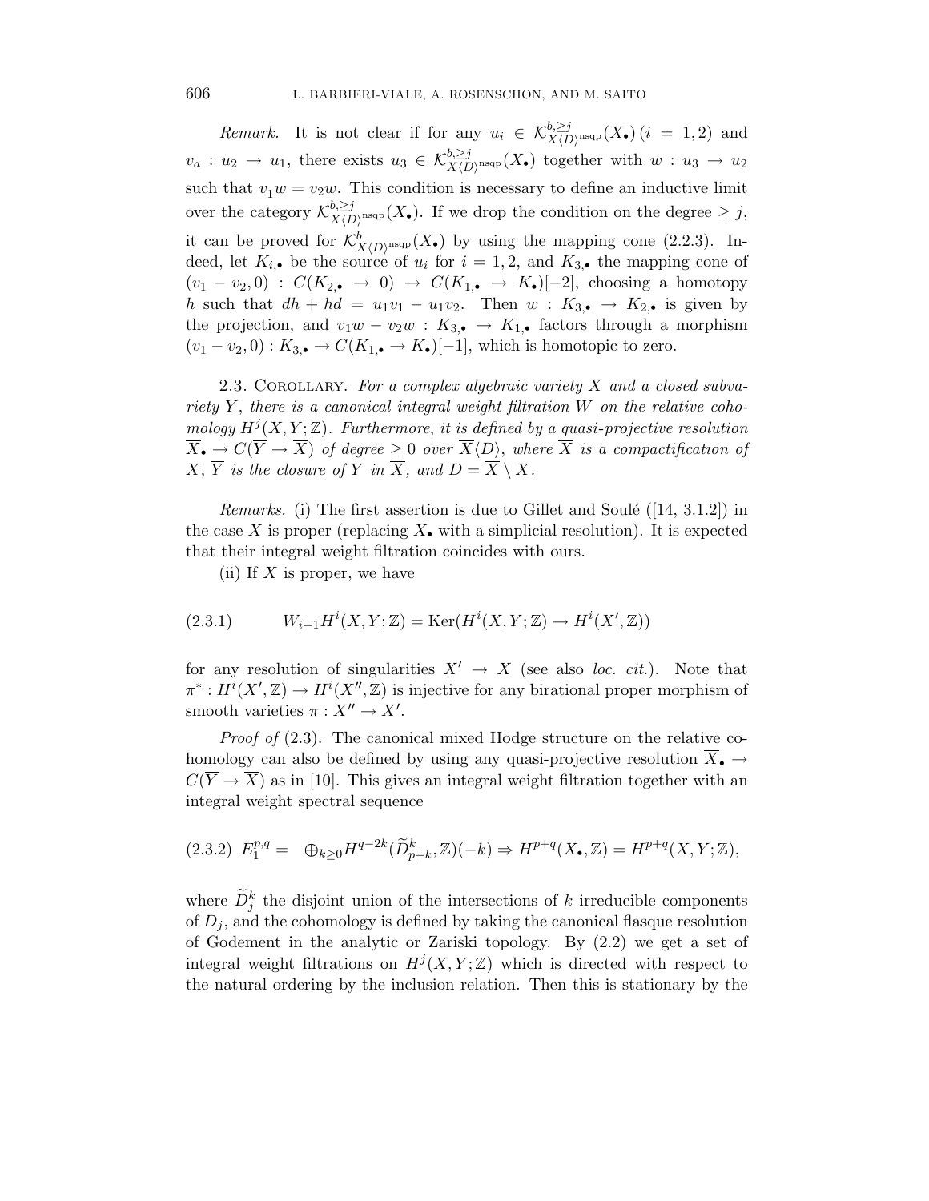*Remark.* It is not clear if for any $u_i \in \mathcal{K}^{b,\ge j}_{X\langle D\rangle^{\mathrm{nsqp}}}(X_\bullet)$ $(i = 1, 2)$ and $v_a : u_2 \to u_1$, there exists $u_3 \in \mathcal{K}^{b,\ge j}_{X\langle D\rangle^{\mathrm{nsqp}}}(X_\bullet)$ together with $w : u_3 \to u_2$ such that $v_1 w = v_2 w$. This condition is necessary to define an inductive limit over the category $\mathcal{K}^{b,\ge j}_{X\langle D\rangle^{\mathrm{nsqp}}}(X_\bullet)$. If we drop the condition on the degree $\ge j$, it can be proved for $\mathcal{K}^{b}_{X\langle D\rangle^{\mathrm{nsqp}}}(X_\bullet)$ by using the mapping cone (2.2.3). Indeed, let $K_{i,\bullet}$ be the source of $u_i$ for $i = 1, 2$, and $K_{3,\bullet}$ the mapping cone of $(v_1 - v_2, 0) : C(K_{2,\bullet} \to 0) \to C(K_{1,\bullet} \to K_\bullet)[-2]$, choosing a homotopy $h$ such that $dh + hd = u_1 v_1 - u_1 v_2$. Then $w : K_{3,\bullet} \to K_{2,\bullet}$ is given by the projection, and $v_1 w - v_2 w : K_{3,\bullet} \to K_{1,\bullet}$ factors through a morphism $(v_1 - v_2, 0) : K_{3,\bullet} \to C(K_{1,\bullet} \to K_\bullet)[-1]$, which is homotopic to zero.

2.3. Corollary. *For a complex algebraic variety $X$ and a closed subvariety $Y$, there is a canonical integral weight filtration $W$ on the relative cohomology $H^j(X, Y; \mathbb{Z})$. Furthermore, it is defined by a quasi-projective resolution $\overline{X}_\bullet \to C(\overline{Y} \to \overline{X})$ of degree $\ge 0$ over $\overline{X}\langle D\rangle$, where $\overline{X}$ is a compactification of $X$, $\overline{Y}$ is the closure of $Y$ in $\overline{X}$, and $D = \overline{X} \setminus X$.*

*Remarks.* (i) The first assertion is due to Gillet and Soulé ([14, 3.1.2]) in the case $X$ is proper (replacing $X_\bullet$ with a simplicial resolution). It is expected that their integral weight filtration coincides with ours.

(ii) If $X$ is proper, we have

$$
W_{i-1} H^i(X, Y; \mathbb{Z}) = \mathrm{Ker}(H^i(X, Y; \mathbb{Z}) \to H^i(X', \mathbb{Z})) \tag{2.3.1}
$$

for any resolution of singularities $X' \to X$ (see also *loc. cit.*). Note that $\pi^* : H^i(X', \mathbb{Z}) \to H^i(X'', \mathbb{Z})$ is injective for any birational proper morphism of smooth varieties $\pi : X'' \to X'$.

*Proof of* (2.3). The canonical mixed Hodge structure on the relative cohomology can also be defined by using any quasi-projective resolution $\overline{X}_\bullet \to C(\overline{Y} \to \overline{X})$ as in [10]. This gives an integral weight filtration together with an integral weight spectral sequence

$$
E_1^{p,q} = \bigoplus_{k \ge 0} H^{q-2k}(\widetilde{D}^k_{p+k}, \mathbb{Z})(-k) \Rightarrow H^{p+q}(X_\bullet, \mathbb{Z}) = H^{p+q}(X, Y; \mathbb{Z}), \tag{2.3.2}
$$

where $\widetilde{D}^k_j$ the disjoint union of the intersections of $k$ irreducible components of $D_j$, and the cohomology is defined by taking the canonical flasque resolution of Godement in the analytic or Zariski topology. By (2.2) we get a set of integral weight filtrations on $H^j(X, Y; \mathbb{Z})$ which is directed with respect to the natural ordering by the inclusion relation. Then this is stationary by the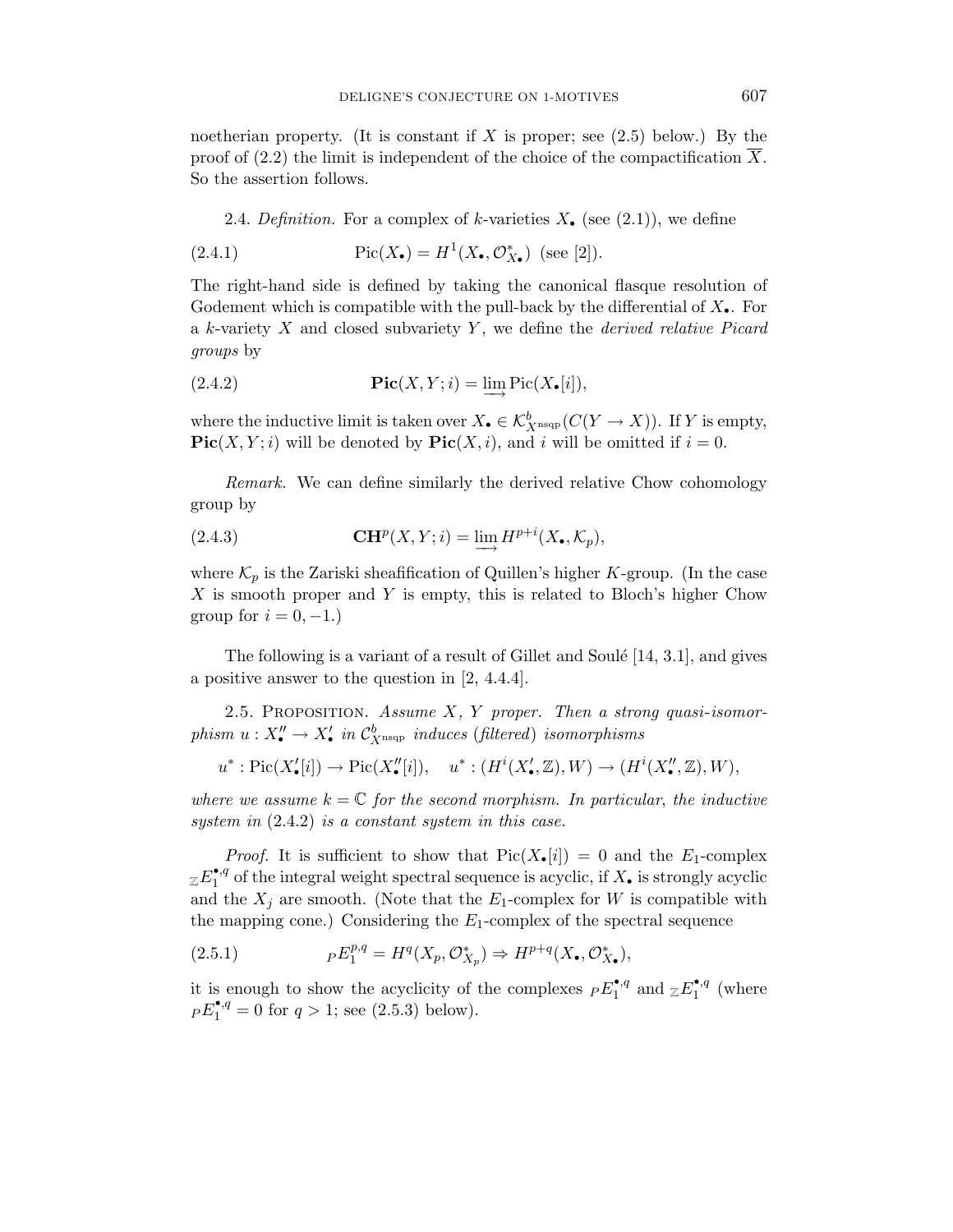noetherian property. (It is constant if $X$ is proper; see (2.5) below.) By the proof of (2.2) the limit is independent of the choice of the compactification $\overline{X}$. So the assertion follows.

2.4. *Definition.* For a complex of $k$-varieties $X_\bullet$ (see (2.1)), we define

$$\mathrm{Pic}(X_\bullet) = H^1(X_\bullet, \mathcal{O}^*_{X_\bullet}) \text{ (see [2]).} \tag{2.4.1}$$

The right-hand side is defined by taking the canonical flasque resolution of Godement which is compatible with the pull-back by the differential of $X_\bullet$. For a $k$-variety $X$ and closed subvariety $Y$, we define the *derived relative Picard groups* by

$$\mathbf{Pic}(X, Y; i) = \varinjlim \mathrm{Pic}(X_\bullet[i]), \tag{2.4.2}$$

where the inductive limit is taken over $X_\bullet \in \mathcal{K}^b_{X^{\mathrm{nsqp}}}(C(Y \to X))$. If $Y$ is empty, $\mathbf{Pic}(X, Y; i)$ will be denoted by $\mathbf{Pic}(X, i)$, and $i$ will be omitted if $i = 0$.

*Remark.* We can define similarly the derived relative Chow cohomology group by

$$\mathbf{CH}^p(X, Y; i) = \varinjlim H^{p+i}(X_\bullet, \mathcal{K}_p), \tag{2.4.3}$$

where $\mathcal{K}_p$ is the Zariski sheafification of Quillen's higher $K$-group. (In the case $X$ is smooth proper and $Y$ is empty, this is related to Bloch's higher Chow group for $i = 0, -1$.)

The following is a variant of a result of Gillet and Soulé [14, 3.1], and gives a positive answer to the question in [2, 4.4.4].

2.5. Proposition. *Assume $X$, $Y$ proper. Then a strong quasi-isomorphism $u : X''_\bullet \to X'_\bullet$ in $\mathcal{C}^b_{X^{\mathrm{nsqp}}}$ induces* (*filtered*) *isomorphisms*

$$u^* : \mathrm{Pic}(X'_\bullet[i]) \to \mathrm{Pic}(X''_\bullet[i]), \quad u^* : (H^i(X'_\bullet, \mathbb{Z}), W) \to (H^i(X''_\bullet, \mathbb{Z}), W),$$

*where we assume $k = \mathbb{C}$ for the second morphism. In particular, the inductive system in* (2.4.2) *is a constant system in this case.*

*Proof.* It is sufficient to show that $\mathrm{Pic}(X_\bullet[i]) = 0$ and the $E_1$-complex ${}_{\mathbb{Z}}E_1^{\bullet,q}$ of the integral weight spectral sequence is acyclic, if $X_\bullet$ is strongly acyclic and the $X_j$ are smooth. (Note that the $E_1$-complex for $W$ is compatible with the mapping cone.) Considering the $E_1$-complex of the spectral sequence

$${}_PE_1^{p,q} = H^q(X_p, \mathcal{O}^*_{X_p}) \Rightarrow H^{p+q}(X_\bullet, \mathcal{O}^*_{X_\bullet}), \tag{2.5.1}$$

it is enough to show the acyclicity of the complexes ${}_PE_1^{\bullet,q}$ and ${}_{\mathbb{Z}}E_1^{\bullet,q}$ (where ${}_PE_1^{\bullet,q} = 0$ for $q > 1$; see (2.5.3) below).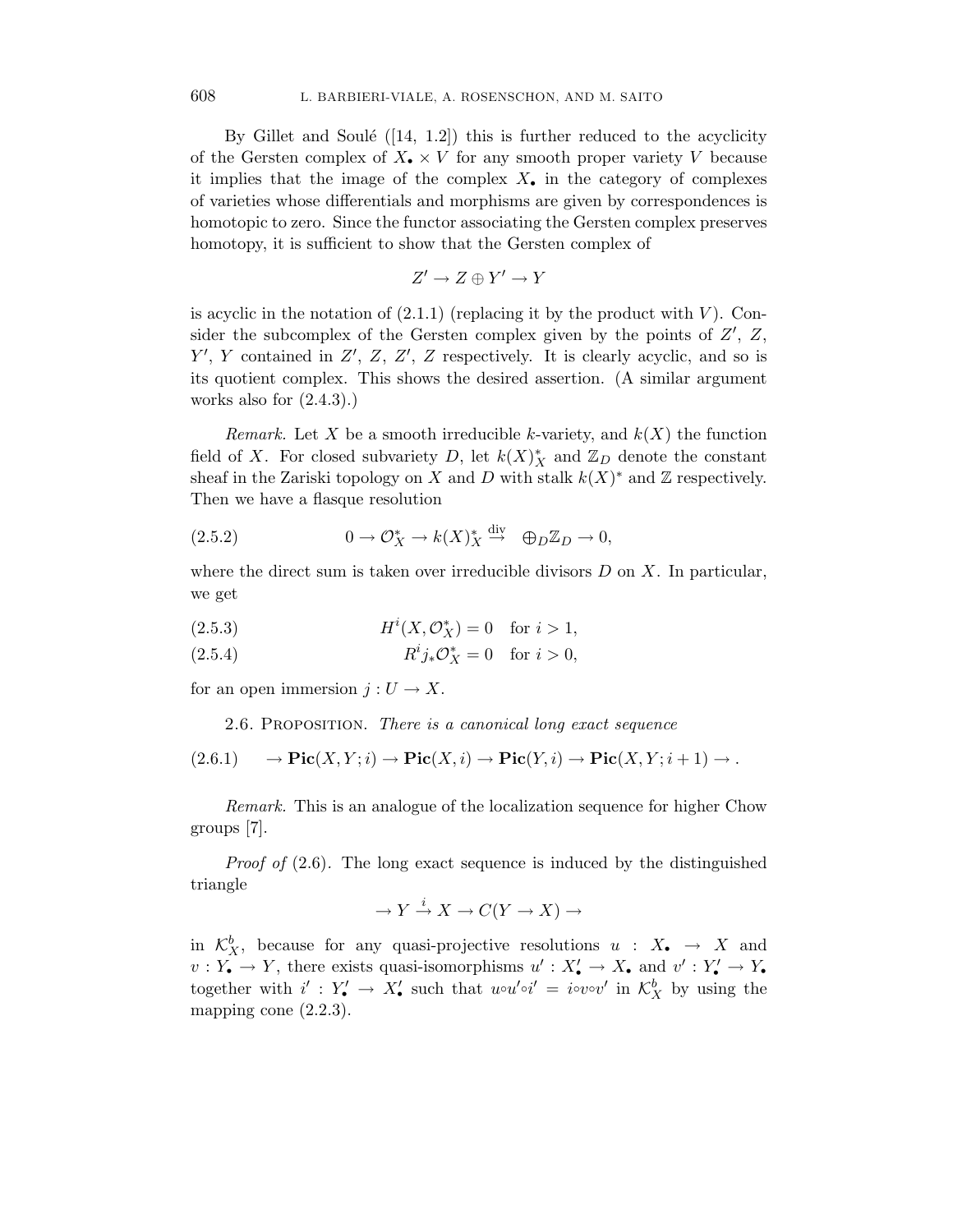By Gillet and Soulé ([14, 1.2]) this is further reduced to the acyclicity of the Gersten complex of $X_\bullet \times V$ for any smooth proper variety $V$ because it implies that the image of the complex $X_\bullet$ in the category of complexes of varieties whose differentials and morphisms are given by correspondences is homotopic to zero. Since the functor associating the Gersten complex preserves homotopy, it is sufficient to show that the Gersten complex of

$$Z' \to Z \oplus Y' \to Y$$

is acyclic in the notation of (2.1.1) (replacing it by the product with $V$). Consider the subcomplex of the Gersten complex given by the points of $Z'$, $Z$, $Y'$, $Y$ contained in $Z'$, $Z$, $Z'$, $Z$ respectively. It is clearly acyclic, and so is its quotient complex. This shows the desired assertion. (A similar argument works also for (2.4.3).)

*Remark.* Let $X$ be a smooth irreducible $k$-variety, and $k(X)$ the function field of $X$. For closed subvariety $D$, let $k(X)^*_X$ and $\mathbb{Z}_D$ denote the constant sheaf in the Zariski topology on $X$ and $D$ with stalk $k(X)^*$ and $\mathbb{Z}$ respectively. Then we have a flasque resolution

$$0 \to \mathcal{O}_X^* \to k(X)^*_X \overset{\mathrm{div}}{\to} \oplus_D \mathbb{Z}_D \to 0, \tag{2.5.2}$$

where the direct sum is taken over irreducible divisors $D$ on $X$. In particular, we get

$$H^i(X, \mathcal{O}_X^*) = 0 \quad \text{for } i > 1, \tag{2.5.3}$$

$$R^i j_* \mathcal{O}_X^* = 0 \quad \text{for } i > 0, \tag{2.5.4}$$

for an open immersion $j : U \to X$.

2.6. Proposition. *There is a canonical long exact sequence*

$$\to \mathbf{Pic}(X, Y; i) \to \mathbf{Pic}(X, i) \to \mathbf{Pic}(Y, i) \to \mathbf{Pic}(X, Y; i+1) \to . \tag{2.6.1}$$

*Remark.* This is an analogue of the localization sequence for higher Chow groups [7].

*Proof of* (2.6). The long exact sequence is induced by the distinguished triangle

$$\to Y \overset{i}{\to} X \to C(Y \to X) \to$$

in $\mathcal{K}_X^b$, because for any quasi-projective resolutions $u : X_\bullet \to X$ and $v : Y_\bullet \to Y$, there exists quasi-isomorphisms $u' : X'_\bullet \to X_\bullet$ and $v' : Y'_\bullet \to Y_\bullet$ together with $i' : Y'_\bullet \to X'_\bullet$ such that $u \circ u' \circ i' = i \circ v \circ v'$ in $\mathcal{K}_X^b$ by using the mapping cone (2.2.3).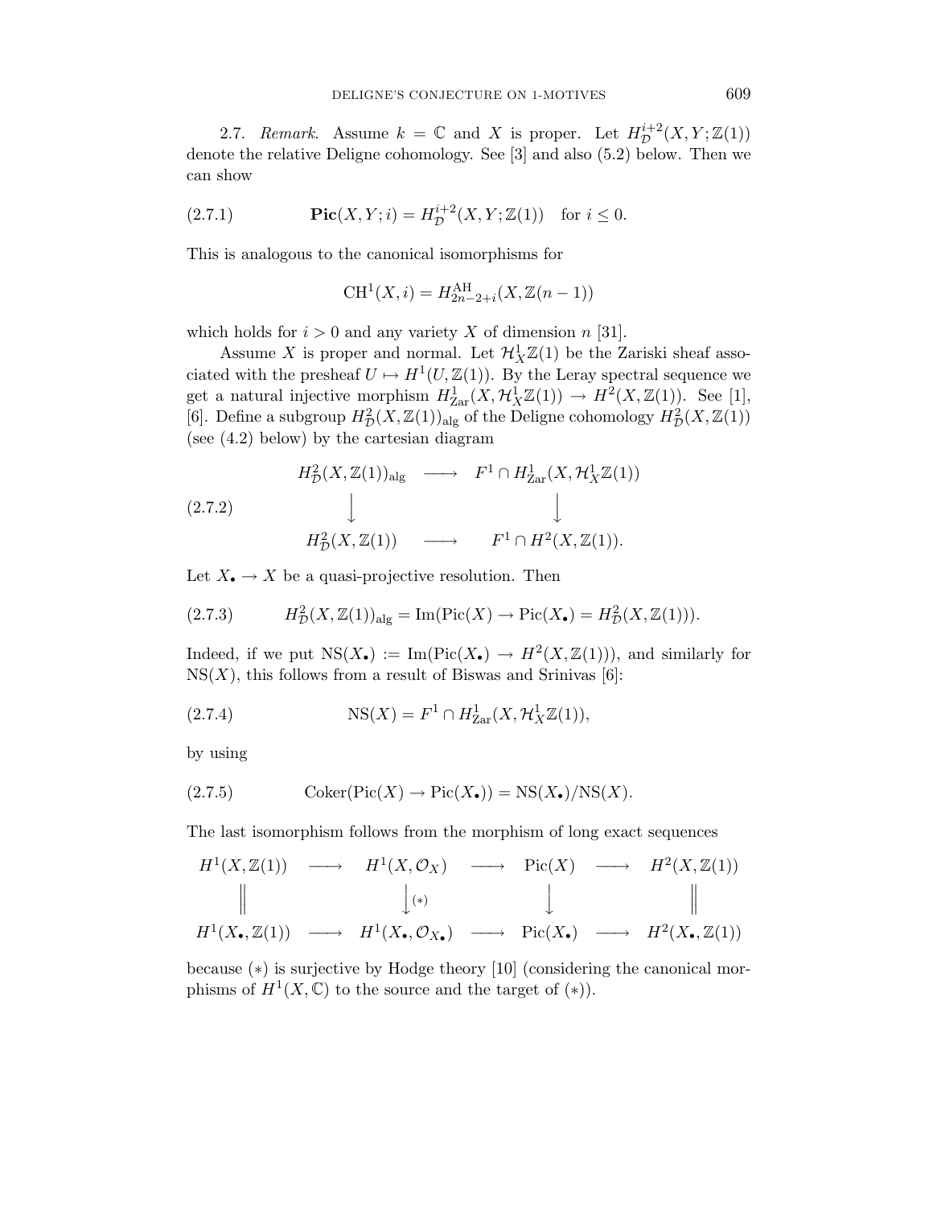2.7. *Remark*. Assume $k = \mathbb{C}$ and $X$ is proper. Let $H_{\mathcal{D}}^{i+2}(X, Y; \mathbb{Z}(1))$ denote the relative Deligne cohomology. See [3] and also (5.2) below. Then we can show

$$\mathbf{Pic}(X, Y; i) = H_{\mathcal{D}}^{i+2}(X, Y; \mathbb{Z}(1)) \quad \text{for } i \leq 0. \tag{2.7.1}$$

This is analogous to the canonical isomorphisms for

$$\mathrm{CH}^1(X, i) = H^{\mathrm{AH}}_{2n-2+i}(X, \mathbb{Z}(n-1))$$

which holds for $i > 0$ and any variety $X$ of dimension $n$ [31].

Assume $X$ is proper and normal. Let $\mathcal{H}_X^1\mathbb{Z}(1)$ be the Zariski sheaf associated with the presheaf $U \mapsto H^1(U, \mathbb{Z}(1))$. By the Leray spectral sequence we get a natural injective morphism $H^1_{\mathrm{Zar}}(X, \mathcal{H}_X^1\mathbb{Z}(1)) \to H^2(X, \mathbb{Z}(1))$. See [1], [6]. Define a subgroup $H_{\mathcal{D}}^2(X, \mathbb{Z}(1))_{\mathrm{alg}}$ of the Deligne cohomology $H_{\mathcal{D}}^2(X, \mathbb{Z}(1))$ (see (4.2) below) by the cartesian diagram

$$\begin{array}{ccc} H_{\mathcal{D}}^2(X, \mathbb{Z}(1))_{\mathrm{alg}} & \longrightarrow & F^1 \cap H^1_{\mathrm{Zar}}(X, \mathcal{H}_X^1\mathbb{Z}(1)) \\ \downarrow & & \downarrow \\ H_{\mathcal{D}}^2(X, \mathbb{Z}(1)) & \longrightarrow & F^1 \cap H^2(X, \mathbb{Z}(1)). \end{array} \tag{2.7.2}$$

Let $X_\bullet \to X$ be a quasi-projective resolution. Then

$$H_{\mathcal{D}}^2(X, \mathbb{Z}(1))_{\mathrm{alg}} = \mathrm{Im}(\mathrm{Pic}(X) \to \mathrm{Pic}(X_\bullet) = H_{\mathcal{D}}^2(X, \mathbb{Z}(1))). \tag{2.7.3}$$

Indeed, if we put $\mathrm{NS}(X_\bullet) := \mathrm{Im}(\mathrm{Pic}(X_\bullet) \to H^2(X, \mathbb{Z}(1)))$, and similarly for $\mathrm{NS}(X)$, this follows from a result of Biswas and Srinivas [6]:

$$\mathrm{NS}(X) = F^1 \cap H^1_{\mathrm{Zar}}(X, \mathcal{H}_X^1\mathbb{Z}(1)), \tag{2.7.4}$$

by using

$$\mathrm{Coker}(\mathrm{Pic}(X) \to \mathrm{Pic}(X_\bullet)) = \mathrm{NS}(X_\bullet)/\mathrm{NS}(X). \tag{2.7.5}$$

The last isomorphism follows from the morphism of long exact sequences

$$\begin{array}{ccccccc} H^1(X, \mathbb{Z}(1)) & \longrightarrow & H^1(X, \mathcal{O}_X) & \longrightarrow & \mathrm{Pic}(X) & \longrightarrow & H^2(X, \mathbb{Z}(1)) \\ \| & & \downarrow{\scriptstyle (*)} & & \downarrow & & \| \\ H^1(X_\bullet, \mathbb{Z}(1)) & \longrightarrow & H^1(X_\bullet, \mathcal{O}_{X_\bullet}) & \longrightarrow & \mathrm{Pic}(X_\bullet) & \longrightarrow & H^2(X_\bullet, \mathbb{Z}(1)) \end{array}$$

because $(*)$ is surjective by Hodge theory [10] (considering the canonical morphisms of $H^1(X, \mathbb{C})$ to the source and the target of $(*)$).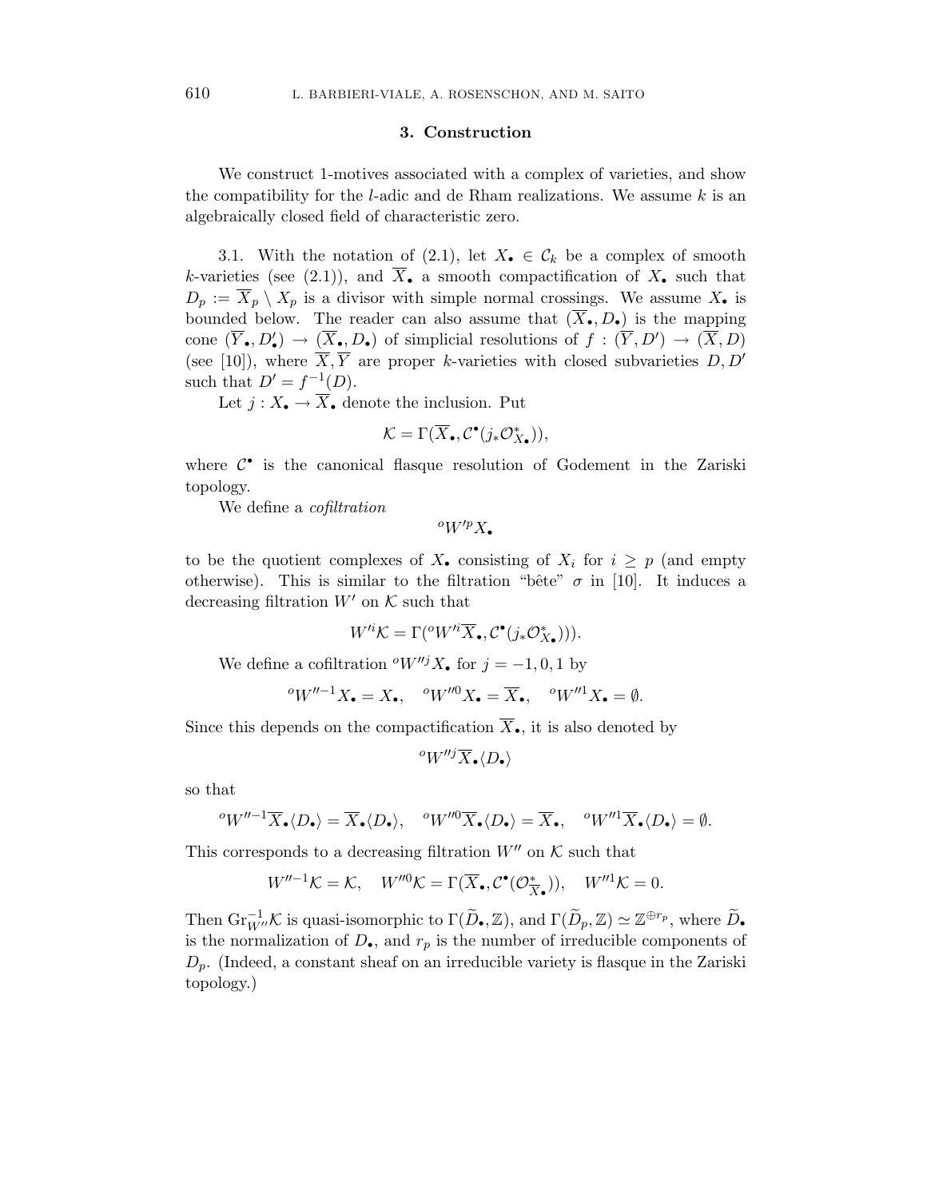## 3. Construction

We construct 1-motives associated with a complex of varieties, and show the compatibility for the $l$-adic and de Rham realizations. We assume $k$ is an algebraically closed field of characteristic zero.

3.1. With the notation of (2.1), let $X_\bullet \in \mathcal{C}_k$ be a complex of smooth $k$-varieties (see (2.1)), and $\overline{X}_\bullet$ a smooth compactification of $X_\bullet$ such that $D_p := \overline{X}_p \setminus X_p$ is a divisor with simple normal crossings. We assume $X_\bullet$ is bounded below. The reader can also assume that $(\overline{X}_\bullet, D_\bullet)$ is the mapping cone $(\overline{Y}_\bullet, D'_\bullet) \to (\overline{X}_\bullet, D_\bullet)$ of simplicial resolutions of $f : (\overline{Y}, D') \to (\overline{X}, D)$ (see [10]), where $\overline{X}, \overline{Y}$ are proper $k$-varieties with closed subvarieties $D, D'$ such that $D' = f^{-1}(D)$.

Let $j : X_\bullet \to \overline{X}_\bullet$ denote the inclusion. Put

$$\mathcal{K} = \Gamma(\overline{X}_\bullet, \mathcal{C}^\bullet(j_*\mathcal{O}^*_{X_\bullet})),$$

where $\mathcal{C}^\bullet$ is the canonical flasque resolution of Godement in the Zariski topology.

We define a *cofiltration*

$${}^oW'^pX_\bullet$$

to be the quotient complexes of $X_\bullet$ consisting of $X_i$ for $i \geq p$ (and empty otherwise). This is similar to the filtration "bête" $\sigma$ in [10]. It induces a decreasing filtration $W'$ on $\mathcal{K}$ such that

$$W'^i\mathcal{K} = \Gamma({}^oW'^i\overline{X}_\bullet, \mathcal{C}^\bullet(j_*\mathcal{O}^*_{X_\bullet}))).$$

We define a cofiltration ${}^oW''^jX_\bullet$ for $j = -1, 0, 1$ by

$${}^oW''^{-1}X_\bullet = X_\bullet, \quad {}^oW''^0X_\bullet = \overline{X}_\bullet, \quad {}^oW''^1X_\bullet = \emptyset.$$

Since this depends on the compactification $\overline{X}_\bullet$, it is also denoted by

$${}^oW''^j\overline{X}_\bullet\langle D_\bullet\rangle$$

so that

$${}^oW''^{-1}\overline{X}_\bullet\langle D_\bullet\rangle = \overline{X}_\bullet\langle D_\bullet\rangle, \quad {}^oW''^0\overline{X}_\bullet\langle D_\bullet\rangle = \overline{X}_\bullet, \quad {}^oW''^1\overline{X}_\bullet\langle D_\bullet\rangle = \emptyset.$$

This corresponds to a decreasing filtration $W''$ on $\mathcal{K}$ such that

$$W''^{-1}\mathcal{K} = \mathcal{K}, \quad W''^0\mathcal{K} = \Gamma(\overline{X}_\bullet, \mathcal{C}^\bullet(\mathcal{O}^*_{\overline{X}_\bullet})), \quad W''^1\mathcal{K} = 0.$$

Then $\mathrm{Gr}^{-1}_{W''}\mathcal{K}$ is quasi-isomorphic to $\Gamma(\widetilde{D}_\bullet, \mathbb{Z})$, and $\Gamma(\widetilde{D}_p, \mathbb{Z}) \simeq \mathbb{Z}^{\oplus r_p}$, where $\widetilde{D}_\bullet$ is the normalization of $D_\bullet$, and $r_p$ is the number of irreducible components of $D_p$. (Indeed, a constant sheaf on an irreducible variety is flasque in the Zariski topology.)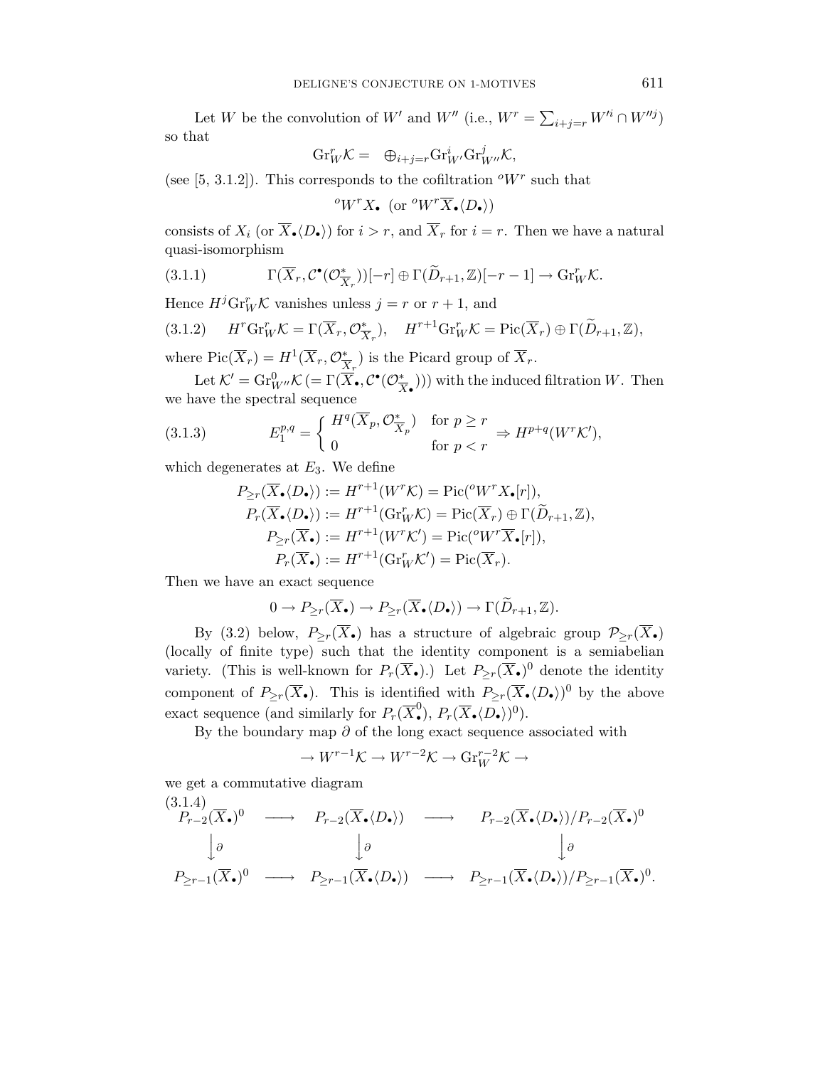Let $W$ be the convolution of $W'$ and $W''$ (i.e., $W^r = \sum_{i+j=r} W'^i \cap W''^j$) so that

$$\mathrm{Gr}^r_W \mathcal{K} = \quad \oplus_{i+j=r} \mathrm{Gr}^i_{W'} \mathrm{Gr}^j_{W''} \mathcal{K},$$

(see [5, 3.1.2]). This corresponds to the cofiltration ${}^oW^r$ such that

$${}^oW^r X_\bullet \ \ (\text{or } {}^oW^r \overline{X}_\bullet\langle D_\bullet\rangle)$$

consists of $X_i$ (or $\overline{X}_\bullet\langle D_\bullet\rangle$) for $i > r$, and $\overline{X}_r$ for $i = r$. Then we have a natural quasi-isomorphism

$$\Gamma(\overline{X}_r, \mathcal{C}^\bullet(\mathcal{O}^*_{\overline{X}_r}))[-r] \oplus \Gamma(\widetilde{D}_{r+1}, \mathbb{Z})[-r-1] \to \mathrm{Gr}^r_W \mathcal{K}. \tag{3.1.1}$$

Hence $H^j \mathrm{Gr}^r_W \mathcal{K}$ vanishes unless $j = r$ or $r+1$, and

$$H^r \mathrm{Gr}^r_W \mathcal{K} = \Gamma(\overline{X}_r, \mathcal{O}^*_{\overline{X}_r}), \quad H^{r+1} \mathrm{Gr}^r_W \mathcal{K} = \mathrm{Pic}(\overline{X}_r) \oplus \Gamma(\widetilde{D}_{r+1}, \mathbb{Z}), \tag{3.1.2}$$

where $\mathrm{Pic}(\overline{X}_r) = H^1(\overline{X}_r, \mathcal{O}^*_{\overline{X}_r})$ is the Picard group of $\overline{X}_r$.

Let $\mathcal{K}' = \mathrm{Gr}^0_{W''}\mathcal{K}\,(= \Gamma(\overline{X}_\bullet, \mathcal{C}^\bullet(\mathcal{O}^*_{\overline{X}_\bullet})))$ with the induced filtration $W$. Then we have the spectral sequence

$$E_1^{p,q} = \begin{cases} H^q(\overline{X}_p, \mathcal{O}^*_{\overline{X}_p}) & \text{for } p \geq r \\ 0 & \text{for } p < r \end{cases} \Rightarrow H^{p+q}(W^r\mathcal{K}'), \tag{3.1.3}$$

which degenerates at $E_3$. We define

$$\begin{aligned}
P_{\geq r}(\overline{X}_\bullet\langle D_\bullet\rangle) &:= H^{r+1}(W^r\mathcal{K}) = \mathrm{Pic}({}^oW^r X_\bullet[r]), \\
P_r(\overline{X}_\bullet\langle D_\bullet\rangle) &:= H^{r+1}(\mathrm{Gr}^r_W\mathcal{K}) = \mathrm{Pic}(\overline{X}_r) \oplus \Gamma(\widetilde{D}_{r+1}, \mathbb{Z}), \\
P_{\geq r}(\overline{X}_\bullet) &:= H^{r+1}(W^r\mathcal{K}') = \mathrm{Pic}({}^oW^r \overline{X}_\bullet[r]), \\
P_r(\overline{X}_\bullet) &:= H^{r+1}(\mathrm{Gr}^r_W\mathcal{K}') = \mathrm{Pic}(\overline{X}_r).
\end{aligned}$$

Then we have an exact sequence

$$0 \to P_{\geq r}(\overline{X}_\bullet) \to P_{\geq r}(\overline{X}_\bullet\langle D_\bullet\rangle) \to \Gamma(\widetilde{D}_{r+1}, \mathbb{Z}).$$

By (3.2) below, $P_{\geq r}(\overline{X}_\bullet)$ has a structure of algebraic group $\mathcal{P}_{\geq r}(\overline{X}_\bullet)$ (locally of finite type) such that the identity component is a semiabelian variety. (This is well-known for $P_r(\overline{X}_\bullet)$.) Let $P_{\geq r}(\overline{X}_\bullet)^0$ denote the identity component of $P_{\geq r}(\overline{X}_\bullet)$. This is identified with $P_{\geq r}(\overline{X}_\bullet\langle D_\bullet\rangle)^0$ by the above exact sequence (and similarly for $P_r(\overline{X}^0_\bullet)$, $P_r(\overline{X}_\bullet\langle D_\bullet\rangle)^0$).

By the boundary map $\partial$ of the long exact sequence associated with

$$\to W^{r-1}\mathcal{K} \to W^{r-2}\mathcal{K} \to \mathrm{Gr}^{r-2}_W\mathcal{K} \to$$

we get a commutative diagram

(3.1.4)
$$\begin{array}{ccccc}
P_{r-2}(\overline{X}_\bullet)^0 & \longrightarrow & P_{r-2}(\overline{X}_\bullet\langle D_\bullet\rangle) & \longrightarrow & P_{r-2}(\overline{X}_\bullet\langle D_\bullet\rangle)/P_{r-2}(\overline{X}_\bullet)^0 \\
\big\downarrow \partial & & \big\downarrow \partial & & \big\downarrow \partial \\
P_{\geq r-1}(\overline{X}_\bullet)^0 & \longrightarrow & P_{\geq r-1}(\overline{X}_\bullet\langle D_\bullet\rangle) & \longrightarrow & P_{\geq r-1}(\overline{X}_\bullet\langle D_\bullet\rangle)/P_{\geq r-1}(\overline{X}_\bullet)^0.
\end{array}$$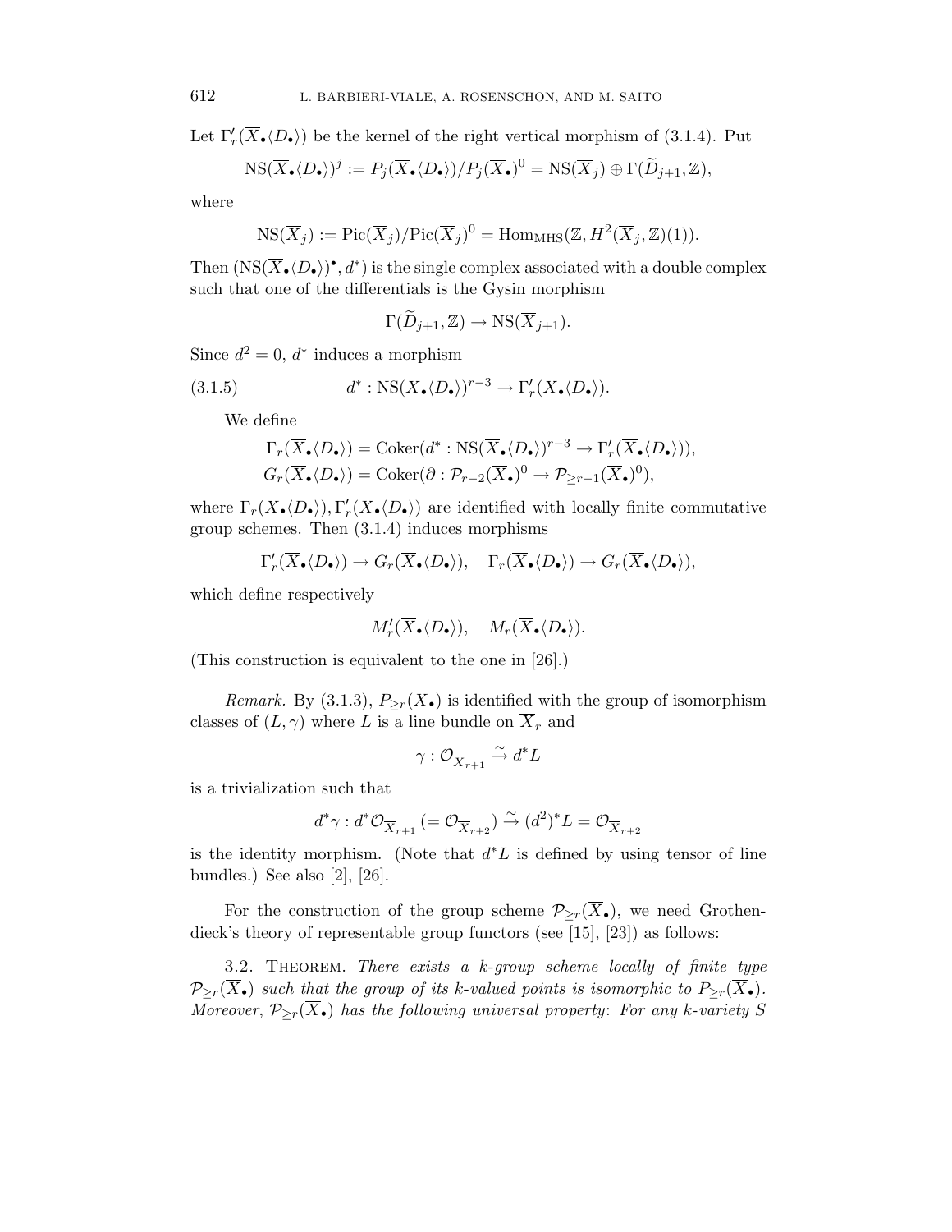Let $\Gamma'_r(\overline{X}_\bullet\langle D_\bullet\rangle)$ be the kernel of the right vertical morphism of (3.1.4). Put

$$\mathrm{NS}(\overline{X}_\bullet\langle D_\bullet\rangle)^j := P_j(\overline{X}_\bullet\langle D_\bullet\rangle)/P_j(\overline{X}_\bullet)^0 = \mathrm{NS}(\overline{X}_j) \oplus \Gamma(\widetilde{D}_{j+1}, \mathbb{Z}),$$

where

$$\mathrm{NS}(\overline{X}_j) := \mathrm{Pic}(\overline{X}_j)/\mathrm{Pic}(\overline{X}_j)^0 = \mathrm{Hom}_{\mathrm{MHS}}(\mathbb{Z}, H^2(\overline{X}_j, \mathbb{Z})(1)).$$

Then $(\mathrm{NS}(\overline{X}_\bullet\langle D_\bullet\rangle)^\bullet, d^*)$ is the single complex associated with a double complex such that one of the differentials is the Gysin morphism

$$\Gamma(\widetilde{D}_{j+1}, \mathbb{Z}) \to \mathrm{NS}(\overline{X}_{j+1}).$$

Since $d^2 = 0$, $d^*$ induces a morphism

$$d^* : \mathrm{NS}(\overline{X}_\bullet\langle D_\bullet\rangle)^{r-3} \to \Gamma'_r(\overline{X}_\bullet\langle D_\bullet\rangle). \tag{3.1.5}$$

We define

$$\Gamma_r(\overline{X}_\bullet\langle D_\bullet\rangle) = \mathrm{Coker}(d^* : \mathrm{NS}(\overline{X}_\bullet\langle D_\bullet\rangle)^{r-3} \to \Gamma'_r(\overline{X}_\bullet\langle D_\bullet\rangle)),$$
$$G_r(\overline{X}_\bullet\langle D_\bullet\rangle) = \mathrm{Coker}(\partial : \mathcal{P}_{r-2}(\overline{X}_\bullet)^0 \to \mathcal{P}_{\geq r-1}(\overline{X}_\bullet)^0),$$

where $\Gamma_r(\overline{X}_\bullet\langle D_\bullet\rangle), \Gamma'_r(\overline{X}_\bullet\langle D_\bullet\rangle)$ are identified with locally finite commutative group schemes. Then (3.1.4) induces morphisms

$$\Gamma'_r(\overline{X}_\bullet\langle D_\bullet\rangle) \to G_r(\overline{X}_\bullet\langle D_\bullet\rangle), \quad \Gamma_r(\overline{X}_\bullet\langle D_\bullet\rangle) \to G_r(\overline{X}_\bullet\langle D_\bullet\rangle),$$

which define respectively

$$M'_r(\overline{X}_\bullet\langle D_\bullet\rangle), \quad M_r(\overline{X}_\bullet\langle D_\bullet\rangle).$$

(This construction is equivalent to the one in [26].)

*Remark.* By (3.1.3), $P_{\geq r}(\overline{X}_\bullet)$ is identified with the group of isomorphism classes of $(L, \gamma)$ where $L$ is a line bundle on $\overline{X}_r$ and

$$\gamma : \mathcal{O}_{\overline{X}_{r+1}} \xrightarrow{\sim} d^*L$$

is a trivialization such that

$$d^*\gamma : d^*\mathcal{O}_{\overline{X}_{r+1}} (= \mathcal{O}_{\overline{X}_{r+2}}) \xrightarrow{\sim} (d^2)^*L = \mathcal{O}_{\overline{X}_{r+2}}$$

is the identity morphism. (Note that $d^*L$ is defined by using tensor of line bundles.) See also [2], [26].

For the construction of the group scheme $\mathcal{P}_{\geq r}(\overline{X}_\bullet)$, we need Grothendieck's theory of representable group functors (see [15], [23]) as follows:

3.2. Theorem. *There exists a $k$-group scheme locally of finite type $\mathcal{P}_{\geq r}(\overline{X}_\bullet)$ such that the group of its $k$-valued points is isomorphic to $P_{\geq r}(\overline{X}_\bullet)$. Moreover, $\mathcal{P}_{\geq r}(\overline{X}_\bullet)$ has the following universal property: For any $k$-variety $S$*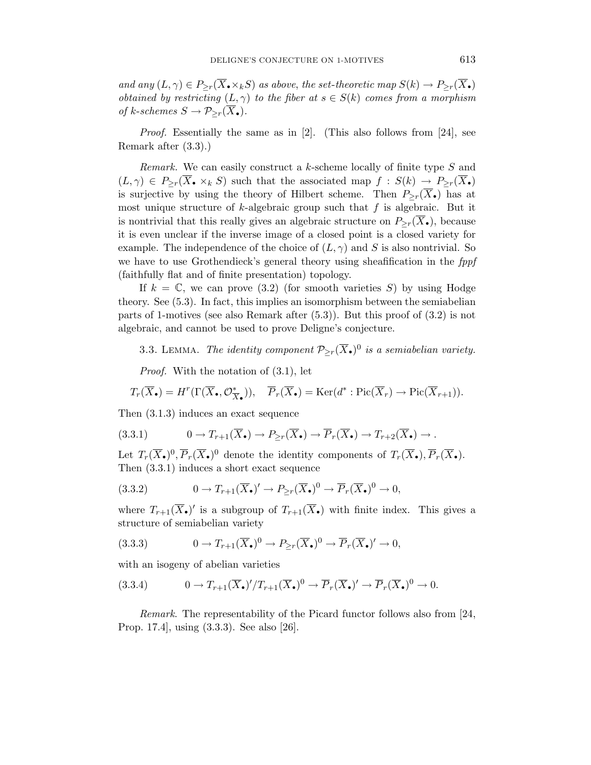*and any $(L,\gamma) \in P_{\ge r}(\overline{X}_\bullet \times_k S)$ as above, the set-theoretic map $S(k) \to P_{\ge r}(\overline{X}_\bullet)$ obtained by restricting $(L,\gamma)$ to the fiber at $s \in S(k)$ comes from a morphism of $k$-schemes $S \to \mathcal{P}_{\ge r}(\overline{X}_\bullet)$.*

*Proof.* Essentially the same as in [2]. (This also follows from [24], see Remark after (3.3).)

*Remark.* We can easily construct a $k$-scheme locally of finite type $S$ and $(L,\gamma) \in P_{\ge r}(\overline{X}_\bullet \times_k S)$ such that the associated map $f : S(k) \to P_{\ge r}(\overline{X}_\bullet)$ is surjective by using the theory of Hilbert scheme. Then $P_{\ge r}(\overline{X}_\bullet)$ has at most unique structure of $k$-algebraic group such that $f$ is algebraic. But it is nontrivial that this really gives an algebraic structure on $P_{\ge r}(\overline{X}_\bullet)$, because it is even unclear if the inverse image of a closed point is a closed variety for example. The independence of the choice of $(L,\gamma)$ and $S$ is also nontrivial. So we have to use Grothendieck's general theory using sheafification in the *fppf* (faithfully flat and of finite presentation) topology.

If $k = \mathbb{C}$, we can prove (3.2) (for smooth varieties $S$) by using Hodge theory. See (5.3). In fact, this implies an isomorphism between the semiabelian parts of 1-motives (see also Remark after (5.3)). But this proof of (3.2) is not algebraic, and cannot be used to prove Deligne's conjecture.

3.3. Lemma. *The identity component $\mathcal{P}_{\ge r}(\overline{X}_\bullet)^0$ is a semiabelian variety.*

*Proof.* With the notation of (3.1), let

$$T_r(\overline{X}_\bullet) = H^r(\Gamma(\overline{X}_\bullet, \mathcal{O}^*_{\overline{X}_\bullet})), \quad \overline{P}_r(\overline{X}_\bullet) = \mathrm{Ker}(d^* : \mathrm{Pic}(\overline{X}_r) \to \mathrm{Pic}(\overline{X}_{r+1})).$$

Then (3.1.3) induces an exact sequence

$$0 \to T_{r+1}(\overline{X}_\bullet) \to P_{\ge r}(\overline{X}_\bullet) \to \overline{P}_r(\overline{X}_\bullet) \to T_{r+2}(\overline{X}_\bullet) \to . \tag{3.3.1}$$

Let $T_r(\overline{X}_\bullet)^0, \overline{P}_r(\overline{X}_\bullet)^0$ denote the identity components of $T_r(\overline{X}_\bullet), \overline{P}_r(\overline{X}_\bullet)$. Then (3.3.1) induces a short exact sequence

$$0 \to T_{r+1}(\overline{X}_\bullet)' \to P_{\ge r}(\overline{X}_\bullet)^0 \to \overline{P}_r(\overline{X}_\bullet)^0 \to 0, \tag{3.3.2}$$

where $T_{r+1}(\overline{X}_\bullet)'$ is a subgroup of $T_{r+1}(\overline{X}_\bullet)$ with finite index. This gives a structure of semiabelian variety

$$0 \to T_{r+1}(\overline{X}_\bullet)^0 \to P_{\ge r}(\overline{X}_\bullet)^0 \to \overline{P}_r(\overline{X}_\bullet)' \to 0, \tag{3.3.3}$$

with an isogeny of abelian varieties

$$0 \to T_{r+1}(\overline{X}_\bullet)'/T_{r+1}(\overline{X}_\bullet)^0 \to \overline{P}_r(\overline{X}_\bullet)' \to \overline{P}_r(\overline{X}_\bullet)^0 \to 0. \tag{3.3.4}$$

*Remark*. The representability of the Picard functor follows also from [24, Prop. 17.4], using (3.3.3). See also [26].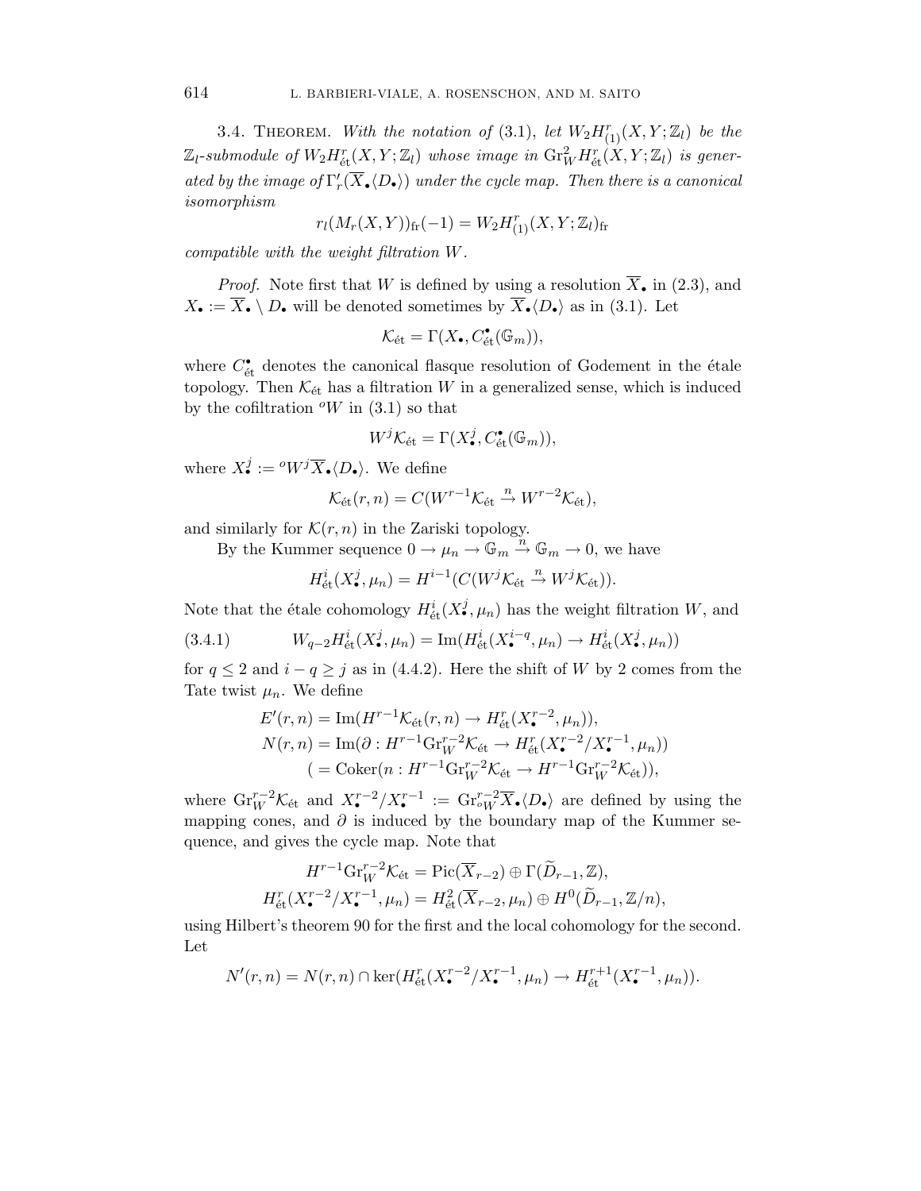3.4. Theorem. *With the notation of* (3.1), *let* $W_2 H^r_{(1)}(X,Y;\mathbb{Z}_l)$ *be the* $\mathbb{Z}_l$*-submodule of* $W_2 H^r_{\text{ét}}(X,Y;\mathbb{Z}_l)$ *whose image in* $\mathrm{Gr}^2_W H^r_{\text{ét}}(X,Y;\mathbb{Z}_l)$ *is generated by the image of* $\Gamma'_r(\overline{X}_\bullet\langle D_\bullet\rangle)$ *under the cycle map. Then there is a canonical isomorphism*

$$r_l(M_r(X,Y))_{\text{fr}}(-1) = W_2 H^r_{(1)}(X,Y;\mathbb{Z}_l)_{\text{fr}}$$

*compatible with the weight filtration* $W$.

*Proof.* Note first that $W$ is defined by using a resolution $\overline{X}_\bullet$ in (2.3), and $X_\bullet := \overline{X}_\bullet \setminus D_\bullet$ will be denoted sometimes by $\overline{X}_\bullet\langle D_\bullet\rangle$ as in (3.1). Let

$$\mathcal{K}_{\text{ét}} = \Gamma(X_\bullet, C^\bullet_{\text{ét}}(\mathbb{G}_m)),$$

where $C^\bullet_{\text{ét}}$ denotes the canonical flasque resolution of Godement in the étale topology. Then $\mathcal{K}_{\text{ét}}$ has a filtration $W$ in a generalized sense, which is induced by the cofiltration ${}^oW$ in (3.1) so that

$$W^j\mathcal{K}_{\text{ét}} = \Gamma(X^j_\bullet, C^\bullet_{\text{ét}}(\mathbb{G}_m)),$$

where $X^j_\bullet := {}^oW^j\overline{X}_\bullet\langle D_\bullet\rangle$. We define

$$\mathcal{K}_{\text{ét}}(r,n) = C(W^{r-1}\mathcal{K}_{\text{ét}} \xrightarrow{n} W^{r-2}\mathcal{K}_{\text{ét}}),$$

and similarly for $\mathcal{K}(r,n)$ in the Zariski topology.

By the Kummer sequence $0 \to \mu_n \to \mathbb{G}_m \xrightarrow{n} \mathbb{G}_m \to 0$, we have

$$H^i_{\text{ét}}(X^j_\bullet, \mu_n) = H^{i-1}(C(W^j\mathcal{K}_{\text{ét}} \xrightarrow{n} W^j\mathcal{K}_{\text{ét}})).$$

Note that the étale cohomology $H^i_{\text{ét}}(X^j_\bullet, \mu_n)$ has the weight filtration $W$, and

$$W_{q-2}H^i_{\text{ét}}(X^j_\bullet,\mu_n) = \mathrm{Im}(H^i_{\text{ét}}(X^{i-q}_\bullet,\mu_n) \to H^i_{\text{ét}}(X^j_\bullet,\mu_n)) \tag{3.4.1}$$

for $q \le 2$ and $i - q \ge j$ as in (4.4.2). Here the shift of $W$ by 2 comes from the Tate twist $\mu_n$. We define

$$\begin{aligned}
E'(r,n) &= \mathrm{Im}(H^{r-1}\mathcal{K}_{\text{ét}}(r,n) \to H^r_{\text{ét}}(X^{r-2}_\bullet,\mu_n)),\\
N(r,n) &= \mathrm{Im}(\partial : H^{r-1}\mathrm{Gr}^{r-2}_W\mathcal{K}_{\text{ét}} \to H^r_{\text{ét}}(X^{r-2}_\bullet/X^{r-1}_\bullet,\mu_n))\\
&\quad (= \mathrm{Coker}(n : H^{r-1}\mathrm{Gr}^{r-2}_W\mathcal{K}_{\text{ét}} \to H^{r-1}\mathrm{Gr}^{r-2}_W\mathcal{K}_{\text{ét}})),
\end{aligned}$$

where $\mathrm{Gr}^{r-2}_W\mathcal{K}_{\text{ét}}$ and $X^{r-2}_\bullet/X^{r-1}_\bullet := \mathrm{Gr}^{r-2}_{{}^oW}\overline{X}_\bullet\langle D_\bullet\rangle$ are defined by using the mapping cones, and $\partial$ is induced by the boundary map of the Kummer sequence, and gives the cycle map. Note that

$$\begin{aligned}
H^{r-1}\mathrm{Gr}^{r-2}_W\mathcal{K}_{\text{ét}} &= \mathrm{Pic}(\overline{X}_{r-2}) \oplus \Gamma(\widetilde{D}_{r-1},\mathbb{Z}),\\
H^r_{\text{ét}}(X^{r-2}_\bullet/X^{r-1}_\bullet,\mu_n) &= H^2_{\text{ét}}(\overline{X}_{r-2},\mu_n) \oplus H^0(\widetilde{D}_{r-1},\mathbb{Z}/n),
\end{aligned}$$

using Hilbert's theorem 90 for the first and the local cohomology for the second. Let

$$N'(r,n) = N(r,n) \cap \ker(H^r_{\text{ét}}(X^{r-2}_\bullet/X^{r-1}_\bullet,\mu_n) \to H^{r+1}_{\text{ét}}(X^{r-1}_\bullet,\mu_n)).$$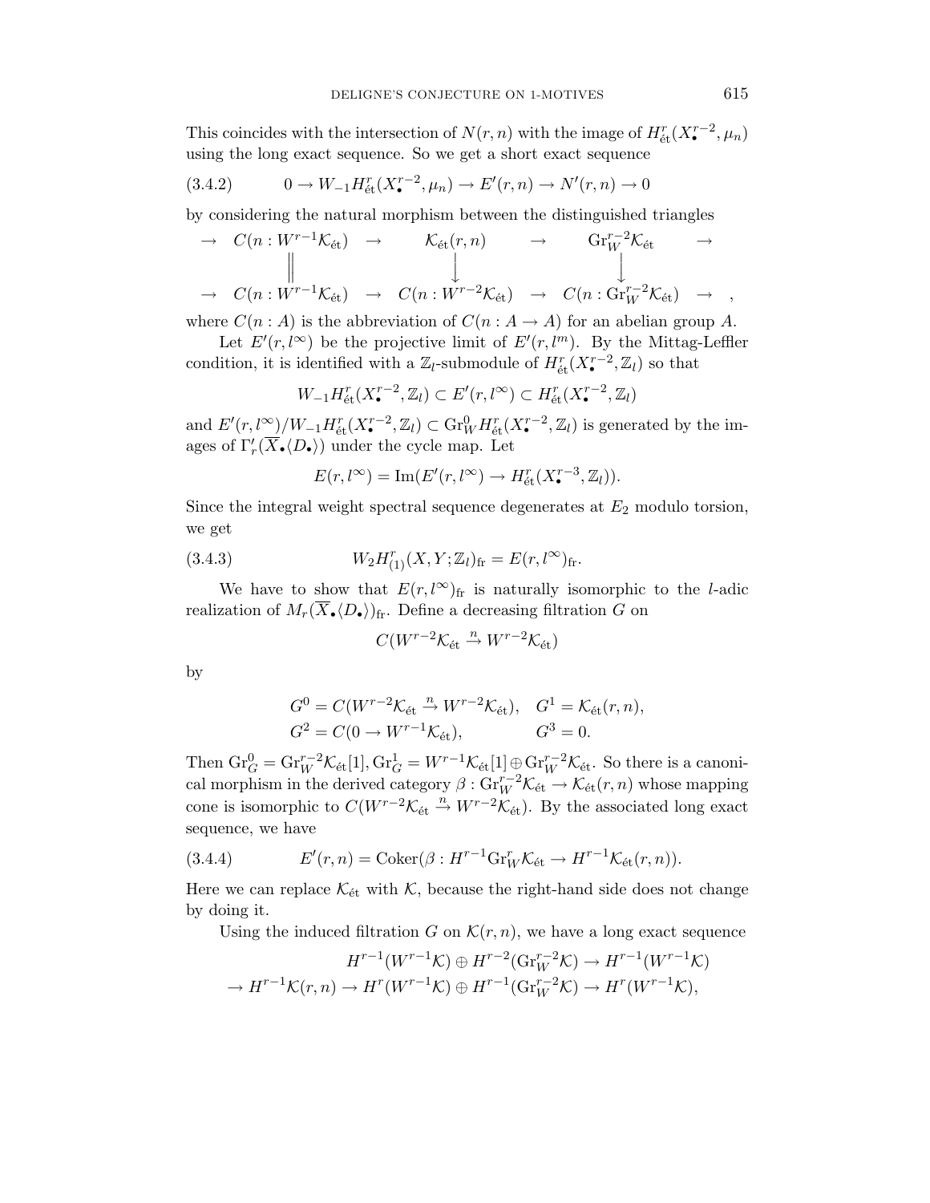This coincides with the intersection of $N(r,n)$ with the image of $H^r_{\text{ét}}(X^{r-2}_\bullet, \mu_n)$ using the long exact sequence. So we get a short exact sequence

$$
0 \to W_{-1}H^r_{\text{ét}}(X^{r-2}_\bullet, \mu_n) \to E'(r,n) \to N'(r,n) \to 0 \tag{3.4.2}
$$

by considering the natural morphism between the distinguished triangles

$$
\begin{array}{ccccccc}
\to & C(n : W^{r-1}\mathcal{K}_{\text{ét}}) & \to & \mathcal{K}_{\text{ét}}(r,n) & \to & \mathrm{Gr}^{r-2}_W \mathcal{K}_{\text{ét}} & \to \\
 & \| & & \downarrow & & \downarrow & \\
\to & C(n : W^{r-1}\mathcal{K}_{\text{ét}}) & \to & C(n : W^{r-2}\mathcal{K}_{\text{ét}}) & \to & C(n : \mathrm{Gr}^{r-2}_W \mathcal{K}_{\text{ét}}) & \to \quad ,
\end{array}
$$

where $C(n : A)$ is the abbreviation of $C(n : A \to A)$ for an abelian group $A$.

Let $E'(r, l^\infty)$ be the projective limit of $E'(r, l^m)$. By the Mittag-Leffler condition, it is identified with a $\mathbb{Z}_l$-submodule of $H^r_{\text{ét}}(X^{r-2}_\bullet, \mathbb{Z}_l)$ so that

$$
W_{-1}H^r_{\text{ét}}(X^{r-2}_\bullet, \mathbb{Z}_l) \subset E'(r, l^\infty) \subset H^r_{\text{ét}}(X^{r-2}_\bullet, \mathbb{Z}_l)
$$

and $E'(r, l^\infty)/W_{-1}H^r_{\text{ét}}(X^{r-2}_\bullet, \mathbb{Z}_l) \subset \mathrm{Gr}^0_W H^r_{\text{ét}}(X^{r-2}_\bullet, \mathbb{Z}_l)$ is generated by the images of $\Gamma'_r(\overline{X}_\bullet\langle D_\bullet\rangle)$ under the cycle map. Let

$$
E(r, l^\infty) = \mathrm{Im}(E'(r, l^\infty) \to H^r_{\text{ét}}(X^{r-3}_\bullet, \mathbb{Z}_l)).
$$

Since the integral weight spectral sequence degenerates at $E_2$ modulo torsion, we get

$$
W_2 H^r_{(1)}(X, Y; \mathbb{Z}_l)_{\text{fr}} = E(r, l^\infty)_{\text{fr}}. \tag{3.4.3}
$$

We have to show that $E(r, l^\infty)_{\text{fr}}$ is naturally isomorphic to the $l$-adic realization of $M_r(\overline{X}_\bullet\langle D_\bullet\rangle)_{\text{fr}}$. Define a decreasing filtration $G$ on

$$
C(W^{r-2}\mathcal{K}_{\text{ét}} \xrightarrow{n} W^{r-2}\mathcal{K}_{\text{ét}})
$$

by

$$
\begin{aligned}
G^0 &= C(W^{r-2}\mathcal{K}_{\text{ét}} \xrightarrow{n} W^{r-2}\mathcal{K}_{\text{ét}}), \quad & G^1 &= \mathcal{K}_{\text{ét}}(r,n), \\
G^2 &= C(0 \to W^{r-1}\mathcal{K}_{\text{ét}}), & G^3 &= 0.
\end{aligned}
$$

Then $\mathrm{Gr}^0_G = \mathrm{Gr}^{r-2}_W \mathcal{K}_{\text{ét}}[1], \mathrm{Gr}^1_G = W^{r-1}\mathcal{K}_{\text{ét}}[1] \oplus \mathrm{Gr}^{r-2}_W \mathcal{K}_{\text{ét}}$. So there is a canonical morphism in the derived category $\beta : \mathrm{Gr}^{r-2}_W \mathcal{K}_{\text{ét}} \to \mathcal{K}_{\text{ét}}(r,n)$ whose mapping cone is isomorphic to $C(W^{r-2}\mathcal{K}_{\text{ét}} \xrightarrow{n} W^{r-2}\mathcal{K}_{\text{ét}})$. By the associated long exact sequence, we have

$$
E'(r,n) = \mathrm{Coker}(\beta : H^{r-1}\mathrm{Gr}^r_W \mathcal{K}_{\text{ét}} \to H^{r-1}\mathcal{K}_{\text{ét}}(r,n)). \tag{3.4.4}
$$

Here we can replace $\mathcal{K}_{\text{ét}}$ with $\mathcal{K}$, because the right-hand side does not change by doing it.

Using the induced filtration $G$ on $\mathcal{K}(r,n)$, we have a long exact sequence

$$
\begin{aligned}
H^{r-1}(W^{r-1}\mathcal{K}) \oplus H^{r-2}(\mathrm{Gr}^{r-2}_W \mathcal{K}) &\to H^{r-1}(W^{r-1}\mathcal{K}) \\
\to H^{r-1}\mathcal{K}(r,n) \to H^r(W^{r-1}\mathcal{K}) \oplus H^{r-1}(\mathrm{Gr}^{r-2}_W \mathcal{K}) &\to H^r(W^{r-1}\mathcal{K}),
\end{aligned}
$$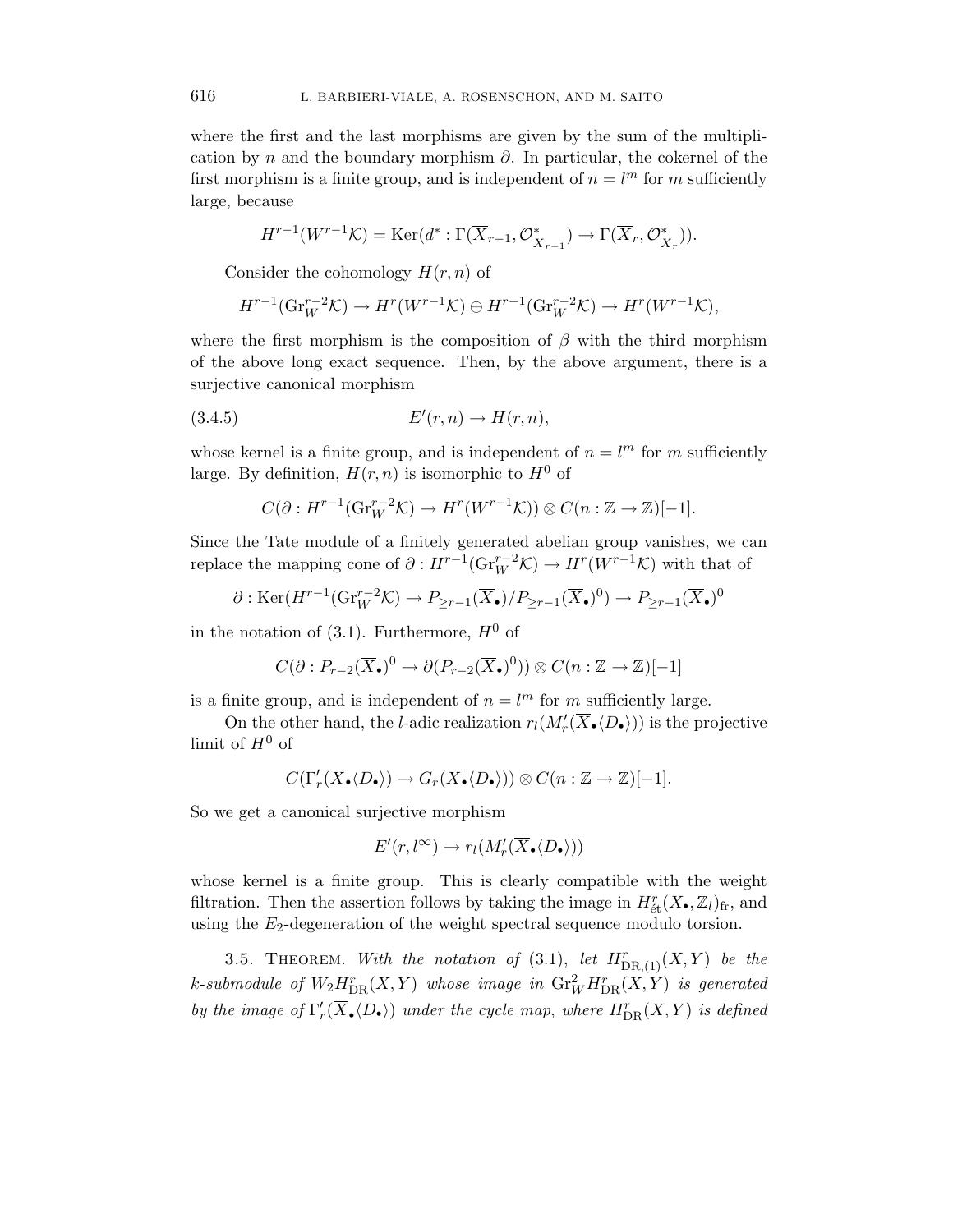where the first and the last morphisms are given by the sum of the multiplication by $n$ and the boundary morphism $\partial$. In particular, the cokernel of the first morphism is a finite group, and is independent of $n = l^m$ for $m$ sufficiently large, because

$$H^{r-1}(W^{r-1}\mathcal{K}) = \mathrm{Ker}(d^* : \Gamma(\overline{X}_{r-1}, \mathcal{O}^*_{\overline{X}_{r-1}}) \to \Gamma(\overline{X}_r, \mathcal{O}^*_{\overline{X}_r})).$$

Consider the cohomology $H(r,n)$ of

$$H^{r-1}(\mathrm{Gr}_W^{r-2}\mathcal{K}) \to H^r(W^{r-1}\mathcal{K}) \oplus H^{r-1}(\mathrm{Gr}_W^{r-2}\mathcal{K}) \to H^r(W^{r-1}\mathcal{K}),$$

where the first morphism is the composition of $\beta$ with the third morphism of the above long exact sequence. Then, by the above argument, there is a surjective canonical morphism

$$E'(r,n) \to H(r,n), \tag{3.4.5}$$

whose kernel is a finite group, and is independent of $n = l^m$ for $m$ sufficiently large. By definition, $H(r,n)$ is isomorphic to $H^0$ of

$$C(\partial : H^{r-1}(\mathrm{Gr}_W^{r-2}\mathcal{K}) \to H^r(W^{r-1}\mathcal{K})) \otimes C(n : \mathbb{Z} \to \mathbb{Z})[-1].$$

Since the Tate module of a finitely generated abelian group vanishes, we can replace the mapping cone of $\partial : H^{r-1}(\mathrm{Gr}_W^{r-2}\mathcal{K}) \to H^r(W^{r-1}\mathcal{K})$ with that of

$$\partial : \mathrm{Ker}(H^{r-1}(\mathrm{Gr}_W^{r-2}\mathcal{K}) \to P_{\geq r-1}(\overline{X}_\bullet)/P_{\geq r-1}(\overline{X}_\bullet)^0) \to P_{\geq r-1}(\overline{X}_\bullet)^0$$

in the notation of (3.1). Furthermore, $H^0$ of

$$C(\partial : P_{r-2}(\overline{X}_\bullet)^0 \to \partial(P_{r-2}(\overline{X}_\bullet)^0)) \otimes C(n : \mathbb{Z} \to \mathbb{Z})[-1]$$

is a finite group, and is independent of $n = l^m$ for $m$ sufficiently large.

On the other hand, the $l$-adic realization $r_l(M'_r(\overline{X}_\bullet\langle D_\bullet\rangle))$ is the projective limit of $H^0$ of

$$C(\Gamma'_r(\overline{X}_\bullet\langle D_\bullet\rangle) \to G_r(\overline{X}_\bullet\langle D_\bullet\rangle)) \otimes C(n : \mathbb{Z} \to \mathbb{Z})[-1].$$

So we get a canonical surjective morphism

$$E'(r, l^\infty) \to r_l(M'_r(\overline{X}_\bullet\langle D_\bullet\rangle))$$

whose kernel is a finite group. This is clearly compatible with the weight filtration. Then the assertion follows by taking the image in $H^r_{\text{ét}}(X_\bullet, \mathbb{Z}_l)_{\mathrm{fr}}$, and using the $E_2$-degeneration of the weight spectral sequence modulo torsion.

3.5. Theorem. *With the notation of (3.1), let $H^r_{\mathrm{DR},(1)}(X,Y)$ be the $k$-submodule of $W_2H^r_{\mathrm{DR}}(X,Y)$ whose image in $\mathrm{Gr}^2_W H^r_{\mathrm{DR}}(X,Y)$ is generated by the image of $\Gamma'_r(\overline{X}_\bullet\langle D_\bullet\rangle)$ under the cycle map, where $H^r_{\mathrm{DR}}(X,Y)$ is defined*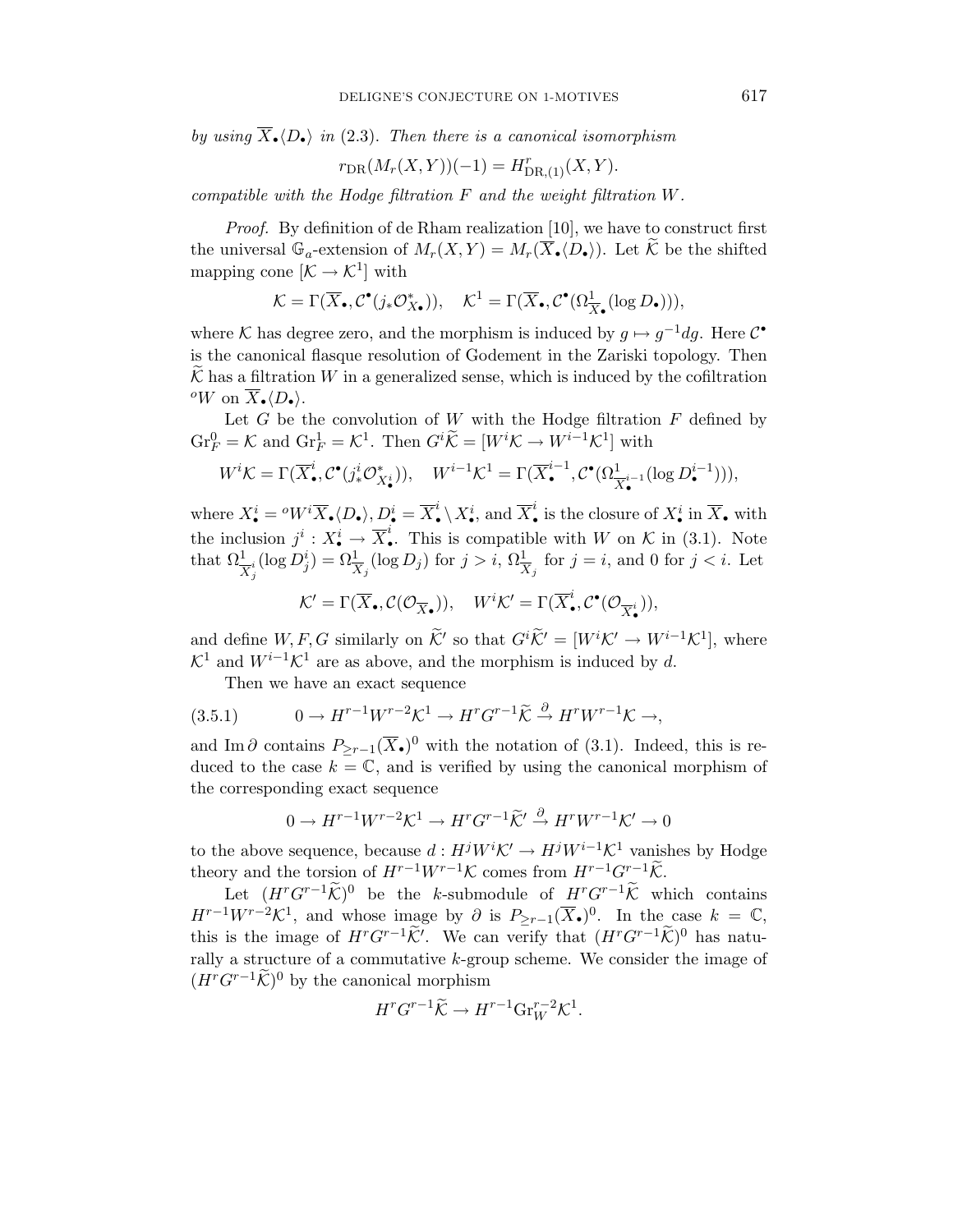*by using $\overline{X}_\bullet\langle D_\bullet\rangle$ in* (2.3). *Then there is a canonical isomorphism*

$$r_{\mathrm{DR}}(M_r(X,Y))(-1) = H^r_{\mathrm{DR},(1)}(X,Y).$$

*compatible with the Hodge filtration $F$ and the weight filtration $W$.*

*Proof.* By definition of de Rham realization [10], we have to construct first the universal $\mathbb{G}_a$-extension of $M_r(X,Y) = M_r(\overline{X}_\bullet\langle D_\bullet\rangle)$. Let $\widetilde{\mathcal{K}}$ be the shifted mapping cone $[\mathcal{K} \to \mathcal{K}^1]$ with

$$\mathcal{K} = \Gamma(\overline{X}_\bullet, \mathcal{C}^\bullet(j_*\mathcal{O}^*_{X_\bullet})), \quad \mathcal{K}^1 = \Gamma(\overline{X}_\bullet, \mathcal{C}^\bullet(\Omega^1_{\overline{X}_\bullet}(\log D_\bullet))),$$

where $\mathcal{K}$ has degree zero, and the morphism is induced by $g \mapsto g^{-1}dg$. Here $\mathcal{C}^\bullet$ is the canonical flasque resolution of Godement in the Zariski topology. Then $\widetilde{\mathcal{K}}$ has a filtration $W$ in a generalized sense, which is induced by the cofiltration ${}^oW$ on $\overline{X}_\bullet\langle D_\bullet\rangle$.

Let $G$ be the convolution of $W$ with the Hodge filtration $F$ defined by $\mathrm{Gr}^0_F = \mathcal{K}$ and $\mathrm{Gr}^1_F = \mathcal{K}^1$. Then $G^i\widetilde{\mathcal{K}} = [W^i\mathcal{K} \to W^{i-1}\mathcal{K}^1]$ with

$$W^i\mathcal{K} = \Gamma(\overline{X}^i_\bullet, \mathcal{C}^\bullet(j^i_*\mathcal{O}^*_{X^i_\bullet})), \quad W^{i-1}\mathcal{K}^1 = \Gamma(\overline{X}^{i-1}_\bullet, \mathcal{C}^\bullet(\Omega^1_{\overline{X}^{i-1}_\bullet}(\log D^{i-1}_\bullet))),$$

where $X^i_\bullet = {}^oW^i\overline{X}_\bullet\langle D_\bullet\rangle$, $D^i_\bullet = \overline{X}^i_\bullet \setminus X^i_\bullet$, and $\overline{X}^i_\bullet$ is the closure of $X^i_\bullet$ in $\overline{X}_\bullet$ with the inclusion $j^i : X^i_\bullet \to \overline{X}^i_\bullet$. This is compatible with $W$ on $\mathcal{K}$ in (3.1). Note that $\Omega^1_{\overline{X}^i_j}(\log D^i_j) = \Omega^1_{\overline{X}_j}(\log D_j)$ for $j > i$, $\Omega^1_{\overline{X}_j}$ for $j = i$, and $0$ for $j < i$. Let

$$\mathcal{K}' = \Gamma(\overline{X}_\bullet, \mathcal{C}(\mathcal{O}_{\overline{X}_\bullet})), \quad W^i\mathcal{K}' = \Gamma(\overline{X}^i_\bullet, \mathcal{C}^\bullet(\mathcal{O}_{\overline{X}^i_\bullet})),$$

and define $W, F, G$ similarly on $\widetilde{\mathcal{K}}'$ so that $G^i\widetilde{\mathcal{K}}' = [W^i\mathcal{K}' \to W^{i-1}\mathcal{K}^1]$, where $\mathcal{K}^1$ and $W^{i-1}\mathcal{K}^1$ are as above, and the morphism is induced by $d$.

Then we have an exact sequence

$$0 \to H^{r-1}W^{r-2}\mathcal{K}^1 \to H^rG^{r-1}\widetilde{\mathcal{K}} \xrightarrow{\partial} H^rW^{r-1}\mathcal{K} \to, \tag{3.5.1}$$

and $\mathrm{Im}\,\partial$ contains $P_{\geq r-1}(\overline{X}_\bullet)^0$ with the notation of (3.1). Indeed, this is reduced to the case $k = \mathbb{C}$, and is verified by using the canonical morphism of the corresponding exact sequence

$$0 \to H^{r-1}W^{r-2}\mathcal{K}^1 \to H^rG^{r-1}\widetilde{\mathcal{K}}' \xrightarrow{\partial} H^rW^{r-1}\mathcal{K}' \to 0$$

to the above sequence, because $d : H^jW^i\mathcal{K}' \to H^jW^{i-1}\mathcal{K}^1$ vanishes by Hodge theory and the torsion of $H^{r-1}W^{r-1}\mathcal{K}$ comes from $H^{r-1}G^{r-1}\widetilde{\mathcal{K}}$.

Let $(H^rG^{r-1}\widetilde{\mathcal{K}})^0$ be the $k$-submodule of $H^rG^{r-1}\widetilde{\mathcal{K}}$ which contains $H^{r-1}W^{r-2}\mathcal{K}^1$, and whose image by $\partial$ is $P_{\geq r-1}(\overline{X}_\bullet)^0$. In the case $k = \mathbb{C}$, this is the image of $H^rG^{r-1}\widetilde{\mathcal{K}}'$. We can verify that $(H^rG^{r-1}\widetilde{\mathcal{K}})^0$ has naturally a structure of a commutative $k$-group scheme. We consider the image of $(H^rG^{r-1}\widetilde{\mathcal{K}})^0$ by the canonical morphism

$$H^rG^{r-1}\widetilde{\mathcal{K}} \to H^{r-1}\mathrm{Gr}^{r-2}_W\mathcal{K}^1.$$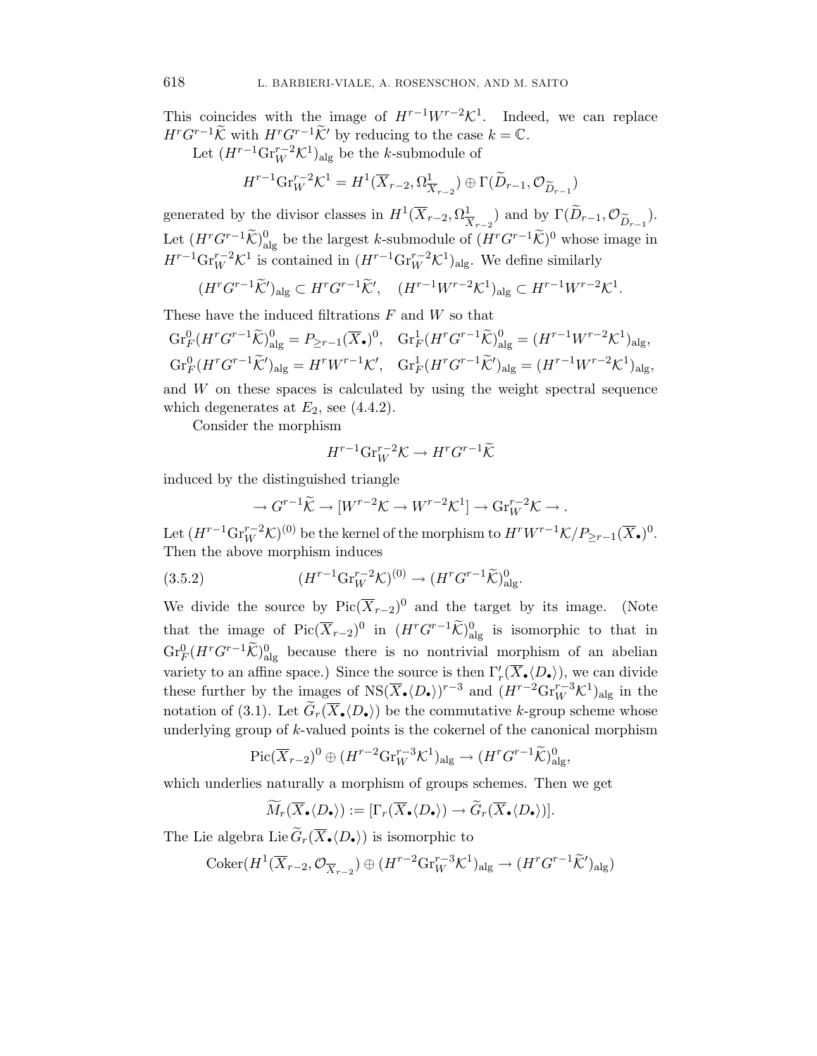This coincides with the image of $H^{r-1}W^{r-2}\mathcal{K}^1$. Indeed, we can replace $H^rG^{r-1}\widetilde{\mathcal{K}}$ with $H^rG^{r-1}\widetilde{\mathcal{K}}'$ by reducing to the case $k=\mathbb{C}$.

Let $(H^{r-1}\mathrm{Gr}_W^{r-2}\mathcal{K}^1)_{\mathrm{alg}}$ be the $k$-submodule of

$$H^{r-1}\mathrm{Gr}_W^{r-2}\mathcal{K}^1 = H^1(\overline{X}_{r-2}, \Omega^1_{\overline{X}_{r-2}}) \oplus \Gamma(\widetilde{D}_{r-1}, \mathcal{O}_{\widetilde{D}_{r-1}})$$

generated by the divisor classes in $H^1(\overline{X}_{r-2}, \Omega^1_{\overline{X}_{r-2}})$ and by $\Gamma(\widetilde{D}_{r-1}, \mathcal{O}_{\widetilde{D}_{r-1}})$. Let $(H^rG^{r-1}\widetilde{\mathcal{K}})^0_{\mathrm{alg}}$ be the largest $k$-submodule of $(H^rG^{r-1}\widetilde{\mathcal{K}})^0$ whose image in $H^{r-1}\mathrm{Gr}_W^{r-2}\mathcal{K}^1$ is contained in $(H^{r-1}\mathrm{Gr}_W^{r-2}\mathcal{K}^1)_{\mathrm{alg}}$. We define similarly

$$(H^rG^{r-1}\widetilde{\mathcal{K}}')_{\mathrm{alg}} \subset H^rG^{r-1}\widetilde{\mathcal{K}}', \quad (H^{r-1}W^{r-2}\mathcal{K}^1)_{\mathrm{alg}} \subset H^{r-1}W^{r-2}\mathcal{K}^1.$$

These have the induced filtrations $F$ and $W$ so that

$$\mathrm{Gr}_F^0(H^rG^{r-1}\widetilde{\mathcal{K}})^0_{\mathrm{alg}} = P_{\geq r-1}(\overline{X}_\bullet)^0, \quad \mathrm{Gr}_F^1(H^rG^{r-1}\widetilde{\mathcal{K}})^0_{\mathrm{alg}} = (H^{r-1}W^{r-2}\mathcal{K}^1)_{\mathrm{alg}},$$

$$\mathrm{Gr}_F^0(H^rG^{r-1}\widetilde{\mathcal{K}}')_{\mathrm{alg}} = H^rW^{r-1}\mathcal{K}', \quad \mathrm{Gr}_F^1(H^rG^{r-1}\widetilde{\mathcal{K}}')_{\mathrm{alg}} = (H^{r-1}W^{r-2}\mathcal{K}^1)_{\mathrm{alg}},$$

and $W$ on these spaces is calculated by using the weight spectral sequence which degenerates at $E_2$, see (4.4.2).

Consider the morphism

$$H^{r-1}\mathrm{Gr}_W^{r-2}\mathcal{K} \to H^rG^{r-1}\widetilde{\mathcal{K}}$$

induced by the distinguished triangle

$$\to G^{r-1}\widetilde{\mathcal{K}} \to [W^{r-2}\mathcal{K} \to W^{r-2}\mathcal{K}^1] \to \mathrm{Gr}_W^{r-2}\mathcal{K} \to .$$

Let $(H^{r-1}\mathrm{Gr}_W^{r-2}\mathcal{K})^{(0)}$ be the kernel of the morphism to $H^rW^{r-1}\mathcal{K}/P_{\geq r-1}(\overline{X}_\bullet)^0$. Then the above morphism induces

$$(H^{r-1}\mathrm{Gr}_W^{r-2}\mathcal{K})^{(0)} \to (H^rG^{r-1}\widetilde{\mathcal{K}})^0_{\mathrm{alg}}. \tag{3.5.2}$$

We divide the source by $\mathrm{Pic}(\overline{X}_{r-2})^0$ and the target by its image. (Note that the image of $\mathrm{Pic}(\overline{X}_{r-2})^0$ in $(H^rG^{r-1}\widetilde{\mathcal{K}})^0_{\mathrm{alg}}$ is isomorphic to that in $\mathrm{Gr}_F^0(H^rG^{r-1}\widetilde{\mathcal{K}})^0_{\mathrm{alg}}$ because there is no nontrivial morphism of an abelian variety to an affine space.) Since the source is then $\Gamma'_r(\overline{X}_\bullet\langle D_\bullet\rangle)$, we can divide these further by the images of $\mathrm{NS}(\overline{X}_\bullet\langle D_\bullet\rangle)^{r-3}$ and $(H^{r-2}\mathrm{Gr}_W^{r-3}\mathcal{K}^1)_{\mathrm{alg}}$ in the notation of (3.1). Let $\widetilde{G}_r(\overline{X}_\bullet\langle D_\bullet\rangle)$ be the commutative $k$-group scheme whose underlying group of $k$-valued points is the cokernel of the canonical morphism

$$\mathrm{Pic}(\overline{X}_{r-2})^0 \oplus (H^{r-2}\mathrm{Gr}_W^{r-3}\mathcal{K}^1)_{\mathrm{alg}} \to (H^rG^{r-1}\widetilde{\mathcal{K}})^0_{\mathrm{alg}},$$

which underlies naturally a morphism of groups schemes. Then we get

$$\widetilde{M}_r(\overline{X}_\bullet\langle D_\bullet\rangle) := [\Gamma_r(\overline{X}_\bullet\langle D_\bullet\rangle) \to \widetilde{G}_r(\overline{X}_\bullet\langle D_\bullet\rangle)].$$

The Lie algebra $\mathrm{Lie}\,\widetilde{G}_r(\overline{X}_\bullet\langle D_\bullet\rangle)$ is isomorphic to

$$\mathrm{Coker}(H^1(\overline{X}_{r-2}, \mathcal{O}_{\overline{X}_{r-2}}) \oplus (H^{r-2}\mathrm{Gr}_W^{r-3}\mathcal{K}^1)_{\mathrm{alg}} \to (H^rG^{r-1}\widetilde{\mathcal{K}}')_{\mathrm{alg}})$$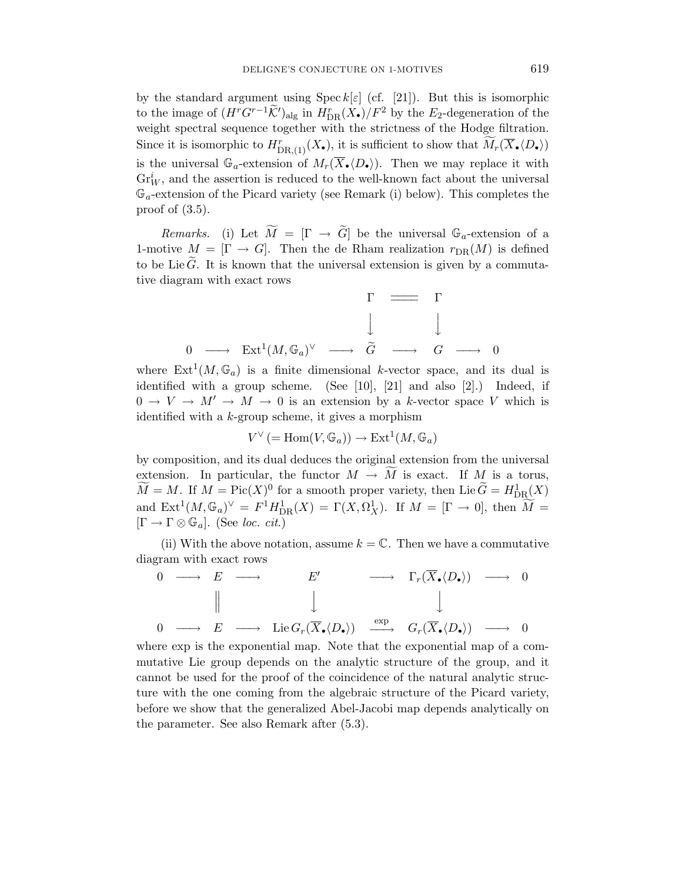by the standard argument using $\operatorname{Spec} k[\varepsilon]$ (cf. [21]). But this is isomorphic to the image of $(H^r G^{r-1}\widetilde{\mathcal{K}}')_{\mathrm{alg}}$ in $H^r_{\mathrm{DR}}(X_\bullet)/F^2$ by the $E_2$-degeneration of the weight spectral sequence together with the strictness of the Hodge filtration. Since it is isomorphic to $H^r_{\mathrm{DR},(1)}(X_\bullet)$, it is sufficient to show that $\widetilde{M}_r(\overline{X}_\bullet\langle D_\bullet\rangle)$ is the universal $\mathbb{G}_a$-extension of $M_r(\overline{X}_\bullet\langle D_\bullet\rangle)$. Then we may replace it with $\mathrm{Gr}^i_W$, and the assertion is reduced to the well-known fact about the universal $\mathbb{G}_a$-extension of the Picard variety (see Remark (i) below). This completes the proof of (3.5).

*Remarks.* (i) Let $\widetilde{M} = [\Gamma \to \widetilde{G}]$ be the universal $\mathbb{G}_a$-extension of a 1-motive $M = [\Gamma \to G]$. Then the de Rham realization $r_{\mathrm{DR}}(M)$ is defined to be $\operatorname{Lie}\widetilde{G}$. It is known that the universal extension is given by a commutative diagram with exact rows

$$\begin{array}{ccccccccc} & & & & \Gamma & = & \Gamma & & \\ & & & & \downarrow & & \downarrow & & \\ 0 & \longrightarrow & \operatorname{Ext}^1(M,\mathbb{G}_a)^\vee & \longrightarrow & \widetilde{G} & \longrightarrow & G & \longrightarrow & 0 \end{array}$$

where $\operatorname{Ext}^1(M,\mathbb{G}_a)$ is a finite dimensional $k$-vector space, and its dual is identified with a group scheme. (See [10], [21] and also [2].) Indeed, if $0 \to V \to M' \to M \to 0$ is an extension by a $k$-vector space $V$ which is identified with a $k$-group scheme, it gives a morphism

$$V^\vee\,(= \operatorname{Hom}(V,\mathbb{G}_a)) \to \operatorname{Ext}^1(M,\mathbb{G}_a)$$

by composition, and its dual deduces the original extension from the universal extension. In particular, the functor $M \to \widetilde{M}$ is exact. If $M$ is a torus, $\widetilde{M} = M$. If $M = \operatorname{Pic}(X)^0$ for a smooth proper variety, then $\operatorname{Lie}\widetilde{G} = H^1_{\mathrm{DR}}(X)$ and $\operatorname{Ext}^1(M,\mathbb{G}_a)^\vee = F^1H^1_{\mathrm{DR}}(X) = \Gamma(X,\Omega^1_X)$. If $M = [\Gamma \to 0]$, then $\widetilde{M} = [\Gamma \to \Gamma\otimes\mathbb{G}_a]$. (See *loc. cit.*)

(ii) With the above notation, assume $k = \mathbb{C}$. Then we have a commutative diagram with exact rows

$$\begin{array}{ccccccccc} 0 & \longrightarrow & E & \longrightarrow & E' & \longrightarrow & \Gamma_r(\overline{X}_\bullet\langle D_\bullet\rangle) & \longrightarrow & 0 \\ & & \| & & \downarrow & & \downarrow & & \\ 0 & \longrightarrow & E & \longrightarrow & \operatorname{Lie} G_r(\overline{X}_\bullet\langle D_\bullet\rangle) & \xrightarrow{\exp} & G_r(\overline{X}_\bullet\langle D_\bullet\rangle) & \longrightarrow & 0 \end{array}$$

where exp is the exponential map. Note that the exponential map of a commutative Lie group depends on the analytic structure of the group, and it cannot be used for the proof of the coincidence of the natural analytic structure with the one coming from the algebraic structure of the Picard variety, before we show that the generalized Abel-Jacobi map depends analytically on the parameter. See also Remark after (5.3).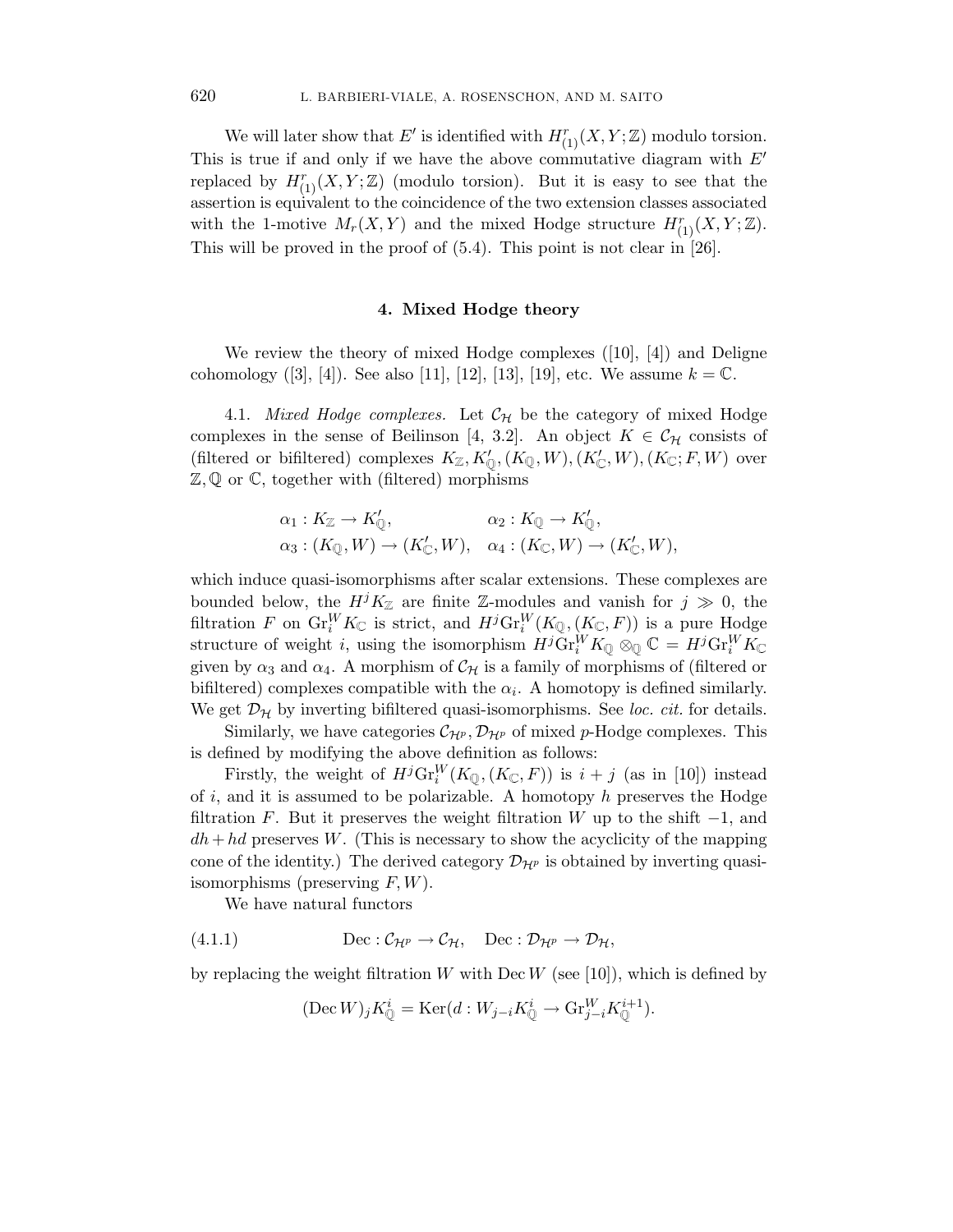We will later show that $E'$ is identified with $H^r_{(1)}(X, Y; \mathbb{Z})$ modulo torsion. This is true if and only if we have the above commutative diagram with $E'$ replaced by $H^r_{(1)}(X, Y; \mathbb{Z})$ (modulo torsion). But it is easy to see that the assertion is equivalent to the coincidence of the two extension classes associated with the 1-motive $M_r(X, Y)$ and the mixed Hodge structure $H^r_{(1)}(X, Y; \mathbb{Z})$. This will be proved in the proof of (5.4). This point is not clear in [26].

## 4. Mixed Hodge theory

We review the theory of mixed Hodge complexes ([10], [4]) and Deligne cohomology ([3], [4]). See also [11], [12], [13], [19], etc. We assume $k = \mathbb{C}$.

4.1. *Mixed Hodge complexes.* Let $\mathcal{C}_{\mathcal{H}}$ be the category of mixed Hodge complexes in the sense of Beilinson [4, 3.2]. An object $K \in \mathcal{C}_{\mathcal{H}}$ consists of (filtered or bifiltered) complexes $K_{\mathbb{Z}}, K'_{\mathbb{Q}}, (K_{\mathbb{Q}}, W), (K'_{\mathbb{C}}, W), (K_{\mathbb{C}}; F, W)$ over $\mathbb{Z}, \mathbb{Q}$ or $\mathbb{C}$, together with (filtered) morphisms

$$\alpha_1 : K_{\mathbb{Z}} \to K'_{\mathbb{Q}}, \qquad \alpha_2 : K_{\mathbb{Q}} \to K'_{\mathbb{Q}},$$
$$\alpha_3 : (K_{\mathbb{Q}}, W) \to (K'_{\mathbb{C}}, W), \quad \alpha_4 : (K_{\mathbb{C}}, W) \to (K'_{\mathbb{C}}, W),$$

which induce quasi-isomorphisms after scalar extensions. These complexes are bounded below, the $H^j K_{\mathbb{Z}}$ are finite $\mathbb{Z}$-modules and vanish for $j \gg 0$, the filtration $F$ on $\mathrm{Gr}^W_i K_{\mathbb{C}}$ is strict, and $H^j \mathrm{Gr}^W_i (K_{\mathbb{Q}}, (K_{\mathbb{C}}, F))$ is a pure Hodge structure of weight $i$, using the isomorphism $H^j \mathrm{Gr}^W_i K_{\mathbb{Q}} \otimes_{\mathbb{Q}} \mathbb{C} = H^j \mathrm{Gr}^W_i K_{\mathbb{C}}$ given by $\alpha_3$ and $\alpha_4$. A morphism of $\mathcal{C}_{\mathcal{H}}$ is a family of morphisms of (filtered or bifiltered) complexes compatible with the $\alpha_i$. A homotopy is defined similarly. We get $\mathcal{D}_{\mathcal{H}}$ by inverting bifiltered quasi-isomorphisms. See *loc. cit.* for details.

Similarly, we have categories $\mathcal{C}_{\mathcal{H}^p}, \mathcal{D}_{\mathcal{H}^p}$ of mixed $p$-Hodge complexes. This is defined by modifying the above definition as follows:

Firstly, the weight of $H^j \mathrm{Gr}^W_i (K_{\mathbb{Q}}, (K_{\mathbb{C}}, F))$ is $i + j$ (as in [10]) instead of $i$, and it is assumed to be polarizable. A homotopy $h$ preserves the Hodge filtration $F$. But it preserves the weight filtration $W$ up to the shift $-1$, and $dh + hd$ preserves $W$. (This is necessary to show the acyclicity of the mapping cone of the identity.) The derived category $\mathcal{D}_{\mathcal{H}^p}$ is obtained by inverting quasi-isomorphisms (preserving $F, W$).

We have natural functors

$$\mathrm{Dec} : \mathcal{C}_{\mathcal{H}^p} \to \mathcal{C}_{\mathcal{H}}, \quad \mathrm{Dec} : \mathcal{D}_{\mathcal{H}^p} \to \mathcal{D}_{\mathcal{H}}, \tag{4.1.1}$$

by replacing the weight filtration $W$ with $\mathrm{Dec}\, W$ (see [10]), which is defined by

$$(\mathrm{Dec}\, W)_j K^i_{\mathbb{Q}} = \mathrm{Ker}(d : W_{j-i} K^i_{\mathbb{Q}} \to \mathrm{Gr}^W_{j-i} K^{i+1}_{\mathbb{Q}}).$$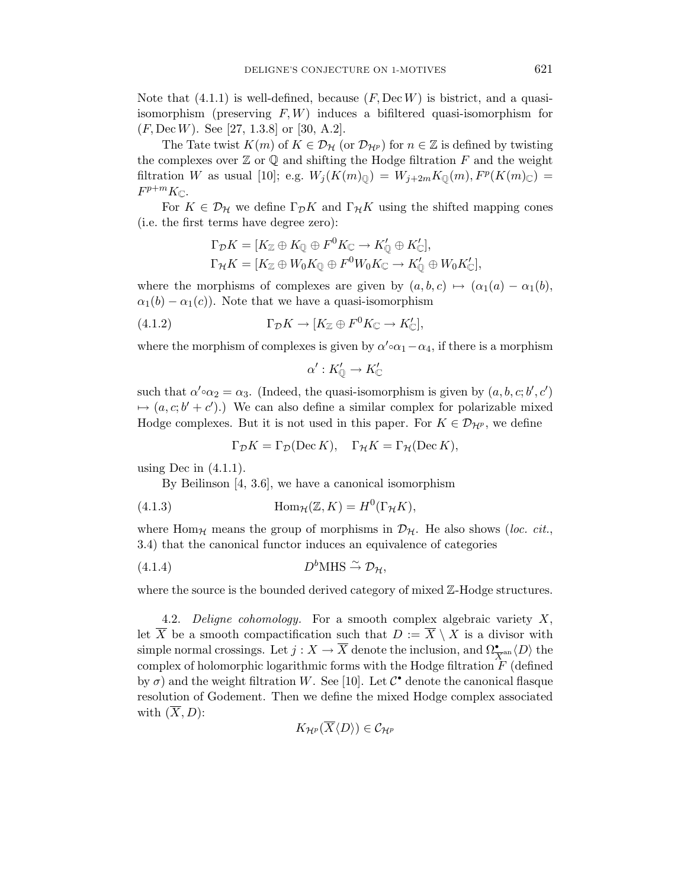Note that (4.1.1) is well-defined, because $(F, \operatorname{Dec} W)$ is bistrict, and a quasi-isomorphism (preserving $F, W$) induces a bifiltered quasi-isomorphism for $(F, \operatorname{Dec} W)$. See [27, 1.3.8] or [30, A.2].

The Tate twist $K(m)$ of $K \in \mathcal{D}_{\mathcal{H}}$ (or $\mathcal{D}_{\mathcal{H}^p}$) for $n \in \mathbb{Z}$ is defined by twisting the complexes over $\mathbb{Z}$ or $\mathbb{Q}$ and shifting the Hodge filtration $F$ and the weight filtration $W$ as usual [10]; e.g. $W_j(K(m)_{\mathbb{Q}}) = W_{j+2m}K_{\mathbb{Q}}(m), F^p(K(m)_{\mathbb{C}}) = F^{p+m}K_{\mathbb{C}}$.

For $K \in \mathcal{D}_{\mathcal{H}}$ we define $\Gamma_{\mathcal{D}}K$ and $\Gamma_{\mathcal{H}}K$ using the shifted mapping cones (i.e. the first terms have degree zero):

$$\Gamma_{\mathcal{D}}K = [K_{\mathbb{Z}} \oplus K_{\mathbb{Q}} \oplus F^0K_{\mathbb{C}} \to K'_{\mathbb{Q}} \oplus K'_{\mathbb{C}}],$$
$$\Gamma_{\mathcal{H}}K = [K_{\mathbb{Z}} \oplus W_0K_{\mathbb{Q}} \oplus F^0W_0K_{\mathbb{C}} \to K'_{\mathbb{Q}} \oplus W_0K'_{\mathbb{C}}],$$

where the morphisms of complexes are given by $(a, b, c) \mapsto (\alpha_1(a) - \alpha_1(b), \alpha_1(b) - \alpha_1(c))$. Note that we have a quasi-isomorphism

$$\Gamma_{\mathcal{D}}K \to [K_{\mathbb{Z}} \oplus F^0K_{\mathbb{C}} \to K'_{\mathbb{C}}], \tag{4.1.2}$$

where the morphism of complexes is given by $\alpha' \circ \alpha_1 - \alpha_4$, if there is a morphism

$$\alpha' : K'_{\mathbb{Q}} \to K'_{\mathbb{C}}$$

such that $\alpha' \circ \alpha_2 = \alpha_3$. (Indeed, the quasi-isomorphism is given by $(a, b, c; b', c') \mapsto (a, c; b' + c')$.) We can also define a similar complex for polarizable mixed Hodge complexes. But it is not used in this paper. For $K \in \mathcal{D}_{\mathcal{H}^p}$, we define

$$\Gamma_{\mathcal{D}}K = \Gamma_{\mathcal{D}}(\operatorname{Dec} K), \quad \Gamma_{\mathcal{H}}K = \Gamma_{\mathcal{H}}(\operatorname{Dec} K),$$

using Dec in (4.1.1).

By Beilinson [4, 3.6], we have a canonical isomorphism

$$\operatorname{Hom}_{\mathcal{H}}(\mathbb{Z}, K) = H^0(\Gamma_{\mathcal{H}}K), \tag{4.1.3}$$

where $\operatorname{Hom}_{\mathcal{H}}$ means the group of morphisms in $\mathcal{D}_{\mathcal{H}}$. He also shows (*loc. cit.*, 3.4) that the canonical functor induces an equivalence of categories

$$D^b\mathrm{MHS} \xrightarrow{\sim} \mathcal{D}_{\mathcal{H}}, \tag{4.1.4}$$

where the source is the bounded derived category of mixed $\mathbb{Z}$-Hodge structures.

4.2. *Deligne cohomology.* For a smooth complex algebraic variety $X$, let $\overline{X}$ be a smooth compactification such that $D := \overline{X} \setminus X$ is a divisor with simple normal crossings. Let $j : X \to \overline{X}$ denote the inclusion, and $\Omega^\bullet_{\overline{X}^{\mathrm{an}}}\langle D\rangle$ the complex of holomorphic logarithmic forms with the Hodge filtration $F$ (defined by $\sigma$) and the weight filtration $W$. See [10]. Let $\mathcal{C}^\bullet$ denote the canonical flasque resolution of Godement. Then we define the mixed Hodge complex associated with $(\overline{X}, D)$:

$$K_{\mathcal{H}^p}(\overline{X}\langle D\rangle) \in \mathcal{C}_{\mathcal{H}^p}$$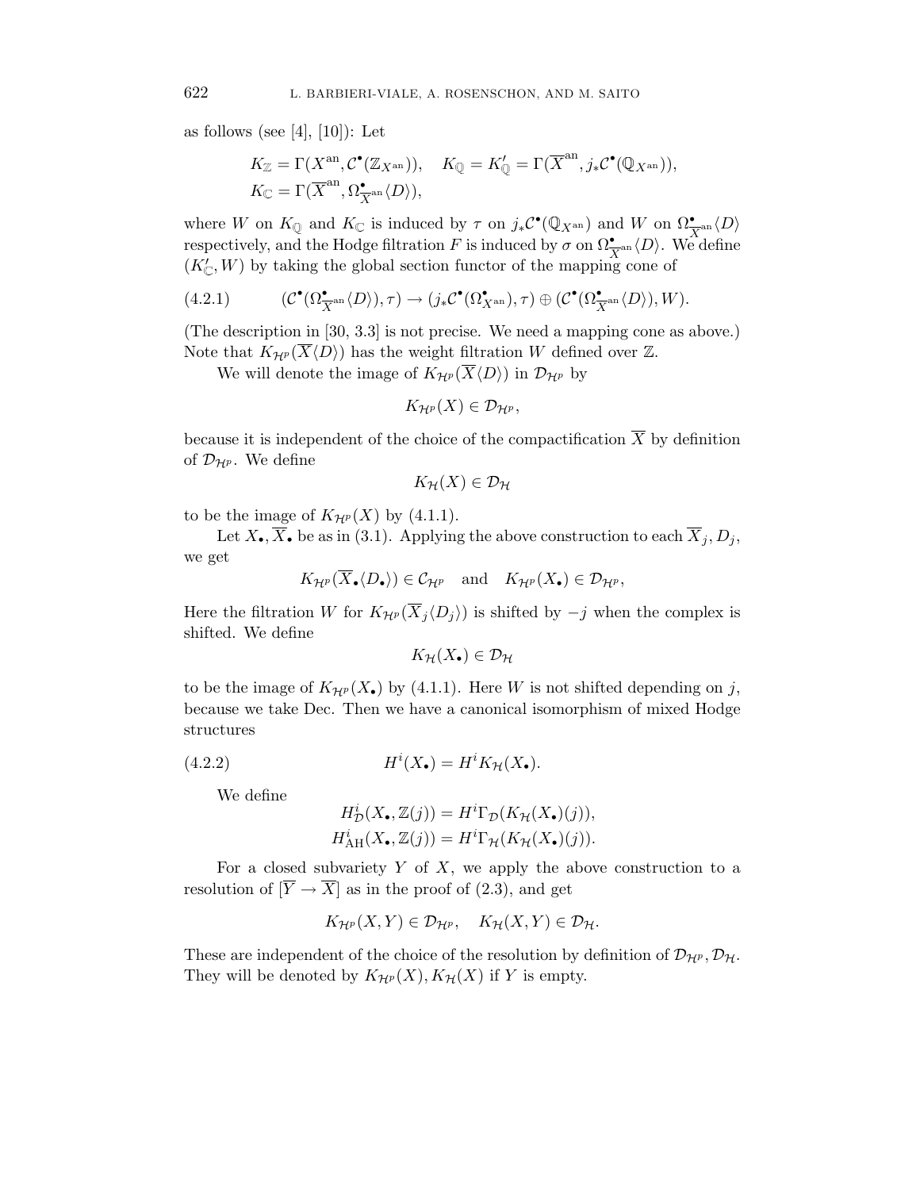as follows (see [4], [10]): Let

$$K_{\mathbb{Z}} = \Gamma(X^{\mathrm{an}}, \mathcal{C}^\bullet(\mathbb{Z}_{X^{\mathrm{an}}})), \quad K_{\mathbb{Q}} = K'_{\mathbb{Q}} = \Gamma(\overline{X}^{\mathrm{an}}, j_*\mathcal{C}^\bullet(\mathbb{Q}_{X^{\mathrm{an}}})),$$
$$K_{\mathbb{C}} = \Gamma(\overline{X}^{\mathrm{an}}, \Omega^\bullet_{\overline{X}^{\mathrm{an}}}\langle D\rangle),$$

where $W$ on $K_{\mathbb{Q}}$ and $K_{\mathbb{C}}$ is induced by $\tau$ on $j_*\mathcal{C}^\bullet(\mathbb{Q}_{X^{\mathrm{an}}})$ and $W$ on $\Omega^\bullet_{\overline{X}^{\mathrm{an}}}\langle D\rangle$ respectively, and the Hodge filtration $F$ is induced by $\sigma$ on $\Omega^\bullet_{\overline{X}^{\mathrm{an}}}\langle D\rangle$. We define $(K'_{\mathbb{C}}, W)$ by taking the global section functor of the mapping cone of

$$(4.2.1) \qquad (\mathcal{C}^\bullet(\Omega^\bullet_{\overline{X}^{\mathrm{an}}}\langle D\rangle), \tau) \to (j_*\mathcal{C}^\bullet(\Omega^\bullet_{X^{\mathrm{an}}}), \tau) \oplus (\mathcal{C}^\bullet(\Omega^\bullet_{\overline{X}^{\mathrm{an}}}\langle D\rangle), W).$$

(The description in [30, 3.3] is not precise. We need a mapping cone as above.) Note that $K_{\mathcal{H}^p}(\overline{X}\langle D\rangle)$ has the weight filtration $W$ defined over $\mathbb{Z}$.

We will denote the image of $K_{\mathcal{H}^p}(\overline{X}\langle D\rangle)$ in $\mathcal{D}_{\mathcal{H}^p}$ by

$$K_{\mathcal{H}^p}(X) \in \mathcal{D}_{\mathcal{H}^p},$$

because it is independent of the choice of the compactification $\overline{X}$ by definition of $\mathcal{D}_{\mathcal{H}^p}$. We define

$$K_{\mathcal{H}}(X) \in \mathcal{D}_{\mathcal{H}}$$

to be the image of $K_{\mathcal{H}^p}(X)$ by (4.1.1).

Let $X_\bullet, \overline{X}_\bullet$ be as in (3.1). Applying the above construction to each $\overline{X}_j, D_j$, we get

$$K_{\mathcal{H}^p}(\overline{X}_\bullet\langle D_\bullet\rangle) \in \mathcal{C}_{\mathcal{H}^p} \quad \text{and} \quad K_{\mathcal{H}^p}(X_\bullet) \in \mathcal{D}_{\mathcal{H}^p},$$

Here the filtration $W$ for $K_{\mathcal{H}^p}(\overline{X}_j\langle D_j\rangle)$ is shifted by $-j$ when the complex is shifted. We define

$$K_{\mathcal{H}}(X_\bullet) \in \mathcal{D}_{\mathcal{H}}$$

to be the image of $K_{\mathcal{H}^p}(X_\bullet)$ by (4.1.1). Here $W$ is not shifted depending on $j$, because we take Dec. Then we have a canonical isomorphism of mixed Hodge structures

$$(4.2.2) \qquad H^i(X_\bullet) = H^i K_{\mathcal{H}}(X_\bullet).$$

We define

$$H^i_{\mathcal{D}}(X_\bullet, \mathbb{Z}(j)) = H^i\Gamma_{\mathcal{D}}(K_{\mathcal{H}}(X_\bullet)(j)),$$
$$H^i_{\mathrm{AH}}(X_\bullet, \mathbb{Z}(j)) = H^i\Gamma_{\mathcal{H}}(K_{\mathcal{H}}(X_\bullet)(j)).$$

For a closed subvariety $Y$ of $X$, we apply the above construction to a resolution of $[\overline{Y} \to \overline{X}]$ as in the proof of (2.3), and get

$$K_{\mathcal{H}^p}(X, Y) \in \mathcal{D}_{\mathcal{H}^p}, \quad K_{\mathcal{H}}(X, Y) \in \mathcal{D}_{\mathcal{H}}.$$

These are independent of the choice of the resolution by definition of $\mathcal{D}_{\mathcal{H}^p}, \mathcal{D}_{\mathcal{H}}$. They will be denoted by $K_{\mathcal{H}^p}(X), K_{\mathcal{H}}(X)$ if $Y$ is empty.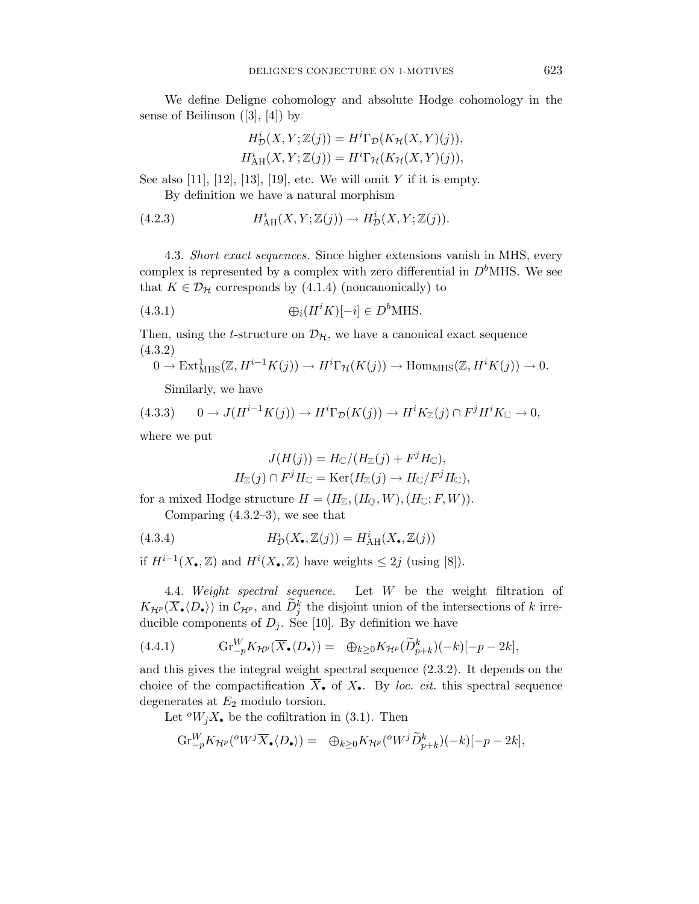We define Deligne cohomology and absolute Hodge cohomology in the sense of Beilinson ([3], [4]) by

$$
\begin{aligned}
H^i_{\mathcal{D}}(X,Y;\mathbb{Z}(j)) &= H^i\Gamma_{\mathcal{D}}(K_{\mathcal{H}}(X,Y)(j)),\\
H^i_{\mathrm{AH}}(X,Y;\mathbb{Z}(j)) &= H^i\Gamma_{\mathcal{H}}(K_{\mathcal{H}}(X,Y)(j)),
\end{aligned}
$$

See also [11], [12], [13], [19], etc. We will omit $Y$ if it is empty.

By definition we have a natural morphism

$$
H^i_{\mathrm{AH}}(X,Y;\mathbb{Z}(j)) \to H^i_{\mathcal{D}}(X,Y;\mathbb{Z}(j)). \tag{4.2.3}
$$

4.3. *Short exact sequences.* Since higher extensions vanish in MHS, every complex is represented by a complex with zero differential in $D^b\mathrm{MHS}$. We see that $K \in \mathcal{D}_{\mathcal{H}}$ corresponds by (4.1.4) (noncanonically) to

$$
\oplus_i (H^iK)[-i] \in D^b\mathrm{MHS}. \tag{4.3.1}
$$

Then, using the $t$-structure on $\mathcal{D}_{\mathcal{H}}$, we have a canonical exact sequence (4.3.2)

$$
0 \to \mathrm{Ext}^1_{\mathrm{MHS}}(\mathbb{Z}, H^{i-1}K(j)) \to H^i\Gamma_{\mathcal{H}}(K(j)) \to \mathrm{Hom}_{\mathrm{MHS}}(\mathbb{Z}, H^iK(j)) \to 0.
$$

Similarly, we have

$$
0 \to J(H^{i-1}K(j)) \to H^i\Gamma_{\mathcal{D}}(K(j)) \to H^iK_{\mathbb{Z}}(j) \cap F^jH^iK_{\mathbb{C}} \to 0, \tag{4.3.3}
$$

where we put

$$
\begin{aligned}
J(H(j)) &= H_{\mathbb{C}}/(H_{\mathbb{Z}}(j) + F^jH_{\mathbb{C}}),\\
H_{\mathbb{Z}}(j) \cap F^jH_{\mathbb{C}} &= \mathrm{Ker}(H_{\mathbb{Z}}(j) \to H_{\mathbb{C}}/F^jH_{\mathbb{C}}),
\end{aligned}
$$

for a mixed Hodge structure $H = (H_{\mathbb{Z}}, (H_{\mathbb{Q}}, W), (H_{\mathbb{C}}; F, W))$.

Comparing (4.3.2–3), we see that

$$
H^i_{\mathcal{D}}(X_\bullet, \mathbb{Z}(j)) = H^i_{\mathrm{AH}}(X_\bullet, \mathbb{Z}(j)) \tag{4.3.4}
$$

if $H^{i-1}(X_\bullet, \mathbb{Z})$ and $H^i(X_\bullet, \mathbb{Z})$ have weights $\le 2j$ (using [8]).

4.4. *Weight spectral sequence.* Let $W$ be the weight filtration of $K_{\mathcal{H}^p}(\overline{X}_\bullet\langle D_\bullet\rangle)$ in $\mathcal{C}_{\mathcal{H}^p}$, and $\widetilde{D}^k_j$ the disjoint union of the intersections of $k$ irreducible components of $D_j$. See [10]. By definition we have

$$
\mathrm{Gr}^W_{-p}K_{\mathcal{H}^p}(\overline{X}_\bullet\langle D_\bullet\rangle) = \quad \oplus_{k\ge 0}K_{\mathcal{H}^p}(\widetilde{D}^k_{p+k})(-k)[-p-2k], \tag{4.4.1}
$$

and this gives the integral weight spectral sequence (2.3.2). It depends on the choice of the compactification $\overline{X}_\bullet$ of $X_\bullet$. By *loc. cit.* this spectral sequence degenerates at $E_2$ modulo torsion.

Let ${}^oW_jX_\bullet$ be the cofiltration in (3.1). Then

$$
\mathrm{Gr}^W_{-p}K_{\mathcal{H}^p}({}^oW^j\overline{X}_\bullet\langle D_\bullet\rangle) = \quad \oplus_{k\ge 0}K_{\mathcal{H}^p}({}^oW^j\widetilde{D}^k_{p+k})(-k)[-p-2k],
$$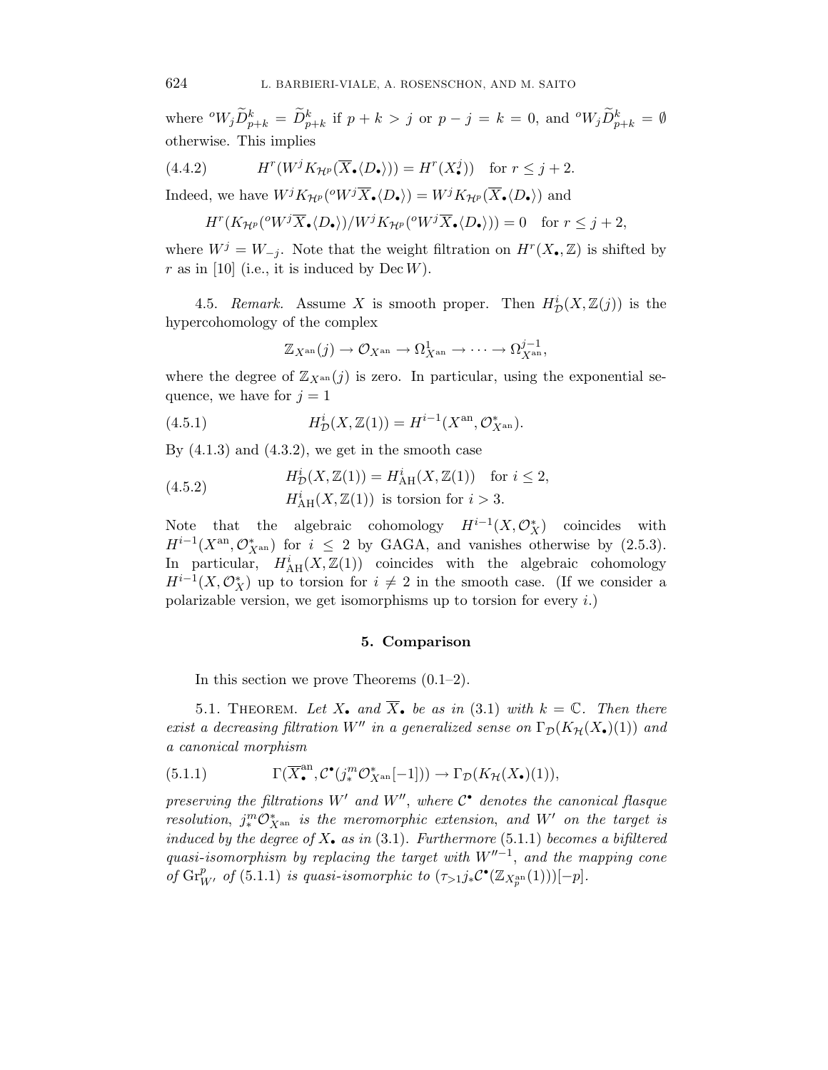where ${}^oW_j\widetilde{D}^k_{p+k} = \widetilde{D}^k_{p+k}$ if $p+k > j$ or $p-j = k = 0$, and ${}^oW_j\widetilde{D}^k_{p+k} = \emptyset$ otherwise. This implies

$$H^r(W^jK_{\mathcal{H}^p}(\overline{X}_\bullet\langle D_\bullet\rangle)) = H^r(X^j_\bullet)) \quad \text{for } r \le j+2. \tag{4.4.2}$$

Indeed, we have $W^jK_{\mathcal{H}^p}({}^oW^j\overline{X}_\bullet\langle D_\bullet\rangle) = W^jK_{\mathcal{H}^p}(\overline{X}_\bullet\langle D_\bullet\rangle)$ and

$$H^r(K_{\mathcal{H}^p}({}^oW^j\overline{X}_\bullet\langle D_\bullet\rangle)/W^jK_{\mathcal{H}^p}({}^oW^j\overline{X}_\bullet\langle D_\bullet\rangle)) = 0 \quad \text{for } r \le j+2,$$

where $W^j = W_{-j}$. Note that the weight filtration on $H^r(X_\bullet, \mathbb{Z})$ is shifted by $r$ as in [10] (i.e., it is induced by $\mathrm{Dec}\, W$).

4.5. *Remark.* Assume $X$ is smooth proper. Then $H^i_{\mathcal{D}}(X, \mathbb{Z}(j))$ is the hypercohomology of the complex

$$\mathbb{Z}_{X^{\mathrm{an}}}(j) \to \mathcal{O}_{X^{\mathrm{an}}} \to \Omega^1_{X^{\mathrm{an}}} \to \cdots \to \Omega^{j-1}_{X^{\mathrm{an}}},$$

where the degree of $\mathbb{Z}_{X^{\mathrm{an}}}(j)$ is zero. In particular, using the exponential sequence, we have for $j = 1$

$$H^i_{\mathcal{D}}(X, \mathbb{Z}(1)) = H^{i-1}(X^{\mathrm{an}}, \mathcal{O}^*_{X^{\mathrm{an}}}). \tag{4.5.1}$$

By (4.1.3) and (4.3.2), we get in the smooth case

$$\begin{aligned} &H^i_{\mathcal{D}}(X, \mathbb{Z}(1)) = H^i_{\mathrm{AH}}(X, \mathbb{Z}(1)) \quad \text{for } i \le 2, \\ &H^i_{\mathrm{AH}}(X, \mathbb{Z}(1)) \text{ is torsion for } i > 3. \end{aligned} \tag{4.5.2}$$

Note that the algebraic cohomology $H^{i-1}(X, \mathcal{O}^*_X)$ coincides with $H^{i-1}(X^{\mathrm{an}}, \mathcal{O}^*_{X^{\mathrm{an}}})$ for $i \le 2$ by GAGA, and vanishes otherwise by (2.5.3). In particular, $H^i_{\mathrm{AH}}(X, \mathbb{Z}(1))$ coincides with the algebraic cohomology $H^{i-1}(X, \mathcal{O}^*_X)$ up to torsion for $i \ne 2$ in the smooth case. (If we consider a polarizable version, we get isomorphisms up to torsion for every $i$.)

## 5. Comparison

In this section we prove Theorems (0.1–2).

5.1. Theorem. *Let $X_\bullet$ and $\overline{X}_\bullet$ be as in* (3.1) *with $k = \mathbb{C}$. Then there exist a decreasing filtration $W''$ in a generalized sense on $\Gamma_{\mathcal{D}}(K_{\mathcal{H}}(X_\bullet)(1))$ and a canonical morphism*

$$\Gamma(\overline{X}^{\mathrm{an}}_\bullet, \mathcal{C}^\bullet(j^m_*\mathcal{O}^*_{X^{\mathrm{an}}}[-1])) \to \Gamma_{\mathcal{D}}(K_{\mathcal{H}}(X_\bullet)(1)), \tag{5.1.1}$$

*preserving the filtrations $W'$ and $W''$, where $\mathcal{C}^\bullet$ denotes the canonical flasque resolution, $j^m_*\mathcal{O}^*_{X^{\mathrm{an}}}$ is the meromorphic extension, and $W'$ on the target is induced by the degree of $X_\bullet$ as in* (3.1)*. Furthermore* (5.1.1) *becomes a bifiltered quasi-isomorphism by replacing the target with $W''^{-1}$, and the mapping cone of $\mathrm{Gr}^p_{W'}$ of* (5.1.1) *is quasi-isomorphic to $(\tau_{>1}j_*\mathcal{C}^\bullet(\mathbb{Z}_{X^{\mathrm{an}}_p}(1)))[-p]$.*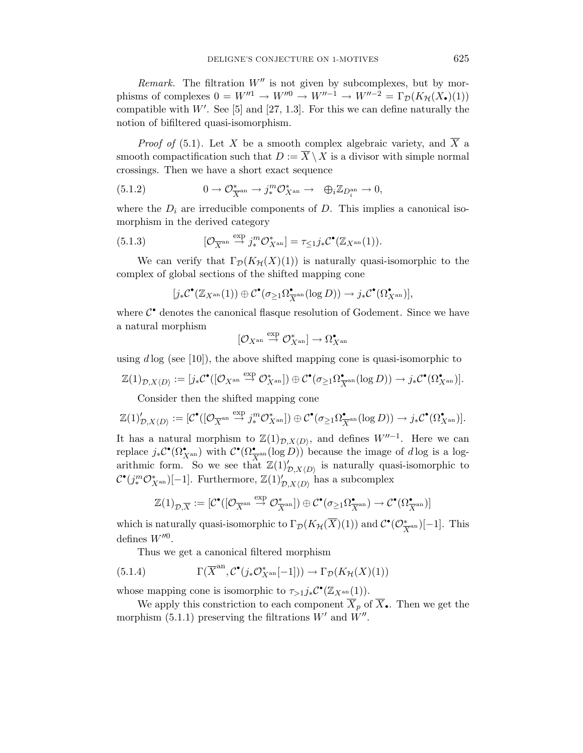*Remark.* The filtration $W''$ is not given by subcomplexes, but by morphisms of complexes $0 = W''^{1} \to W''^{0} \to W''^{-1} \to W''^{-2} = \Gamma_{\mathcal{D}}(K_{\mathcal{H}}(X_\bullet)(1))$ compatible with $W'$. See [5] and [27, 1.3]. For this we can define naturally the notion of bifiltered quasi-isomorphism.

*Proof of* (5.1). Let $X$ be a smooth complex algebraic variety, and $\overline{X}$ a smooth compactification such that $D := \overline{X} \setminus X$ is a divisor with simple normal crossings. Then we have a short exact sequence

$$0 \to \mathcal{O}^*_{\overline{X}^{\mathrm{an}}} \to j^m_* \mathcal{O}^*_{X^{\mathrm{an}}} \to \quad \oplus_i \mathbb{Z}_{D_i^{\mathrm{an}}} \to 0, \tag{5.1.2}$$

where the $D_i$ are irreducible components of $D$. This implies a canonical isomorphism in the derived category

$$[\mathcal{O}_{\overline{X}^{\mathrm{an}}} \overset{\exp}{\to} j^m_* \mathcal{O}^*_{X^{\mathrm{an}}}] = \tau_{\le 1} j_* \mathcal{C}^\bullet(\mathbb{Z}_{X^{\mathrm{an}}}(1)). \tag{5.1.3}$$

We can verify that $\Gamma_{\mathcal{D}}(K_{\mathcal{H}}(X)(1))$ is naturally quasi-isomorphic to the complex of global sections of the shifted mapping cone

$$[j_* \mathcal{C}^\bullet(\mathbb{Z}_{X^{\mathrm{an}}}(1)) \oplus \mathcal{C}^\bullet(\sigma_{\ge 1} \Omega^\bullet_{\overline{X}^{\mathrm{an}}}(\log D)) \to j_* \mathcal{C}^\bullet(\Omega^\bullet_{X^{\mathrm{an}}})],$$

where $\mathcal{C}^\bullet$ denotes the canonical flasque resolution of Godement. Since we have a natural morphism

$$[\mathcal{O}_{X^{\mathrm{an}}} \overset{\exp}{\to} \mathcal{O}^*_{X^{\mathrm{an}}}] \to \Omega^\bullet_{X^{\mathrm{an}}}$$

using $d\log$ (see [10]), the above shifted mapping cone is quasi-isomorphic to

$$\mathbb{Z}(1)_{\mathcal{D}, X\langle D \rangle} := [j_* \mathcal{C}^\bullet([\mathcal{O}_{X^{\mathrm{an}}} \overset{\exp}{\to} \mathcal{O}^*_{X^{\mathrm{an}}}]) \oplus \mathcal{C}^\bullet(\sigma_{\ge 1} \Omega^\bullet_{\overline{X}^{\mathrm{an}}}(\log D)) \to j_* \mathcal{C}^\bullet(\Omega^\bullet_{X^{\mathrm{an}}})].$$

Consider then the shifted mapping cone

$$\mathbb{Z}(1)'_{\mathcal{D}, X\langle D \rangle} := [\mathcal{C}^\bullet([\mathcal{O}_{\overline{X}^{\mathrm{an}}} \overset{\exp}{\to} j^m_* \mathcal{O}^*_{X^{\mathrm{an}}}]) \oplus \mathcal{C}^\bullet(\sigma_{\ge 1} \Omega^\bullet_{\overline{X}^{\mathrm{an}}}(\log D)) \to j_* \mathcal{C}^\bullet(\Omega^\bullet_{X^{\mathrm{an}}})].$$

It has a natural morphism to $\mathbb{Z}(1)_{\mathcal{D}, X\langle D \rangle}$, and defines $W''^{-1}$. Here we can replace $j_* \mathcal{C}^\bullet(\Omega^\bullet_{X^{\mathrm{an}}})$ with $\mathcal{C}^\bullet(\Omega^\bullet_{\overline{X}^{\mathrm{an}}}(\log D))$ because the image of $d\log$ is a logarithmic form. So we see that $\mathbb{Z}(1)'_{\mathcal{D}, X\langle D \rangle}$ is naturally quasi-isomorphic to $\mathcal{C}^\bullet(j^m_* \mathcal{O}^*_{X^{\mathrm{an}}})[-1]$. Furthermore, $\mathbb{Z}(1)'_{\mathcal{D}, X\langle D \rangle}$ has a subcomplex

$$\mathbb{Z}(1)_{\mathcal{D}, \overline{X}} := [\mathcal{C}^\bullet([\mathcal{O}_{\overline{X}^{\mathrm{an}}} \overset{\exp}{\to} \mathcal{O}^*_{\overline{X}^{\mathrm{an}}}]) \oplus \mathcal{C}^\bullet(\sigma_{\ge 1} \Omega^\bullet_{\overline{X}^{\mathrm{an}}}) \to \mathcal{C}^\bullet(\Omega^\bullet_{\overline{X}^{\mathrm{an}}})]$$

which is naturally quasi-isomorphic to $\Gamma_{\mathcal{D}}(K_{\mathcal{H}}(\overline{X})(1))$ and $\mathcal{C}^\bullet(\mathcal{O}^*_{\overline{X}^{\mathrm{an}}})[-1]$. This defines $W''^{0}$.

Thus we get a canonical filtered morphism

$$\Gamma(\overline{X}^{\mathrm{an}}, \mathcal{C}^\bullet(j_* \mathcal{O}^*_{X^{\mathrm{an}}}[-1])) \to \Gamma_{\mathcal{D}}(K_{\mathcal{H}}(X)(1)) \tag{5.1.4}$$

whose mapping cone is isomorphic to $\tau_{>1} j_* \mathcal{C}^\bullet(\mathbb{Z}_{X^{\mathrm{an}}}(1))$.

We apply this constriction to each component $\overline{X}_p$ of $\overline{X}_\bullet$. Then we get the morphism (5.1.1) preserving the filtrations $W'$ and $W''$.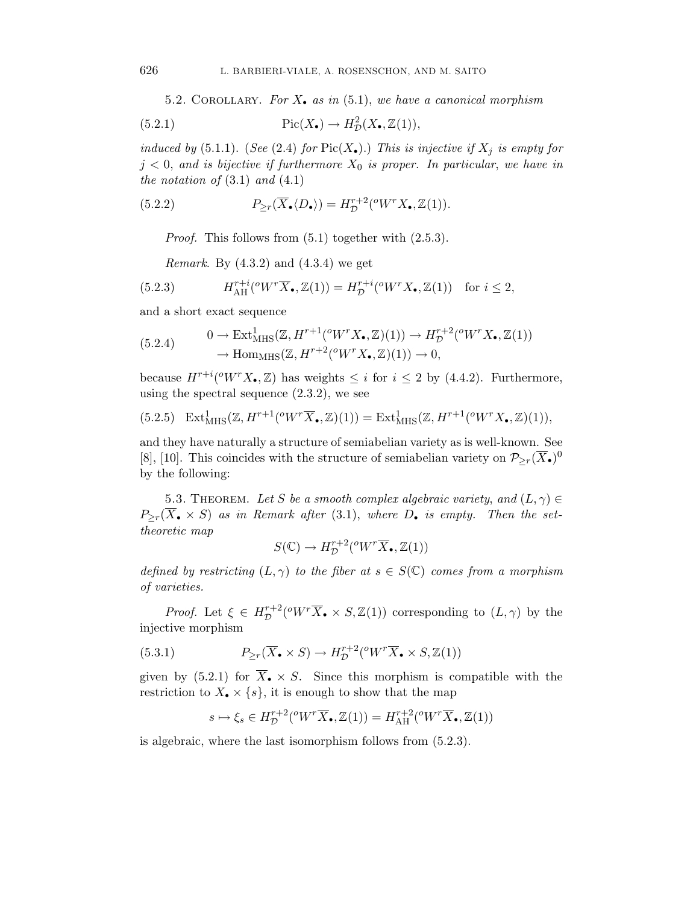5.2. Corollary. *For $X_\bullet$ as in* (5.1), *we have a canonical morphism*

$$\mathrm{Pic}(X_\bullet) \to H^2_{\mathcal{D}}(X_\bullet, \mathbb{Z}(1)), \tag{5.2.1}$$

*induced by* (5.1.1). (*See* (2.4) *for* $\mathrm{Pic}(X_\bullet)$.) *This is injective if $X_j$ is empty for $j < 0$, and is bijective if furthermore $X_0$ is proper. In particular, we have in the notation of* (3.1) *and* (4.1)

$$P_{\geq r}(\overline{X}_\bullet\langle D_\bullet\rangle) = H^{r+2}_{\mathcal{D}}({}^oW^r X_\bullet, \mathbb{Z}(1)). \tag{5.2.2}$$

*Proof.* This follows from (5.1) together with (2.5.3).

*Remark.* By (4.3.2) and (4.3.4) we get

$$H^{r+i}_{\mathrm{AH}}({}^oW^r \overline{X}_\bullet, \mathbb{Z}(1)) = H^{r+i}_{\mathcal{D}}({}^oW^r X_\bullet, \mathbb{Z}(1)) \quad \text{for } i \leq 2, \tag{5.2.3}$$

and a short exact sequence

$$\begin{aligned} 0 \to \mathrm{Ext}^1_{\mathrm{MHS}}(\mathbb{Z}, H^{r+1}({}^oW^r X_\bullet, \mathbb{Z})(1)) &\to H^{r+2}_{\mathcal{D}}({}^oW^r X_\bullet, \mathbb{Z}(1)) \\ &\to \mathrm{Hom}_{\mathrm{MHS}}(\mathbb{Z}, H^{r+2}({}^oW^r X_\bullet, \mathbb{Z})(1)) \to 0, \end{aligned} \tag{5.2.4}$$

because $H^{r+i}({}^oW^r X_\bullet, \mathbb{Z})$ has weights $\leq i$ for $i \leq 2$ by (4.4.2). Furthermore, using the spectral sequence (2.3.2), we see

$$\mathrm{Ext}^1_{\mathrm{MHS}}(\mathbb{Z}, H^{r+1}({}^oW^r \overline{X}_\bullet, \mathbb{Z})(1)) = \mathrm{Ext}^1_{\mathrm{MHS}}(\mathbb{Z}, H^{r+1}({}^oW^r X_\bullet, \mathbb{Z})(1)), \tag{5.2.5}$$

and they have naturally a structure of semiabelian variety as is well-known. See [8], [10]. This coincides with the structure of semiabelian variety on $\mathcal{P}_{\geq r}(\overline{X}_\bullet)^0$ by the following:

5.3. Theorem. *Let $S$ be a smooth complex algebraic variety, and $(L, \gamma) \in P_{\geq r}(\overline{X}_\bullet \times S)$ as in Remark after* (3.1), *where $D_\bullet$ is empty. Then the set-theoretic map*

$$S(\mathbb{C}) \to H^{r+2}_{\mathcal{D}}({}^oW^r \overline{X}_\bullet, \mathbb{Z}(1))$$

*defined by restricting $(L, \gamma)$ to the fiber at $s \in S(\mathbb{C})$ comes from a morphism of varieties.*

*Proof.* Let $\xi \in H^{r+2}_{\mathcal{D}}({}^oW^r \overline{X}_\bullet \times S, \mathbb{Z}(1))$ corresponding to $(L, \gamma)$ by the injective morphism

$$P_{\geq r}(\overline{X}_\bullet \times S) \to H^{r+2}_{\mathcal{D}}({}^oW^r \overline{X}_\bullet \times S, \mathbb{Z}(1)) \tag{5.3.1}$$

given by (5.2.1) for $\overline{X}_\bullet \times S$. Since this morphism is compatible with the restriction to $X_\bullet \times \{s\}$, it is enough to show that the map

$$s \mapsto \xi_s \in H^{r+2}_{\mathcal{D}}({}^oW^r \overline{X}_\bullet, \mathbb{Z}(1)) = H^{r+2}_{\mathrm{AH}}({}^oW^r \overline{X}_\bullet, \mathbb{Z}(1))$$

is algebraic, where the last isomorphism follows from (5.2.3).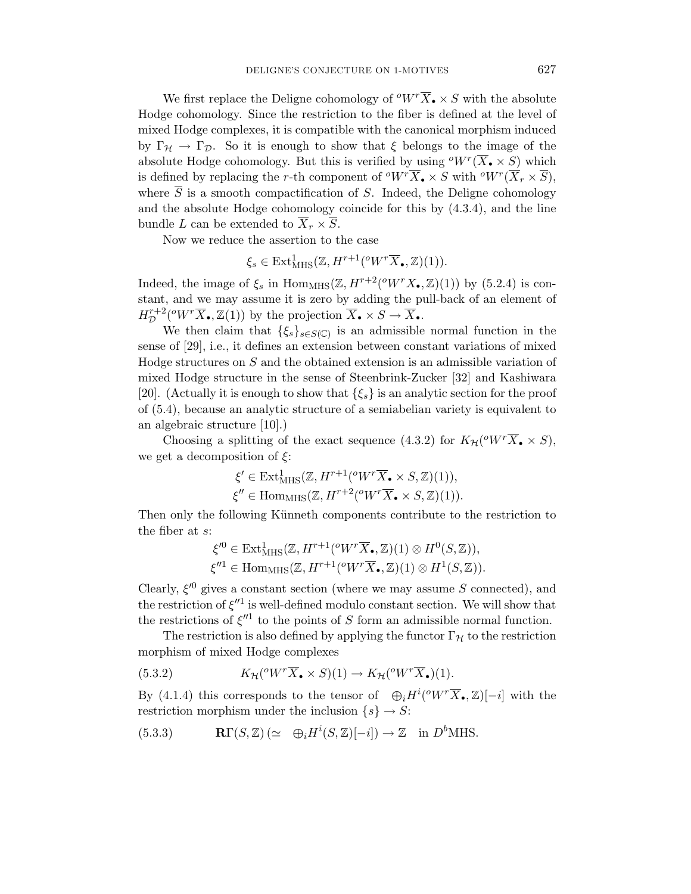We first replace the Deligne cohomology of ${}^oW^r\overline{X}_\bullet \times S$ with the absolute Hodge cohomology. Since the restriction to the fiber is defined at the level of mixed Hodge complexes, it is compatible with the canonical morphism induced by $\Gamma_{\mathcal{H}} \to \Gamma_{\mathcal{D}}$. So it is enough to show that $\xi$ belongs to the image of the absolute Hodge cohomology. But this is verified by using ${}^oW^r(\overline{X}_\bullet \times S)$ which is defined by replacing the $r$-th component of ${}^oW^r\overline{X}_\bullet \times S$ with ${}^oW^r(\overline{X}_r \times \overline{S})$, where $\overline{S}$ is a smooth compactification of $S$. Indeed, the Deligne cohomology and the absolute Hodge cohomology coincide for this by (4.3.4), and the line bundle $L$ can be extended to $\overline{X}_r \times \overline{S}$.

Now we reduce the assertion to the case

$$\xi_s \in \mathrm{Ext}^1_{\mathrm{MHS}}(\mathbb{Z}, H^{r+1}({}^oW^r\overline{X}_\bullet, \mathbb{Z})(1)).$$

Indeed, the image of $\xi_s$ in $\mathrm{Hom}_{\mathrm{MHS}}(\mathbb{Z}, H^{r+2}({}^oW^rX_\bullet, \mathbb{Z})(1))$ by (5.2.4) is constant, and we may assume it is zero by adding the pull-back of an element of $H^{r+2}_{\mathcal{D}}({}^oW^r\overline{X}_\bullet, \mathbb{Z}(1))$ by the projection $\overline{X}_\bullet \times S \to \overline{X}_\bullet$.

We then claim that $\{\xi_s\}_{s\in S(\mathbb{C})}$ is an admissible normal function in the sense of [29], i.e., it defines an extension between constant variations of mixed Hodge structures on $S$ and the obtained extension is an admissible variation of mixed Hodge structure in the sense of Steenbrink-Zucker [32] and Kashiwara [20]. (Actually it is enough to show that $\{\xi_s\}$ is an analytic section for the proof of (5.4), because an analytic structure of a semiabelian variety is equivalent to an algebraic structure [10].)

Choosing a splitting of the exact sequence (4.3.2) for $K_{\mathcal{H}}({}^oW^r\overline{X}_\bullet \times S)$, we get a decomposition of $\xi$:

$$\xi' \in \mathrm{Ext}^1_{\mathrm{MHS}}(\mathbb{Z}, H^{r+1}({}^oW^r\overline{X}_\bullet \times S, \mathbb{Z})(1)),$$
$$\xi'' \in \mathrm{Hom}_{\mathrm{MHS}}(\mathbb{Z}, H^{r+2}({}^oW^r\overline{X}_\bullet \times S, \mathbb{Z})(1)).$$

Then only the following Künneth components contribute to the restriction to the fiber at $s$:

$$\xi'^0 \in \mathrm{Ext}^1_{\mathrm{MHS}}(\mathbb{Z}, H^{r+1}({}^oW^r\overline{X}_\bullet, \mathbb{Z})(1) \otimes H^0(S, \mathbb{Z})),$$
$$\xi''^1 \in \mathrm{Hom}_{\mathrm{MHS}}(\mathbb{Z}, H^{r+1}({}^oW^r\overline{X}_\bullet, \mathbb{Z})(1) \otimes H^1(S, \mathbb{Z})).$$

Clearly, $\xi'^0$ gives a constant section (where we may assume $S$ connected), and the restriction of $\xi''^1$ is well-defined modulo constant section. We will show that the restrictions of $\xi''^1$ to the points of $S$ form an admissible normal function.

The restriction is also defined by applying the functor $\Gamma_{\mathcal{H}}$ to the restriction morphism of mixed Hodge complexes

$$K_{\mathcal{H}}({}^oW^r\overline{X}_\bullet \times S)(1) \to K_{\mathcal{H}}({}^oW^r\overline{X}_\bullet)(1). \tag{5.3.2}$$

By (4.1.4) this corresponds to the tensor of $\;\oplus_i H^i({}^oW^r\overline{X}_\bullet, \mathbb{Z})[-i]$ with the restriction morphism under the inclusion $\{s\} \to S$:

$$\mathbf{R}\Gamma(S, \mathbb{Z})\,(\simeq \;\oplus_i H^i(S, \mathbb{Z})[-i]) \to \mathbb{Z} \quad \text{in } D^b\mathrm{MHS}. \tag{5.3.3}$$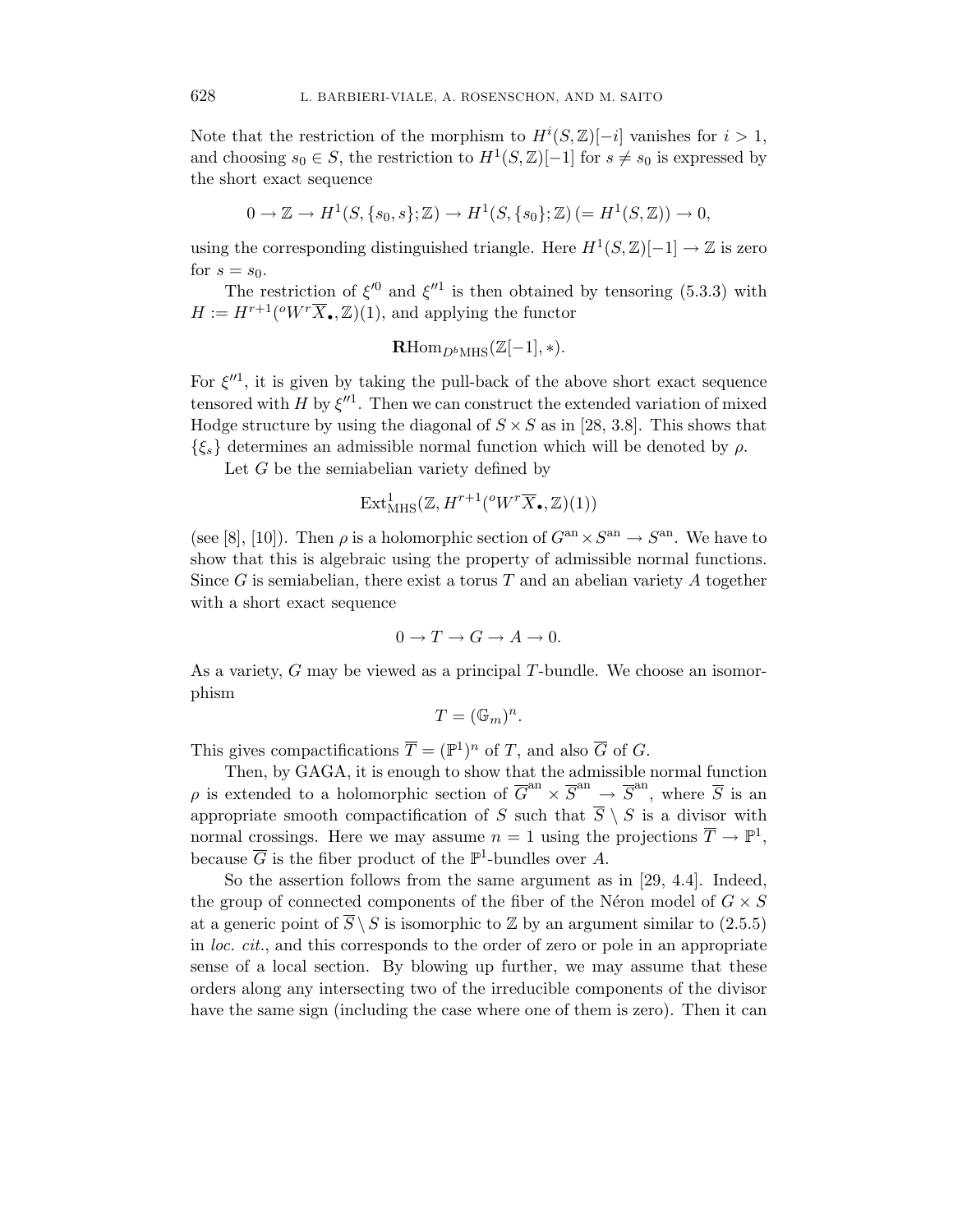Note that the restriction of the morphism to $H^i(S,\mathbb{Z})[-i]$ vanishes for $i > 1$, and choosing $s_0 \in S$, the restriction to $H^1(S,\mathbb{Z})[-1]$ for $s \neq s_0$ is expressed by the short exact sequence

$$0 \to \mathbb{Z} \to H^1(S,\{s_0,s\};\mathbb{Z}) \to H^1(S,\{s_0\};\mathbb{Z}) \, (= H^1(S,\mathbb{Z})) \to 0,$$

using the corresponding distinguished triangle. Here $H^1(S,\mathbb{Z})[-1] \to \mathbb{Z}$ is zero for $s = s_0$.

The restriction of $\xi'^0$ and $\xi''^1$ is then obtained by tensoring (5.3.3) with $H := H^{r+1}({}^oW^r\overline{X}_\bullet,\mathbb{Z})(1)$, and applying the functor

$$\mathbf{R}\mathrm{Hom}_{D^b\mathrm{MHS}}(\mathbb{Z}[-1],*).$$

For $\xi''^1$, it is given by taking the pull-back of the above short exact sequence tensored with $H$ by $\xi''^1$. Then we can construct the extended variation of mixed Hodge structure by using the diagonal of $S \times S$ as in [28, 3.8]. This shows that $\{\xi_s\}$ determines an admissible normal function which will be denoted by $\rho$.

Let $G$ be the semiabelian variety defined by

$$\mathrm{Ext}^1_{\mathrm{MHS}}(\mathbb{Z}, H^{r+1}({}^oW^r\overline{X}_\bullet,\mathbb{Z})(1))$$

(see [8], [10]). Then $\rho$ is a holomorphic section of $G^{\mathrm{an}} \times S^{\mathrm{an}} \to S^{\mathrm{an}}$. We have to show that this is algebraic using the property of admissible normal functions. Since $G$ is semiabelian, there exist a torus $T$ and an abelian variety $A$ together with a short exact sequence

$$0 \to T \to G \to A \to 0.$$

As a variety, $G$ may be viewed as a principal $T$-bundle. We choose an isomorphism

$$T = (\mathbb{G}_m)^n.$$

This gives compactifications $\overline{T} = (\mathbb{P}^1)^n$ of $T$, and also $\overline{G}$ of $G$.

Then, by GAGA, it is enough to show that the admissible normal function $\rho$ is extended to a holomorphic section of $\overline{G}^{\mathrm{an}} \times \overline{S}^{\mathrm{an}} \to \overline{S}^{\mathrm{an}}$, where $\overline{S}$ is an appropriate smooth compactification of $S$ such that $\overline{S} \setminus S$ is a divisor with normal crossings. Here we may assume $n = 1$ using the projections $\overline{T} \to \mathbb{P}^1$, because $\overline{G}$ is the fiber product of the $\mathbb{P}^1$-bundles over $A$.

So the assertion follows from the same argument as in [29, 4.4]. Indeed, the group of connected components of the fiber of the Néron model of $G \times S$ at a generic point of $\overline{S} \setminus S$ is isomorphic to $\mathbb{Z}$ by an argument similar to (2.5.5) in *loc. cit.*, and this corresponds to the order of zero or pole in an appropriate sense of a local section. By blowing up further, we may assume that these orders along any intersecting two of the irreducible components of the divisor have the same sign (including the case where one of them is zero). Then it can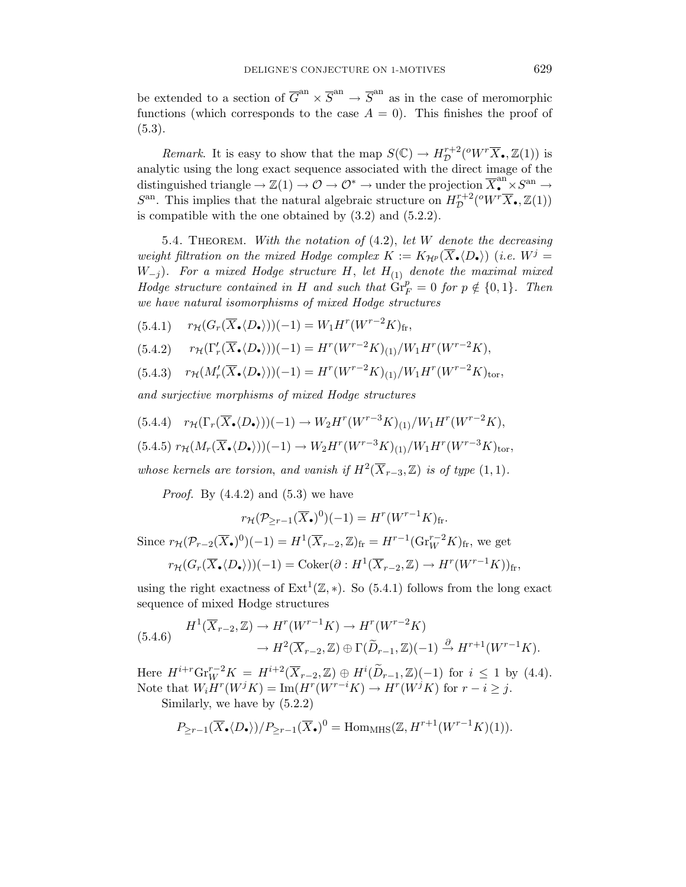be extended to a section of $\overline{G}^{\text{an}} \times \overline{S}^{\text{an}} \to \overline{S}^{\text{an}}$ as in the case of meromorphic functions (which corresponds to the case $A = 0$). This finishes the proof of (5.3).

*Remark*. It is easy to show that the map $S(\mathbb{C}) \to H^{r+2}_{\mathcal{D}}({}^{o}W^{r}\overline{X}_{\bullet}, \mathbb{Z}(1))$ is analytic using the long exact sequence associated with the direct image of the distinguished triangle $\to \mathbb{Z}(1) \to \mathcal{O} \to \mathcal{O}^{*} \to$ under the projection $\overline{X}_{\bullet}^{\text{an}} \times S^{\text{an}} \to S^{\text{an}}$. This implies that the natural algebraic structure on $H^{r+2}_{\mathcal{D}}({}^{o}W^{r}\overline{X}_{\bullet}, \mathbb{Z}(1))$ is compatible with the one obtained by (3.2) and (5.2.2).

5.4. Theorem. *With the notation of* (4.2), *let $W$ denote the decreasing weight filtration on the mixed Hodge complex $K := K_{\mathcal{H}^{p}}(\overline{X}_{\bullet}\langle D_{\bullet}\rangle)$ (i.e. $W^{j} = W_{-j}$). For a mixed Hodge structure $H$, let $H_{(1)}$ denote the maximal mixed Hodge structure contained in $H$ and such that $\mathrm{Gr}^{p}_{F} = 0$ for $p \notin \{0, 1\}$. Then we have natural isomorphisms of mixed Hodge structures*

$$(5.4.1) \quad r_{\mathcal{H}}(G_{r}(\overline{X}_{\bullet}\langle D_{\bullet}\rangle))(-1) = W_{1}H^{r}(W^{r-2}K)_{\text{fr}},$$

$$(5.4.2) \quad r_{\mathcal{H}}(\Gamma'_{r}(\overline{X}_{\bullet}\langle D_{\bullet}\rangle))(-1) = H^{r}(W^{r-2}K)_{(1)}/W_{1}H^{r}(W^{r-2}K),$$

$$(5.4.3) \quad r_{\mathcal{H}}(M'_{r}(\overline{X}_{\bullet}\langle D_{\bullet}\rangle))(-1) = H^{r}(W^{r-2}K)_{(1)}/W_{1}H^{r}(W^{r-2}K)_{\text{tor}},$$

*and surjective morphisms of mixed Hodge structures*

$$(5.4.4) \quad r_{\mathcal{H}}(\Gamma_{r}(\overline{X}_{\bullet}\langle D_{\bullet}\rangle))(-1) \to W_{2}H^{r}(W^{r-3}K)_{(1)}/W_{1}H^{r}(W^{r-2}K),$$

$$(5.4.5) \; r_{\mathcal{H}}(M_{r}(\overline{X}_{\bullet}\langle D_{\bullet}\rangle))(-1) \to W_{2}H^{r}(W^{r-3}K)_{(1)}/W_{1}H^{r}(W^{r-3}K)_{\text{tor}},$$

*whose kernels are torsion, and vanish if $H^{2}(\overline{X}_{r-3}, \mathbb{Z})$ is of type* (1, 1).

*Proof.* By (4.4.2) and (5.3) we have

$$r_{\mathcal{H}}(\mathcal{P}_{\geq r-1}(\overline{X}_{\bullet})^{0})(-1) = H^{r}(W^{r-1}K)_{\text{fr}}.$$

Since $r_{\mathcal{H}}(\mathcal{P}_{r-2}(\overline{X}_{\bullet})^{0})(-1) = H^{1}(\overline{X}_{r-2}, \mathbb{Z})_{\text{fr}} = H^{r-1}(\mathrm{Gr}^{r-2}_{W}K)_{\text{fr}}$, we get

$$r_{\mathcal{H}}(G_{r}(\overline{X}_{\bullet}\langle D_{\bullet}\rangle))(-1) = \mathrm{Coker}(\partial : H^{1}(\overline{X}_{r-2}, \mathbb{Z}) \to H^{r}(W^{r-1}K))_{\text{fr}},$$

using the right exactness of $\mathrm{Ext}^{1}(\mathbb{Z}, *)$. So (5.4.1) follows from the long exact sequence of mixed Hodge structures

$$(5.4.6) \quad \begin{aligned} H^{1}(\overline{X}_{r-2}, \mathbb{Z}) &\to H^{r}(W^{r-1}K) \to H^{r}(W^{r-2}K) \\ &\to H^{2}(\overline{X}_{r-2}, \mathbb{Z}) \oplus \Gamma(\widetilde{D}_{r-1}, \mathbb{Z})(-1) \xrightarrow{\partial} H^{r+1}(W^{r-1}K). \end{aligned}$$

Here $H^{i+r}\mathrm{Gr}^{r-2}_{W}K = H^{i+2}(\overline{X}_{r-2}, \mathbb{Z}) \oplus H^{i}(\widetilde{D}_{r-1}, \mathbb{Z})(-1)$ for $i \leq 1$ by (4.4). Note that $W_{i}H^{r}(W^{j}K) = \mathrm{Im}(H^{r}(W^{r-i}K) \to H^{r}(W^{j}K)$ for $r - i \geq j$.

Similarly, we have by (5.2.2)

$$P_{\geq r-1}(\overline{X}_{\bullet}\langle D_{\bullet}\rangle)/P_{\geq r-1}(\overline{X}_{\bullet})^{0} = \mathrm{Hom}_{\mathrm{MHS}}(\mathbb{Z}, H^{r+1}(W^{r-1}K)(1)).$$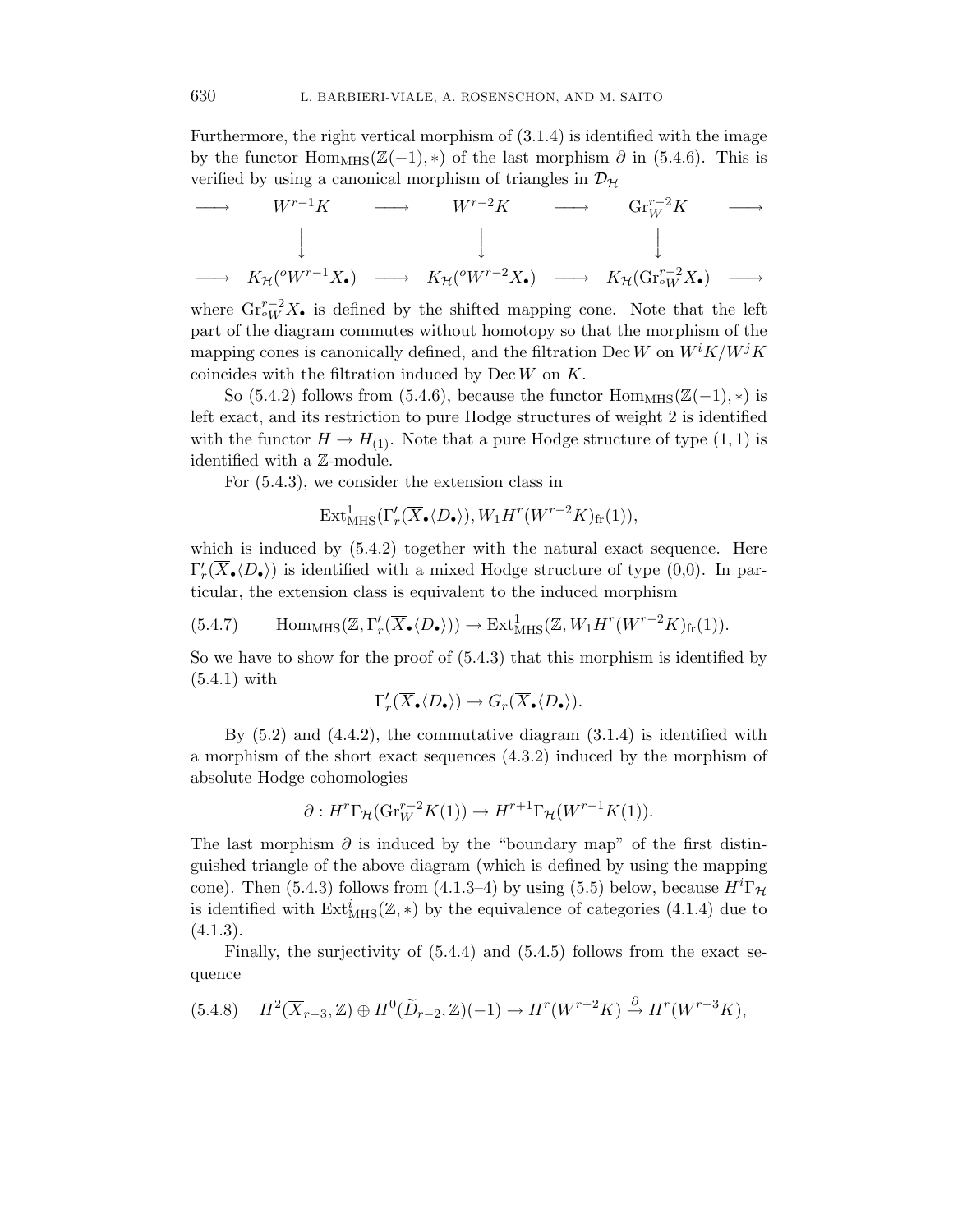Furthermore, the right vertical morphism of (3.1.4) is identified with the image by the functor $\mathrm{Hom}_{\mathrm{MHS}}(\mathbb{Z}(-1),*)$ of the last morphism $\partial$ in (5.4.6). This is verified by using a canonical morphism of triangles in $\mathcal{D}_{\mathcal{H}}$

$$
\begin{array}{ccccccc}
\longrightarrow & W^{r-1}K & \longrightarrow & W^{r-2}K & \longrightarrow & \mathrm{Gr}_W^{r-2}K & \longrightarrow \\
 & \downarrow & & \downarrow & & \downarrow & \\
\longrightarrow & K_{\mathcal{H}}({}^oW^{r-1}X_\bullet) & \longrightarrow & K_{\mathcal{H}}({}^oW^{r-2}X_\bullet) & \longrightarrow & K_{\mathcal{H}}(\mathrm{Gr}_{{}^oW}^{r-2}X_\bullet) & \longrightarrow
\end{array}
$$

where $\mathrm{Gr}_{{}^oW}^{r-2}X_\bullet$ is defined by the shifted mapping cone. Note that the left part of the diagram commutes without homotopy so that the morphism of the mapping cones is canonically defined, and the filtration $\mathrm{Dec}\,W$ on $W^iK/W^jK$ coincides with the filtration induced by $\mathrm{Dec}\,W$ on $K$.

So (5.4.2) follows from (5.4.6), because the functor $\mathrm{Hom}_{\mathrm{MHS}}(\mathbb{Z}(-1),*)$ is left exact, and its restriction to pure Hodge structures of weight 2 is identified with the functor $H \to H_{(1)}$. Note that a pure Hodge structure of type $(1,1)$ is identified with a $\mathbb{Z}$-module.

For (5.4.3), we consider the extension class in

$$\mathrm{Ext}^1_{\mathrm{MHS}}(\Gamma'_r(\overline{X}_\bullet\langle D_\bullet\rangle), W_1H^r(W^{r-2}K)_{\mathrm{fr}}(1)),$$

which is induced by (5.4.2) together with the natural exact sequence. Here $\Gamma'_r(\overline{X}_\bullet\langle D_\bullet\rangle)$ is identified with a mixed Hodge structure of type (0,0). In particular, the extension class is equivalent to the induced morphism

$$\mathrm{Hom}_{\mathrm{MHS}}(\mathbb{Z}, \Gamma'_r(\overline{X}_\bullet\langle D_\bullet\rangle)) \to \mathrm{Ext}^1_{\mathrm{MHS}}(\mathbb{Z}, W_1H^r(W^{r-2}K)_{\mathrm{fr}}(1)). \tag{5.4.7}$$

So we have to show for the proof of (5.4.3) that this morphism is identified by (5.4.1) with

$$\Gamma'_r(\overline{X}_\bullet\langle D_\bullet\rangle) \to G_r(\overline{X}_\bullet\langle D_\bullet\rangle).$$

By (5.2) and (4.4.2), the commutative diagram (3.1.4) is identified with a morphism of the short exact sequences (4.3.2) induced by the morphism of absolute Hodge cohomologies

$$\partial : H^r\Gamma_{\mathcal{H}}(\mathrm{Gr}_W^{r-2}K(1)) \to H^{r+1}\Gamma_{\mathcal{H}}(W^{r-1}K(1)).$$

The last morphism $\partial$ is induced by the "boundary map" of the first distinguished triangle of the above diagram (which is defined by using the mapping cone). Then (5.4.3) follows from (4.1.3–4) by using (5.5) below, because $H^i\Gamma_{\mathcal{H}}$ is identified with $\mathrm{Ext}^i_{\mathrm{MHS}}(\mathbb{Z},*)$ by the equivalence of categories (4.1.4) due to (4.1.3).

Finally, the surjectivity of (5.4.4) and (5.4.5) follows from the exact sequence

$$H^2(\overline{X}_{r-3},\mathbb{Z}) \oplus H^0(\widetilde{D}_{r-2},\mathbb{Z})(-1) \to H^r(W^{r-2}K) \xrightarrow{\partial} H^r(W^{r-3}K), \tag{5.4.8}$$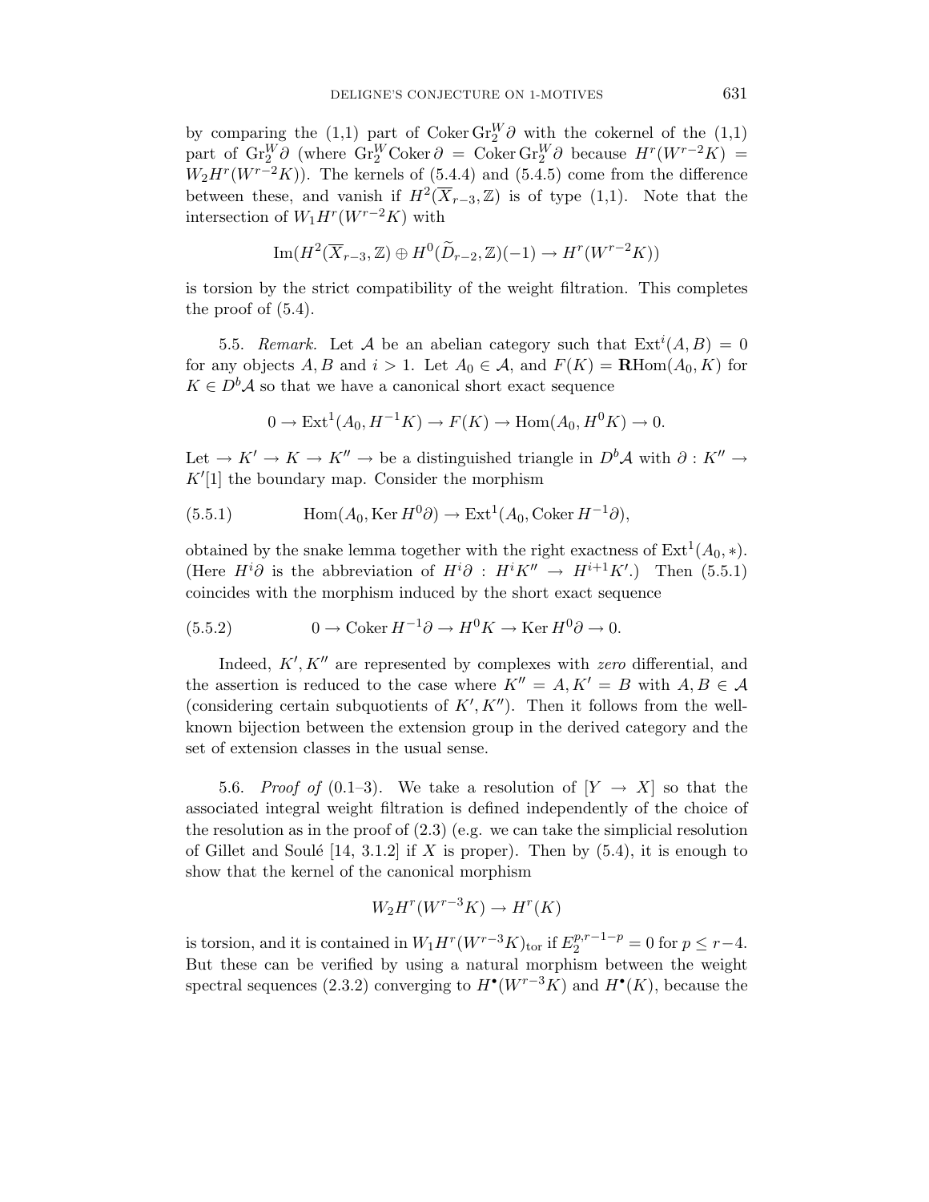by comparing the (1,1) part of $\operatorname{Coker} \operatorname{Gr}_2^W \partial$ with the cokernel of the (1,1) part of $\operatorname{Gr}_2^W \partial$ (where $\operatorname{Gr}_2^W \operatorname{Coker} \partial = \operatorname{Coker} \operatorname{Gr}_2^W \partial$ because $H^r(W^{r-2}K) = W_2 H^r(W^{r-2}K)$). The kernels of (5.4.4) and (5.4.5) come from the difference between these, and vanish if $H^2(\overline{X}_{r-3}, \mathbb{Z})$ is of type (1,1). Note that the intersection of $W_1 H^r(W^{r-2}K)$ with

$$\operatorname{Im}(H^2(\overline{X}_{r-3}, \mathbb{Z}) \oplus H^0(\widetilde{D}_{r-2}, \mathbb{Z})(-1) \to H^r(W^{r-2}K))$$

is torsion by the strict compatibility of the weight filtration. This completes the proof of (5.4).

5.5. *Remark.* Let $\mathcal{A}$ be an abelian category such that $\operatorname{Ext}^i(A, B) = 0$ for any objects $A, B$ and $i > 1$. Let $A_0 \in \mathcal{A}$, and $F(K) = \mathbf{R}\operatorname{Hom}(A_0, K)$ for $K \in D^b\mathcal{A}$ so that we have a canonical short exact sequence

$$0 \to \operatorname{Ext}^1(A_0, H^{-1}K) \to F(K) \to \operatorname{Hom}(A_0, H^0 K) \to 0.$$

Let $\to K' \to K \to K'' \to$ be a distinguished triangle in $D^b\mathcal{A}$ with $\partial : K'' \to K'[1]$ the boundary map. Consider the morphism

$$\operatorname{Hom}(A_0, \operatorname{Ker} H^0 \partial) \to \operatorname{Ext}^1(A_0, \operatorname{Coker} H^{-1}\partial), \tag{5.5.1}$$

obtained by the snake lemma together with the right exactness of $\operatorname{Ext}^1(A_0, *)$. (Here $H^i \partial$ is the abbreviation of $H^i \partial : H^i K'' \to H^{i+1} K'$.) Then (5.5.1) coincides with the morphism induced by the short exact sequence

$$0 \to \operatorname{Coker} H^{-1}\partial \to H^0 K \to \operatorname{Ker} H^0 \partial \to 0. \tag{5.5.2}$$

Indeed, $K', K''$ are represented by complexes with *zero* differential, and the assertion is reduced to the case where $K'' = A, K' = B$ with $A, B \in \mathcal{A}$ (considering certain subquotients of $K', K''$). Then it follows from the well-known bijection between the extension group in the derived category and the set of extension classes in the usual sense.

5.6. *Proof of* (0.1–3). We take a resolution of $[Y \to X]$ so that the associated integral weight filtration is defined independently of the choice of the resolution as in the proof of (2.3) (e.g. we can take the simplicial resolution of Gillet and Soulé [14, 3.1.2] if $X$ is proper). Then by (5.4), it is enough to show that the kernel of the canonical morphism

$$W_2 H^r(W^{r-3}K) \to H^r(K)$$

is torsion, and it is contained in $W_1 H^r(W^{r-3}K)_{\mathrm{tor}}$ if $E_2^{p,r-1-p} = 0$ for $p \le r-4$. But these can be verified by using a natural morphism between the weight spectral sequences (2.3.2) converging to $H^\bullet(W^{r-3}K)$ and $H^\bullet(K)$, because the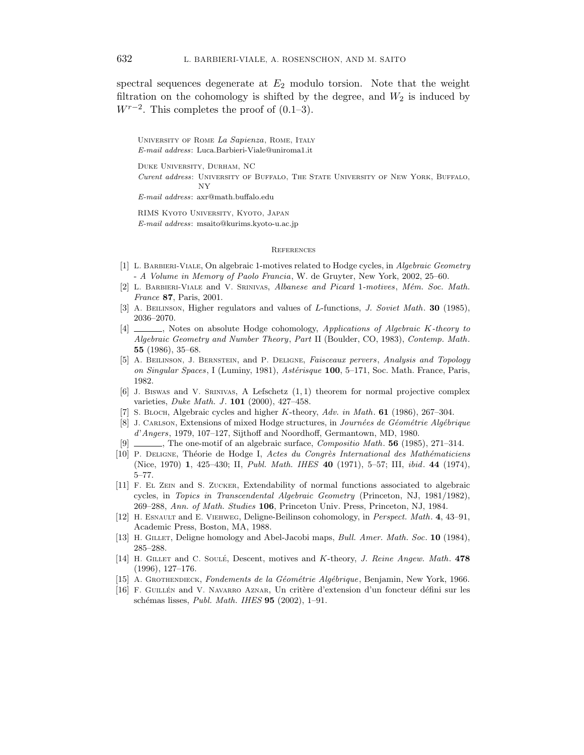spectral sequences degenerate at $E_2$ modulo torsion. Note that the weight filtration on the cohomology is shifted by the degree, and $W_2$ is induced by $W^{r-2}$. This completes the proof of (0.1–3).

University of Rome *La Sapienza*, Rome, Italy
*E-mail address*: Luca.Barbieri-Viale@uniroma1.it

Duke University, Durham, NC
*Curent address*: University of Buffalo, The State University of New York, Buffalo, NY
*E-mail address*: axr@math.buffalo.edu

RIMS Kyoto University, Kyoto, Japan
*E-mail address*: msaito@kurims.kyoto-u.ac.jp

## References

[1] L. Barbieri-Viale, On algebraic 1-motives related to Hodge cycles, in *Algebraic Geometry - A Volume in Memory of Paolo Francia*, W. de Gruyter, New York, 2002, 25–60.

[2] L. Barbieri-Viale and V. Srinivas, *Albanese and Picard 1-motives*, *Mém. Soc. Math. France* **87**, Paris, 2001.

[3] A. Beilinson, Higher regulators and values of $L$-functions, *J. Soviet Math.* **30** (1985), 2036–2070.

[4] ______, Notes on absolute Hodge cohomology, *Applications of Algebraic K-theory to Algebraic Geometry and Number Theory*, *Part* II (Boulder, CO, 1983), *Contemp. Math.* **55** (1986), 35–68.

[5] A. Beilinson, J. Bernstein, and P. Deligne, *Faisceaux pervers*, *Analysis and Topology on Singular Spaces*, I (Luminy, 1981), *Astérisque* **100**, 5–171, Soc. Math. France, Paris, 1982.

[6] J. Biswas and V. Srinivas, A Lefschetz $(1,1)$ theorem for normal projective complex varieties, *Duke Math. J.* **101** (2000), 427–458.

[7] S. Bloch, Algebraic cycles and higher $K$-theory, *Adv. in Math.* **61** (1986), 267–304.

[8] J. Carlson, Extensions of mixed Hodge structures, in *Journées de Géométrie Algébrique d'Angers*, 1979, 107–127, Sijthoff and Noordhoff, Germantown, MD, 1980.

[9] ______, The one-motif of an algebraic surface, *Compositio Math.* **56** (1985), 271–314.

[10] P. Deligne, Théorie de Hodge I, *Actes du Congrès International des Mathématiciens* (Nice, 1970) **1**, 425–430; II, *Publ. Math. IHES* **40** (1971), 5–57; III, *ibid*. **44** (1974), 5–77.

[11] F. El Zein and S. Zucker, Extendability of normal functions associated to algebraic cycles, in *Topics in Transcendental Algebraic Geometry* (Princeton, NJ, 1981/1982), 269–288, *Ann. of Math. Studies* **106**, Princeton Univ. Press, Princeton, NJ, 1984.

[12] H. Esnault and E. Viehweg, Deligne-Beilinson cohomology, in *Perspect. Math.* **4**, 43–91, Academic Press, Boston, MA, 1988.

[13] H. Gillet, Deligne homology and Abel-Jacobi maps, *Bull. Amer. Math. Soc.* **10** (1984), 285–288.

[14] H. Gillet and C. Soulé, Descent, motives and $K$-theory, *J. Reine Angew. Math.* **478** (1996), 127–176.

[15] A. Grothendieck, *Fondements de la Géométrie Algébrique*, Benjamin, New York, 1966.

[16] F. Guillén and V. Navarro Aznar, Un critère d'extension d'un foncteur défini sur les schémas lisses, *Publ. Math. IHES* **95** (2002), 1–91.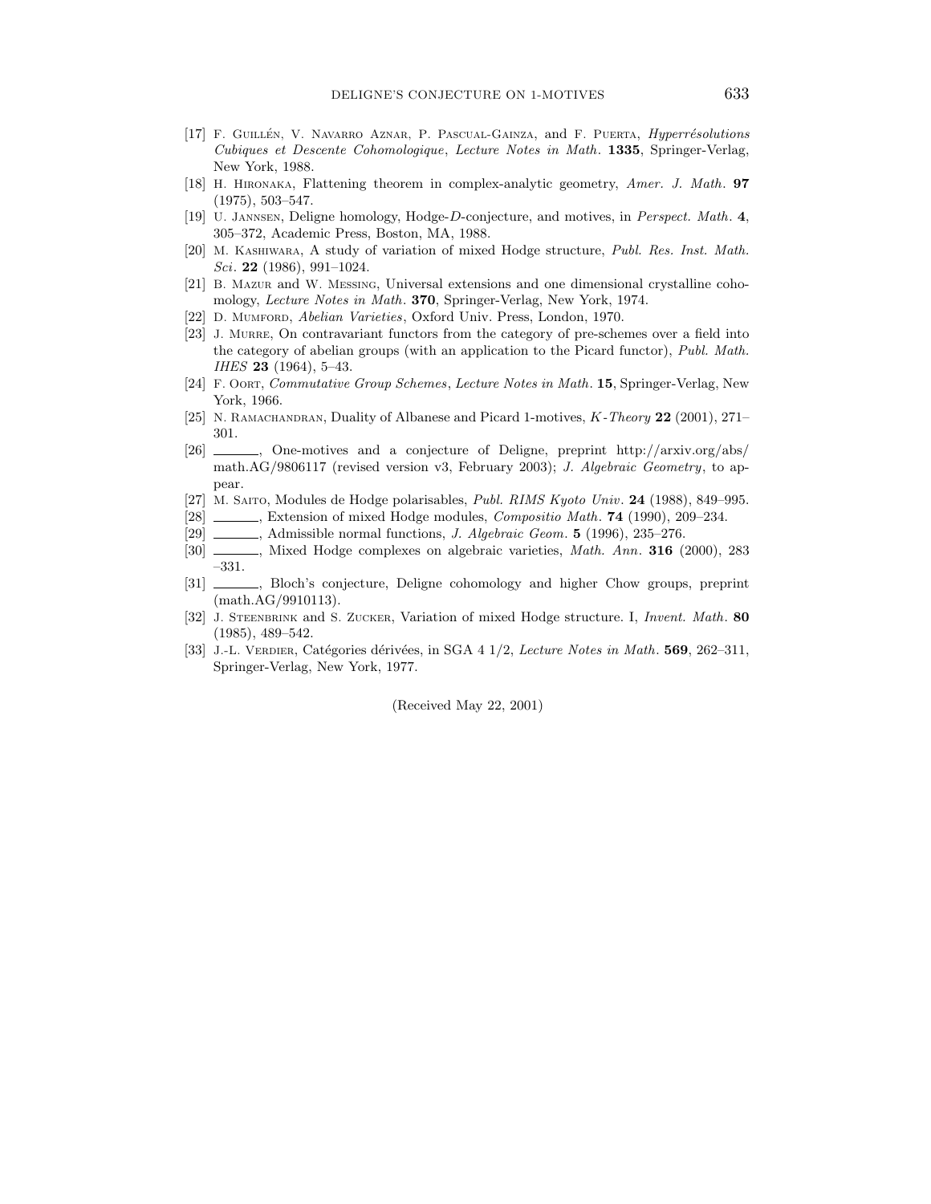[17] F. Guillén, V. Navarro Aznar, P. Pascual-Gainza, and F. Puerta, *Hyperrésolutions Cubiques et Descente Cohomologique*, *Lecture Notes in Math.* **1335**, Springer-Verlag, New York, 1988.

[18] H. Hironaka, Flattening theorem in complex-analytic geometry, *Amer. J. Math.* **97** (1975), 503–547.

[19] U. Jannsen, Deligne homology, Hodge-$D$-conjecture, and motives, in *Perspect. Math.* **4**, 305–372, Academic Press, Boston, MA, 1988.

[20] M. Kashiwara, A study of variation of mixed Hodge structure, *Publ. Res. Inst. Math. Sci.* **22** (1986), 991–1024.

[21] B. Mazur and W. Messing, Universal extensions and one dimensional crystalline cohomology, *Lecture Notes in Math.* **370**, Springer-Verlag, New York, 1974.

[22] D. Mumford, *Abelian Varieties*, Oxford Univ. Press, London, 1970.

[23] J. Murre, On contravariant functors from the category of pre-schemes over a field into the category of abelian groups (with an application to the Picard functor), *Publ. Math. IHES* **23** (1964), 5–43.

[24] F. Oort, *Commutative Group Schemes*, *Lecture Notes in Math.* **15**, Springer-Verlag, New York, 1966.

[25] N. Ramachandran, Duality of Albanese and Picard 1-motives, *K-Theory* **22** (2001), 271–301.

[26] ______, One-motives and a conjecture of Deligne, preprint http://arxiv.org/abs/math.AG/9806117 (revised version v3, February 2003); *J. Algebraic Geometry*, to appear.

[27] M. Saito, Modules de Hodge polarisables, *Publ. RIMS Kyoto Univ.* **24** (1988), 849–995.

[28] ______, Extension of mixed Hodge modules, *Compositio Math.* **74** (1990), 209–234.

[29] ______, Admissible normal functions, *J. Algebraic Geom.* **5** (1996), 235–276.

[30] ______, Mixed Hodge complexes on algebraic varieties, *Math. Ann.* **316** (2000), 283–331.

[31] ______, Bloch's conjecture, Deligne cohomology and higher Chow groups, preprint (math.AG/9910113).

[32] J. Steenbrink and S. Zucker, Variation of mixed Hodge structure. I, *Invent. Math.* **80** (1985), 489–542.

[33] J.-L. Verdier, Catégories dérivées, in SGA 4 1/2, *Lecture Notes in Math.* **569**, 262–311, Springer-Verlag, New York, 1977.

(Received May 22, 2001)